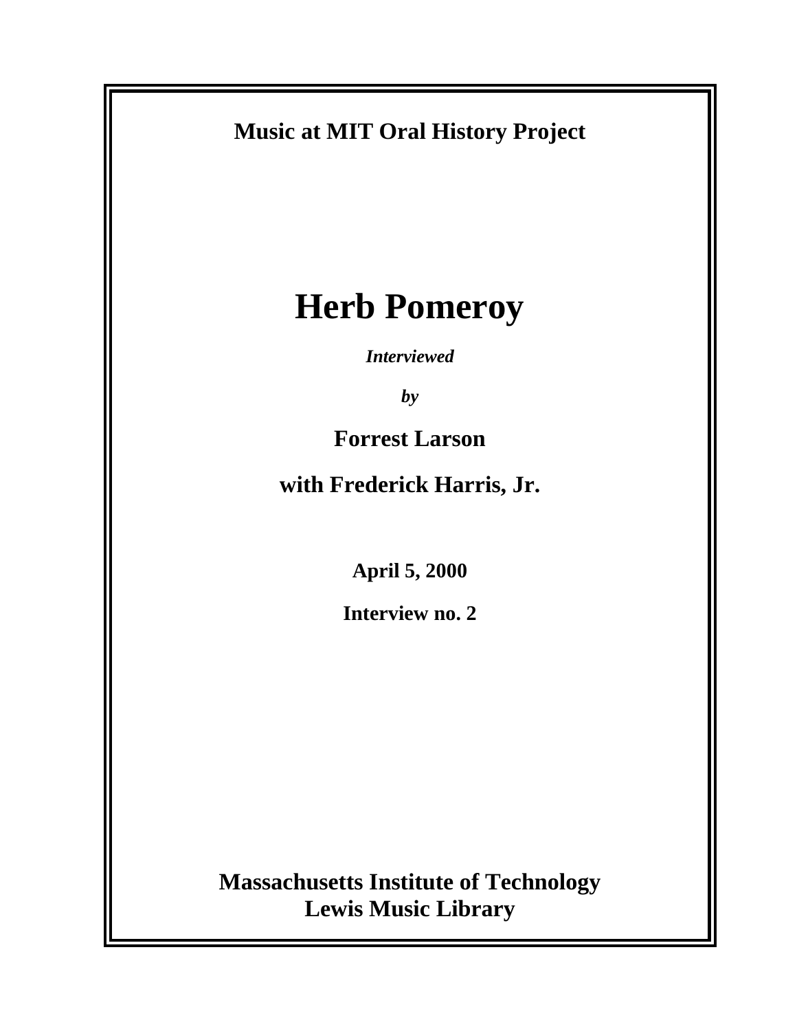**Music at MIT Oral History Project**

# Herb Pomeroy

***Interviewed***

***by***

**Forrest Larson**

**with Frederick Harris, Jr.**

**April 5, 2000**

**Interview no. 2**

**Massachusetts Institute of Technology**
**Lewis Music Library**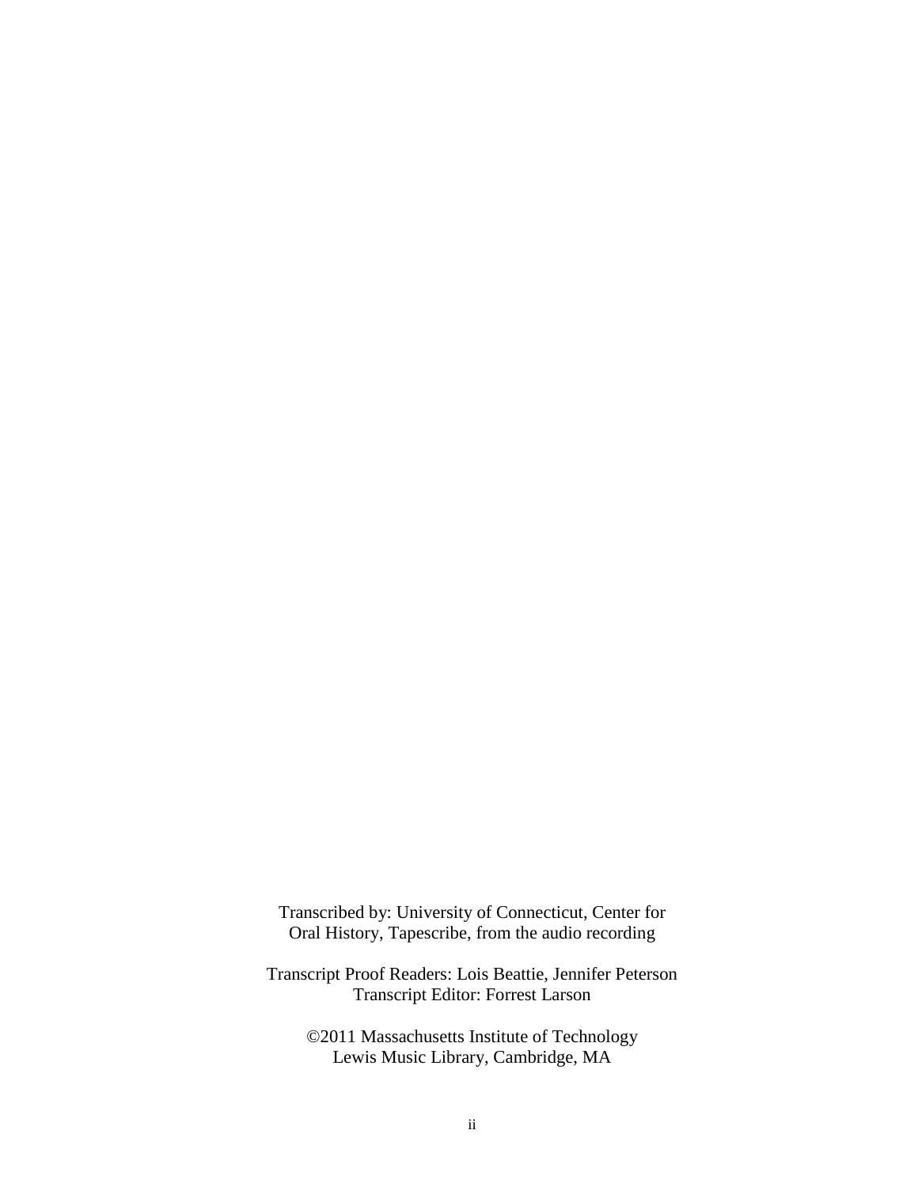Transcribed by: University of Connecticut, Center for Oral History, Tapescribe, from the audio recording

Transcript Proof Readers: Lois Beattie, Jennifer Peterson
Transcript Editor: Forrest Larson

©2011 Massachusetts Institute of Technology
Lewis Music Library, Cambridge, MA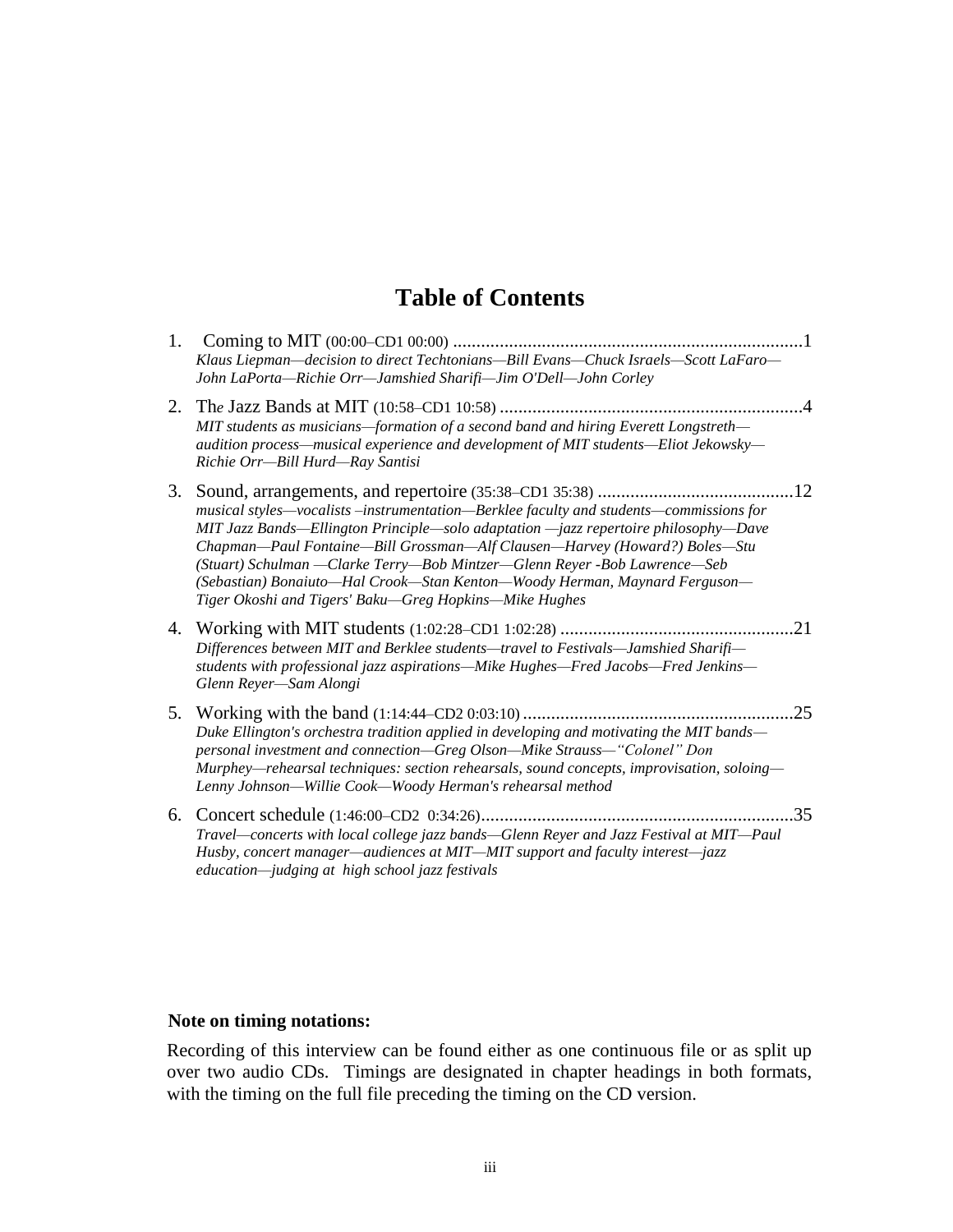# Table of Contents

1. Coming to MIT (00:00–CD1 00:00) ........................................................................1
   *Klaus Liepman—decision to direct Techtonians—Bill Evans—Chuck Israels—Scott LaFaro—John LaPorta—Richie Orr—Jamshied Sharifi—Jim O'Dell—John Corley*

2. Th*e* Jazz Bands at MIT (10:58–CD1 10:58) ................................................................4
   *MIT students as musicians—formation of a second band and hiring Everett Longstreth—audition process—musical experience and development of MIT students—Eliot Jekowsky—Richie Orr—Bill Hurd—Ray Santisi*

3. Sound, arrangements, and repertoire (35:38–CD1 35:38) ..........................................12
   *musical styles—vocalists –instrumentation—Berklee faculty and students—commissions for MIT Jazz Bands—Ellington Principle—solo adaptation —jazz repertoire philosophy—Dave Chapman—Paul Fontaine—Bill Grossman—Alf Clausen—Harvey (Howard?) Boles—Stu (Stuart) Schulman —Clarke Terry—Bob Mintzer—Glenn Reyer -Bob Lawrence—Seb (Sebastian) Bonaiuto—Hal Crook—Stan Kenton—Woody Herman, Maynard Ferguson—Tiger Okoshi and Tigers' Baku—Greg Hopkins—Mike Hughes*

4. Working with MIT students (1:02:28–CD1 1:02:28) ..................................................21
   *Differences between MIT and Berklee students—travel to Festivals—Jamshied Sharifi—students with professional jazz aspirations—Mike Hughes—Fred Jacobs—Fred Jenkins—Glenn Reyer—Sam Alongi*

5. Working with the band (1:14:44–CD2 0:03:10) ..........................................................25
   *Duke Ellington's orchestra tradition applied in developing and motivating the MIT bands—personal investment and connection—Greg Olson—Mike Strauss—"Colonel" Don Murphey—rehearsal techniques: section rehearsals, sound concepts, improvisation, soloing—Lenny Johnson—Willie Cook—Woody Herman's rehearsal method*

6. Concert schedule (1:46:00–CD2 0:34:26)..................................................................35
   *Travel—concerts with local college jazz bands—Glenn Reyer and Jazz Festival at MIT—Paul Husby, concert manager—audiences at MIT—MIT support and faculty interest—jazz education—judging at high school jazz festivals*

**Note on timing notations:**

Recording of this interview can be found either as one continuous file or as split up over two audio CDs. Timings are designated in chapter headings in both formats, with the timing on the full file preceding the timing on the CD version.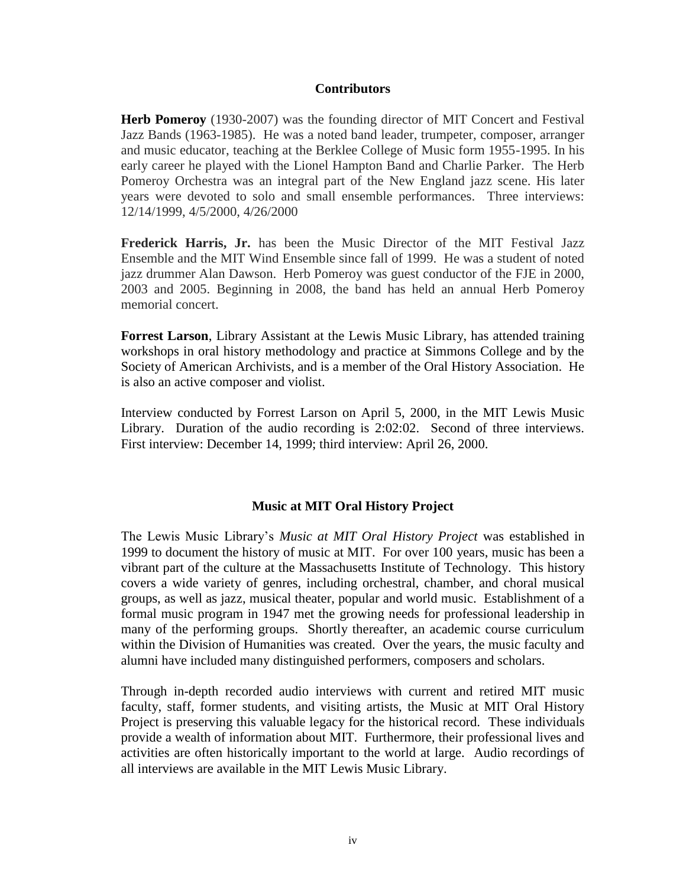## Contributors

**Herb Pomeroy** (1930-2007) was the founding director of MIT Concert and Festival Jazz Bands (1963-1985). He was a noted band leader, trumpeter, composer, arranger and music educator, teaching at the Berklee College of Music form 1955-1995. In his early career he played with the Lionel Hampton Band and Charlie Parker. The Herb Pomeroy Orchestra was an integral part of the New England jazz scene. His later years were devoted to solo and small ensemble performances. Three interviews: 12/14/1999, 4/5/2000, 4/26/2000

**Frederick Harris, Jr.** has been the Music Director of the MIT Festival Jazz Ensemble and the MIT Wind Ensemble since fall of 1999. He was a student of noted jazz drummer Alan Dawson. Herb Pomeroy was guest conductor of the FJE in 2000, 2003 and 2005. Beginning in 2008, the band has held an annual Herb Pomeroy memorial concert.

**Forrest Larson**, Library Assistant at the Lewis Music Library, has attended training workshops in oral history methodology and practice at Simmons College and by the Society of American Archivists, and is a member of the Oral History Association. He is also an active composer and violist.

Interview conducted by Forrest Larson on April 5, 2000, in the MIT Lewis Music Library. Duration of the audio recording is 2:02:02. Second of three interviews. First interview: December 14, 1999; third interview: April 26, 2000.

## Music at MIT Oral History Project

The Lewis Music Library's *Music at MIT Oral History Project* was established in 1999 to document the history of music at MIT. For over 100 years, music has been a vibrant part of the culture at the Massachusetts Institute of Technology. This history covers a wide variety of genres, including orchestral, chamber, and choral musical groups, as well as jazz, musical theater, popular and world music. Establishment of a formal music program in 1947 met the growing needs for professional leadership in many of the performing groups. Shortly thereafter, an academic course curriculum within the Division of Humanities was created. Over the years, the music faculty and alumni have included many distinguished performers, composers and scholars.

Through in-depth recorded audio interviews with current and retired MIT music faculty, staff, former students, and visiting artists, the Music at MIT Oral History Project is preserving this valuable legacy for the historical record. These individuals provide a wealth of information about MIT. Furthermore, their professional lives and activities are often historically important to the world at large. Audio recordings of all interviews are available in the MIT Lewis Music Library.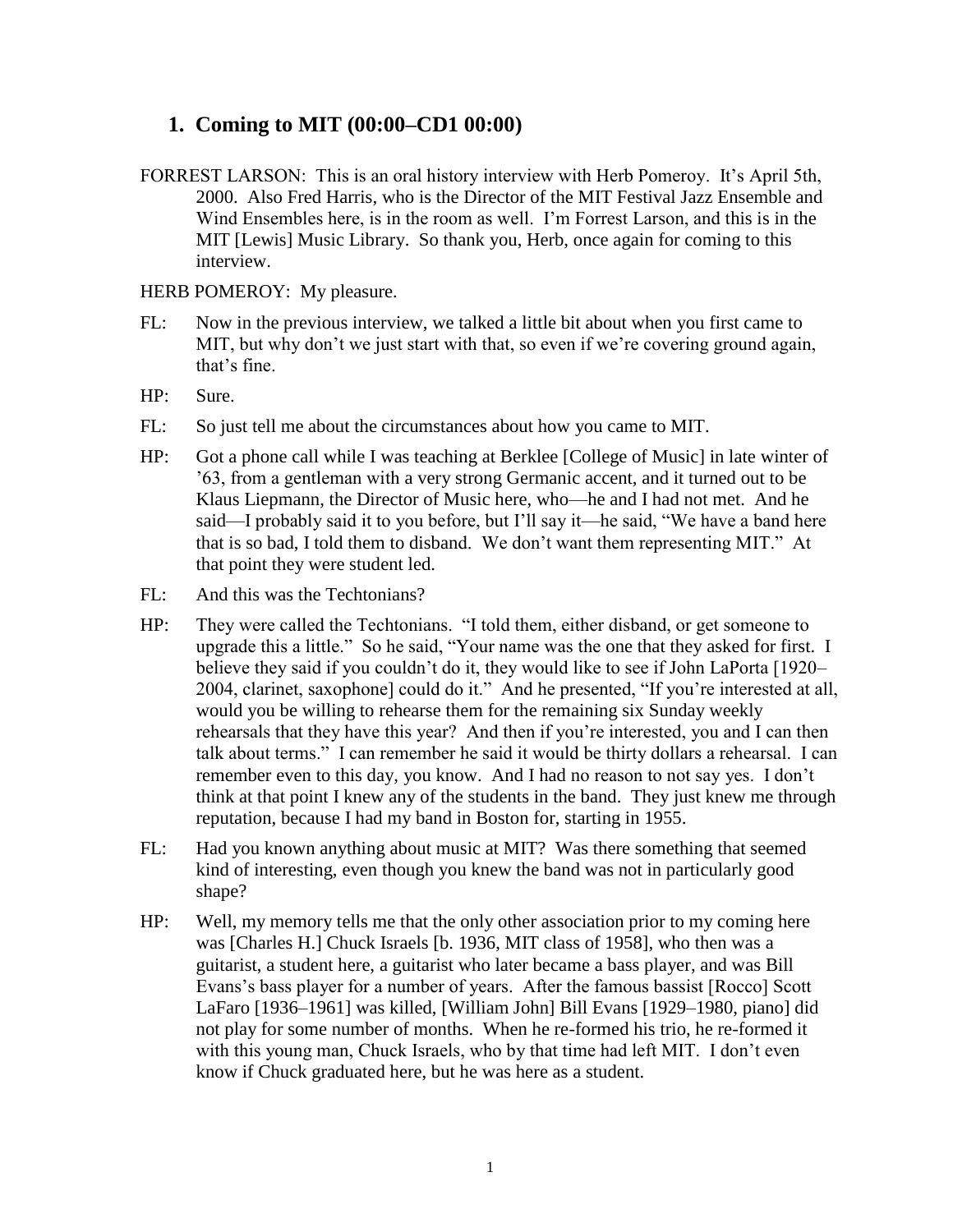## 1. Coming to MIT (00:00–CD1 00:00)

FORREST LARSON: This is an oral history interview with Herb Pomeroy. It's April 5th, 2000. Also Fred Harris, who is the Director of the MIT Festival Jazz Ensemble and Wind Ensembles here, is in the room as well. I'm Forrest Larson, and this is in the MIT [Lewis] Music Library. So thank you, Herb, once again for coming to this interview.

HERB POMEROY: My pleasure.

FL: Now in the previous interview, we talked a little bit about when you first came to MIT, but why don't we just start with that, so even if we're covering ground again, that's fine.

HP: Sure.

FL: So just tell me about the circumstances about how you came to MIT.

HP: Got a phone call while I was teaching at Berklee [College of Music] in late winter of '63, from a gentleman with a very strong Germanic accent, and it turned out to be Klaus Liepmann, the Director of Music here, who—he and I had not met. And he said—I probably said it to you before, but I'll say it—he said, "We have a band here that is so bad, I told them to disband. We don't want them representing MIT." At that point they were student led.

FL: And this was the Techtonians?

HP: They were called the Techtonians. "I told them, either disband, or get someone to upgrade this a little." So he said, "Your name was the one that they asked for first. I believe they said if you couldn't do it, they would like to see if John LaPorta [1920–2004, clarinet, saxophone] could do it." And he presented, "If you're interested at all, would you be willing to rehearse them for the remaining six Sunday weekly rehearsals that they have this year? And then if you're interested, you and I can then talk about terms." I can remember he said it would be thirty dollars a rehearsal. I can remember even to this day, you know. And I had no reason to not say yes. I don't think at that point I knew any of the students in the band. They just knew me through reputation, because I had my band in Boston for, starting in 1955.

FL: Had you known anything about music at MIT? Was there something that seemed kind of interesting, even though you knew the band was not in particularly good shape?

HP: Well, my memory tells me that the only other association prior to my coming here was [Charles H.] Chuck Israels [b. 1936, MIT class of 1958], who then was a guitarist, a student here, a guitarist who later became a bass player, and was Bill Evans's bass player for a number of years. After the famous bassist [Rocco] Scott LaFaro [1936–1961] was killed, [William John] Bill Evans [1929–1980, piano] did not play for some number of months. When he re-formed his trio, he re-formed it with this young man, Chuck Israels, who by that time had left MIT. I don't even know if Chuck graduated here, but he was here as a student.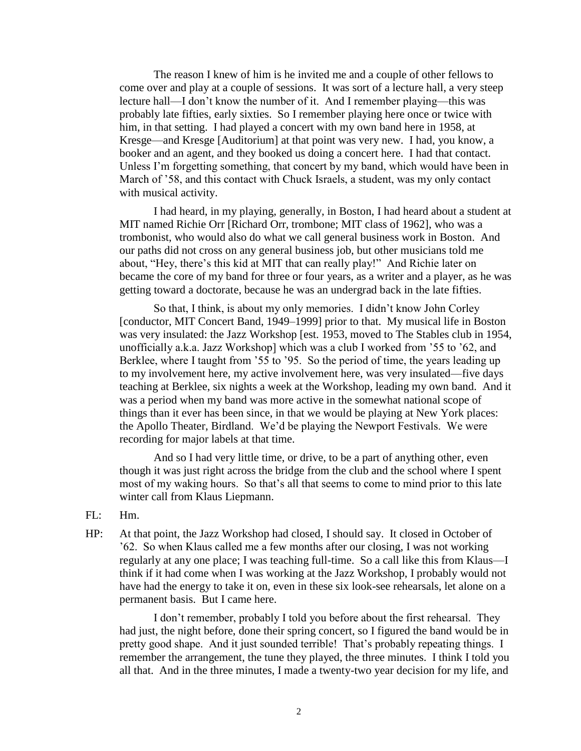The reason I knew of him is he invited me and a couple of other fellows to come over and play at a couple of sessions. It was sort of a lecture hall, a very steep lecture hall—I don't know the number of it. And I remember playing—this was probably late fifties, early sixties. So I remember playing here once or twice with him, in that setting. I had played a concert with my own band here in 1958, at Kresge—and Kresge [Auditorium] at that point was very new. I had, you know, a booker and an agent, and they booked us doing a concert here. I had that contact. Unless I'm forgetting something, that concert by my band, which would have been in March of '58, and this contact with Chuck Israels, a student, was my only contact with musical activity.

I had heard, in my playing, generally, in Boston, I had heard about a student at MIT named Richie Orr [Richard Orr, trombone; MIT class of 1962], who was a trombonist, who would also do what we call general business work in Boston. And our paths did not cross on any general business job, but other musicians told me about, "Hey, there's this kid at MIT that can really play!" And Richie later on became the core of my band for three or four years, as a writer and a player, as he was getting toward a doctorate, because he was an undergrad back in the late fifties.

So that, I think, is about my only memories. I didn't know John Corley [conductor, MIT Concert Band, 1949–1999] prior to that. My musical life in Boston was very insulated: the Jazz Workshop [est. 1953, moved to The Stables club in 1954, unofficially a.k.a. Jazz Workshop] which was a club I worked from '55 to '62, and Berklee, where I taught from '55 to '95. So the period of time, the years leading up to my involvement here, my active involvement here, was very insulated—five days teaching at Berklee, six nights a week at the Workshop, leading my own band. And it was a period when my band was more active in the somewhat national scope of things than it ever has been since, in that we would be playing at New York places: the Apollo Theater, Birdland. We'd be playing the Newport Festivals. We were recording for major labels at that time.

And so I had very little time, or drive, to be a part of anything other, even though it was just right across the bridge from the club and the school where I spent most of my waking hours. So that's all that seems to come to mind prior to this late winter call from Klaus Liepmann.

FL: Hm.

HP: At that point, the Jazz Workshop had closed, I should say. It closed in October of '62. So when Klaus called me a few months after our closing, I was not working regularly at any one place; I was teaching full-time. So a call like this from Klaus—I think if it had come when I was working at the Jazz Workshop, I probably would not have had the energy to take it on, even in these six look-see rehearsals, let alone on a permanent basis. But I came here.

I don't remember, probably I told you before about the first rehearsal. They had just, the night before, done their spring concert, so I figured the band would be in pretty good shape. And it just sounded terrible! That's probably repeating things. I remember the arrangement, the tune they played, the three minutes. I think I told you all that. And in the three minutes, I made a twenty-two year decision for my life, and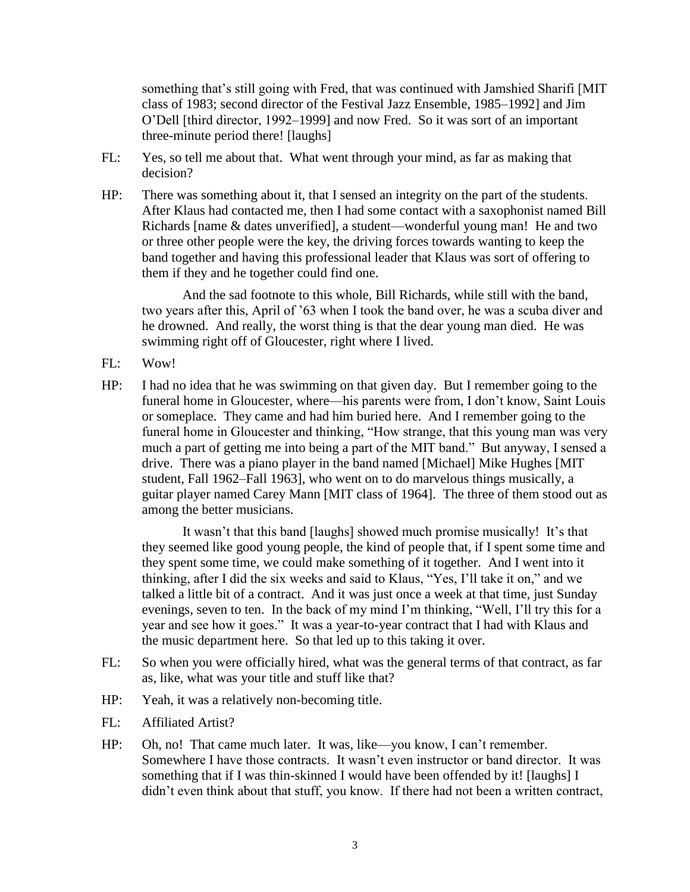something that's still going with Fred, that was continued with Jamshied Sharifi [MIT class of 1983; second director of the Festival Jazz Ensemble, 1985–1992] and Jim O'Dell [third director, 1992–1999] and now Fred. So it was sort of an important three-minute period there! [laughs]

FL: Yes, so tell me about that. What went through your mind, as far as making that decision?

HP: There was something about it, that I sensed an integrity on the part of the students. After Klaus had contacted me, then I had some contact with a saxophonist named Bill Richards [name & dates unverified], a student—wonderful young man! He and two or three other people were the key, the driving forces towards wanting to keep the band together and having this professional leader that Klaus was sort of offering to them if they and he together could find one.

And the sad footnote to this whole, Bill Richards, while still with the band, two years after this, April of '63 when I took the band over, he was a scuba diver and he drowned. And really, the worst thing is that the dear young man died. He was swimming right off of Gloucester, right where I lived.

FL: Wow!

HP: I had no idea that he was swimming on that given day. But I remember going to the funeral home in Gloucester, where—his parents were from, I don't know, Saint Louis or someplace. They came and had him buried here. And I remember going to the funeral home in Gloucester and thinking, "How strange, that this young man was very much a part of getting me into being a part of the MIT band." But anyway, I sensed a drive. There was a piano player in the band named [Michael] Mike Hughes [MIT student, Fall 1962–Fall 1963], who went on to do marvelous things musically, a guitar player named Carey Mann [MIT class of 1964]. The three of them stood out as among the better musicians.

It wasn't that this band [laughs] showed much promise musically! It's that they seemed like good young people, the kind of people that, if I spent some time and they spent some time, we could make something of it together. And I went into it thinking, after I did the six weeks and said to Klaus, "Yes, I'll take it on," and we talked a little bit of a contract. And it was just once a week at that time, just Sunday evenings, seven to ten. In the back of my mind I'm thinking, "Well, I'll try this for a year and see how it goes." It was a year-to-year contract that I had with Klaus and the music department here. So that led up to this taking it over.

FL: So when you were officially hired, what was the general terms of that contract, as far as, like, what was your title and stuff like that?

HP: Yeah, it was a relatively non-becoming title.

FL: Affiliated Artist?

HP: Oh, no! That came much later. It was, like—you know, I can't remember. Somewhere I have those contracts. It wasn't even instructor or band director. It was something that if I was thin-skinned I would have been offended by it! [laughs] I didn't even think about that stuff, you know. If there had not been a written contract,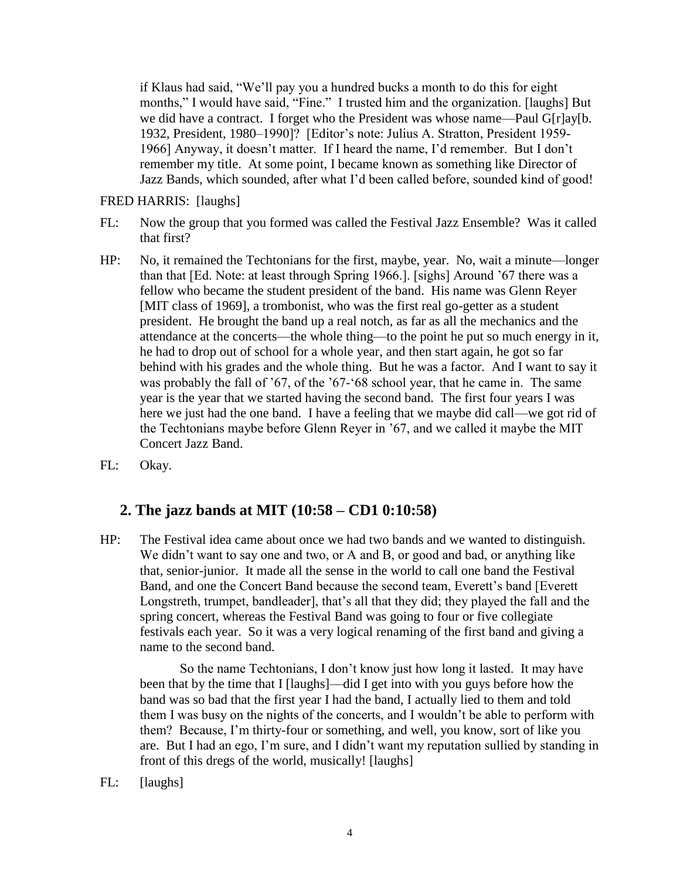if Klaus had said, "We'll pay you a hundred bucks a month to do this for eight months," I would have said, "Fine." I trusted him and the organization. [laughs] But we did have a contract. I forget who the President was whose name—Paul G[r]ay[b. 1932, President, 1980–1990]? [Editor's note: Julius A. Stratton, President 1959-1966] Anyway, it doesn't matter. If I heard the name, I'd remember. But I don't remember my title. At some point, I became known as something like Director of Jazz Bands, which sounded, after what I'd been called before, sounded kind of good!

FRED HARRIS: [laughs]

FL: Now the group that you formed was called the Festival Jazz Ensemble? Was it called that first?

HP: No, it remained the Techtonians for the first, maybe, year. No, wait a minute—longer than that [Ed. Note: at least through Spring 1966.]. [sighs] Around '67 there was a fellow who became the student president of the band. His name was Glenn Reyer [MIT class of 1969], a trombonist, who was the first real go-getter as a student president. He brought the band up a real notch, as far as all the mechanics and the attendance at the concerts—the whole thing—to the point he put so much energy in it, he had to drop out of school for a whole year, and then start again, he got so far behind with his grades and the whole thing. But he was a factor. And I want to say it was probably the fall of '67, of the '67-'68 school year, that he came in. The same year is the year that we started having the second band. The first four years I was here we just had the one band. I have a feeling that we maybe did call—we got rid of the Techtonians maybe before Glenn Reyer in '67, and we called it maybe the MIT Concert Jazz Band.

FL: Okay.

## 2. The jazz bands at MIT (10:58 – CD1 0:10:58)

HP: The Festival idea came about once we had two bands and we wanted to distinguish. We didn't want to say one and two, or A and B, or good and bad, or anything like that, senior-junior. It made all the sense in the world to call one band the Festival Band, and one the Concert Band because the second team, Everett's band [Everett Longstreth, trumpet, bandleader], that's all that they did; they played the fall and the spring concert, whereas the Festival Band was going to four or five collegiate festivals each year. So it was a very logical renaming of the first band and giving a name to the second band.

So the name Techtonians, I don't know just how long it lasted. It may have been that by the time that I [laughs]—did I get into with you guys before how the band was so bad that the first year I had the band, I actually lied to them and told them I was busy on the nights of the concerts, and I wouldn't be able to perform with them? Because, I'm thirty-four or something, and well, you know, sort of like you are. But I had an ego, I'm sure, and I didn't want my reputation sullied by standing in front of this dregs of the world, musically! [laughs]

FL: [laughs]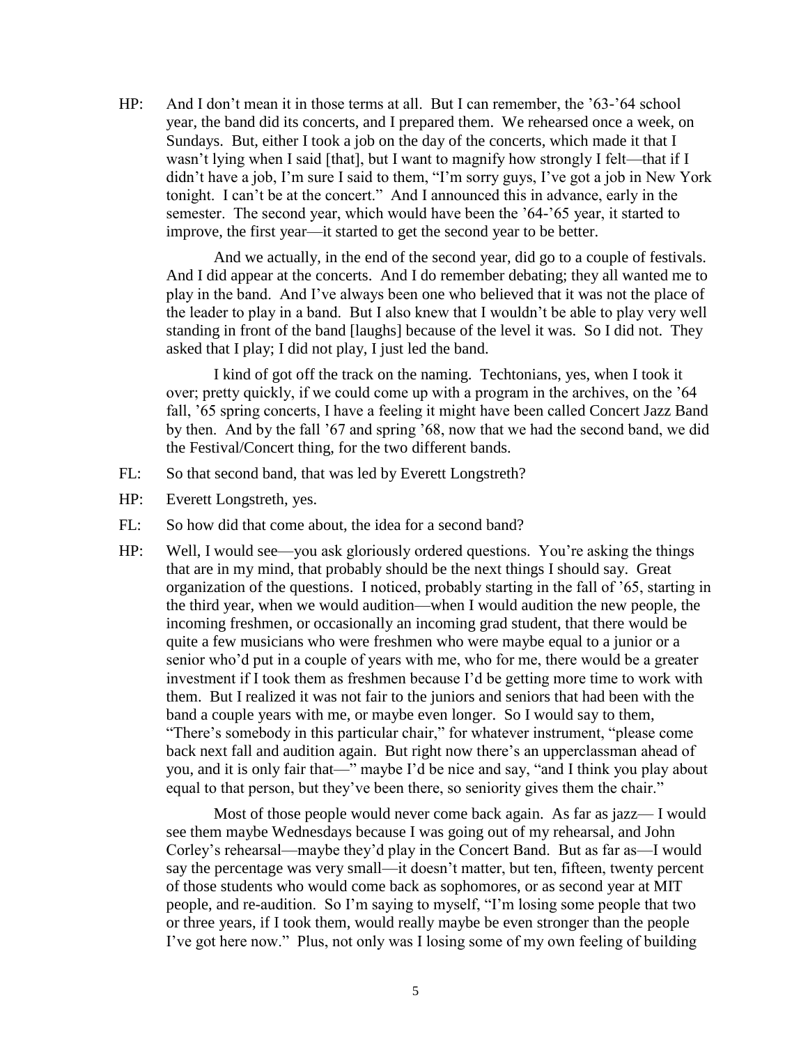HP: And I don't mean it in those terms at all. But I can remember, the '63-'64 school year, the band did its concerts, and I prepared them. We rehearsed once a week, on Sundays. But, either I took a job on the day of the concerts, which made it that I wasn't lying when I said [that], but I want to magnify how strongly I felt—that if I didn't have a job, I'm sure I said to them, "I'm sorry guys, I've got a job in New York tonight. I can't be at the concert." And I announced this in advance, early in the semester. The second year, which would have been the '64-'65 year, it started to improve, the first year—it started to get the second year to be better.

And we actually, in the end of the second year, did go to a couple of festivals. And I did appear at the concerts. And I do remember debating; they all wanted me to play in the band. And I've always been one who believed that it was not the place of the leader to play in a band. But I also knew that I wouldn't be able to play very well standing in front of the band [laughs] because of the level it was. So I did not. They asked that I play; I did not play, I just led the band.

I kind of got off the track on the naming. Techtonians, yes, when I took it over; pretty quickly, if we could come up with a program in the archives, on the '64 fall, '65 spring concerts, I have a feeling it might have been called Concert Jazz Band by then. And by the fall '67 and spring '68, now that we had the second band, we did the Festival/Concert thing, for the two different bands.

FL: So that second band, that was led by Everett Longstreth?

HP: Everett Longstreth, yes.

FL: So how did that come about, the idea for a second band?

HP: Well, I would see—you ask gloriously ordered questions. You're asking the things that are in my mind, that probably should be the next things I should say. Great organization of the questions. I noticed, probably starting in the fall of '65, starting in the third year, when we would audition—when I would audition the new people, the incoming freshmen, or occasionally an incoming grad student, that there would be quite a few musicians who were freshmen who were maybe equal to a junior or a senior who'd put in a couple of years with me, who for me, there would be a greater investment if I took them as freshmen because I'd be getting more time to work with them. But I realized it was not fair to the juniors and seniors that had been with the band a couple years with me, or maybe even longer. So I would say to them, "There's somebody in this particular chair," for whatever instrument, "please come back next fall and audition again. But right now there's an upperclassman ahead of you, and it is only fair that—" maybe I'd be nice and say, "and I think you play about equal to that person, but they've been there, so seniority gives them the chair."

Most of those people would never come back again. As far as jazz— I would see them maybe Wednesdays because I was going out of my rehearsal, and John Corley's rehearsal—maybe they'd play in the Concert Band. But as far as—I would say the percentage was very small—it doesn't matter, but ten, fifteen, twenty percent of those students who would come back as sophomores, or as second year at MIT people, and re-audition. So I'm saying to myself, "I'm losing some people that two or three years, if I took them, would really maybe be even stronger than the people I've got here now." Plus, not only was I losing some of my own feeling of building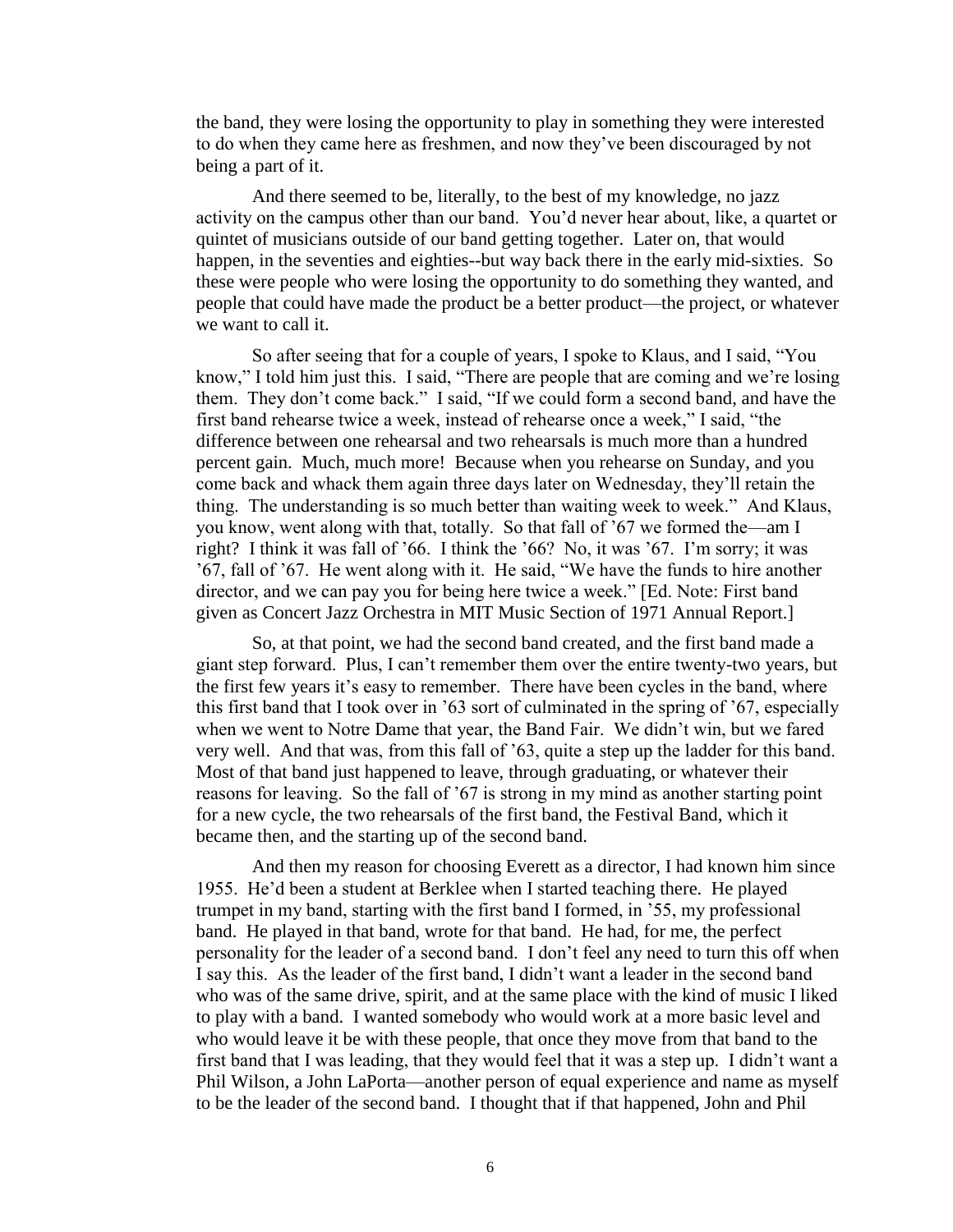the band, they were losing the opportunity to play in something they were interested to do when they came here as freshmen, and now they've been discouraged by not being a part of it.

And there seemed to be, literally, to the best of my knowledge, no jazz activity on the campus other than our band. You'd never hear about, like, a quartet or quintet of musicians outside of our band getting together. Later on, that would happen, in the seventies and eighties--but way back there in the early mid-sixties. So these were people who were losing the opportunity to do something they wanted, and people that could have made the product be a better product—the project, or whatever we want to call it.

So after seeing that for a couple of years, I spoke to Klaus, and I said, "You know," I told him just this. I said, "There are people that are coming and we're losing them. They don't come back." I said, "If we could form a second band, and have the first band rehearse twice a week, instead of rehearse once a week," I said, "the difference between one rehearsal and two rehearsals is much more than a hundred percent gain. Much, much more! Because when you rehearse on Sunday, and you come back and whack them again three days later on Wednesday, they'll retain the thing. The understanding is so much better than waiting week to week." And Klaus, you know, went along with that, totally. So that fall of '67 we formed the—am I right? I think it was fall of '66. I think the '66? No, it was '67. I'm sorry; it was '67, fall of '67. He went along with it. He said, "We have the funds to hire another director, and we can pay you for being here twice a week." [Ed. Note: First band given as Concert Jazz Orchestra in MIT Music Section of 1971 Annual Report.]

So, at that point, we had the second band created, and the first band made a giant step forward. Plus, I can't remember them over the entire twenty-two years, but the first few years it's easy to remember. There have been cycles in the band, where this first band that I took over in '63 sort of culminated in the spring of '67, especially when we went to Notre Dame that year, the Band Fair. We didn't win, but we fared very well. And that was, from this fall of '63, quite a step up the ladder for this band. Most of that band just happened to leave, through graduating, or whatever their reasons for leaving. So the fall of '67 is strong in my mind as another starting point for a new cycle, the two rehearsals of the first band, the Festival Band, which it became then, and the starting up of the second band.

And then my reason for choosing Everett as a director, I had known him since 1955. He'd been a student at Berklee when I started teaching there. He played trumpet in my band, starting with the first band I formed, in '55, my professional band. He played in that band, wrote for that band. He had, for me, the perfect personality for the leader of a second band. I don't feel any need to turn this off when I say this. As the leader of the first band, I didn't want a leader in the second band who was of the same drive, spirit, and at the same place with the kind of music I liked to play with a band. I wanted somebody who would work at a more basic level and who would leave it be with these people, that once they move from that band to the first band that I was leading, that they would feel that it was a step up. I didn't want a Phil Wilson, a John LaPorta—another person of equal experience and name as myself to be the leader of the second band. I thought that if that happened, John and Phil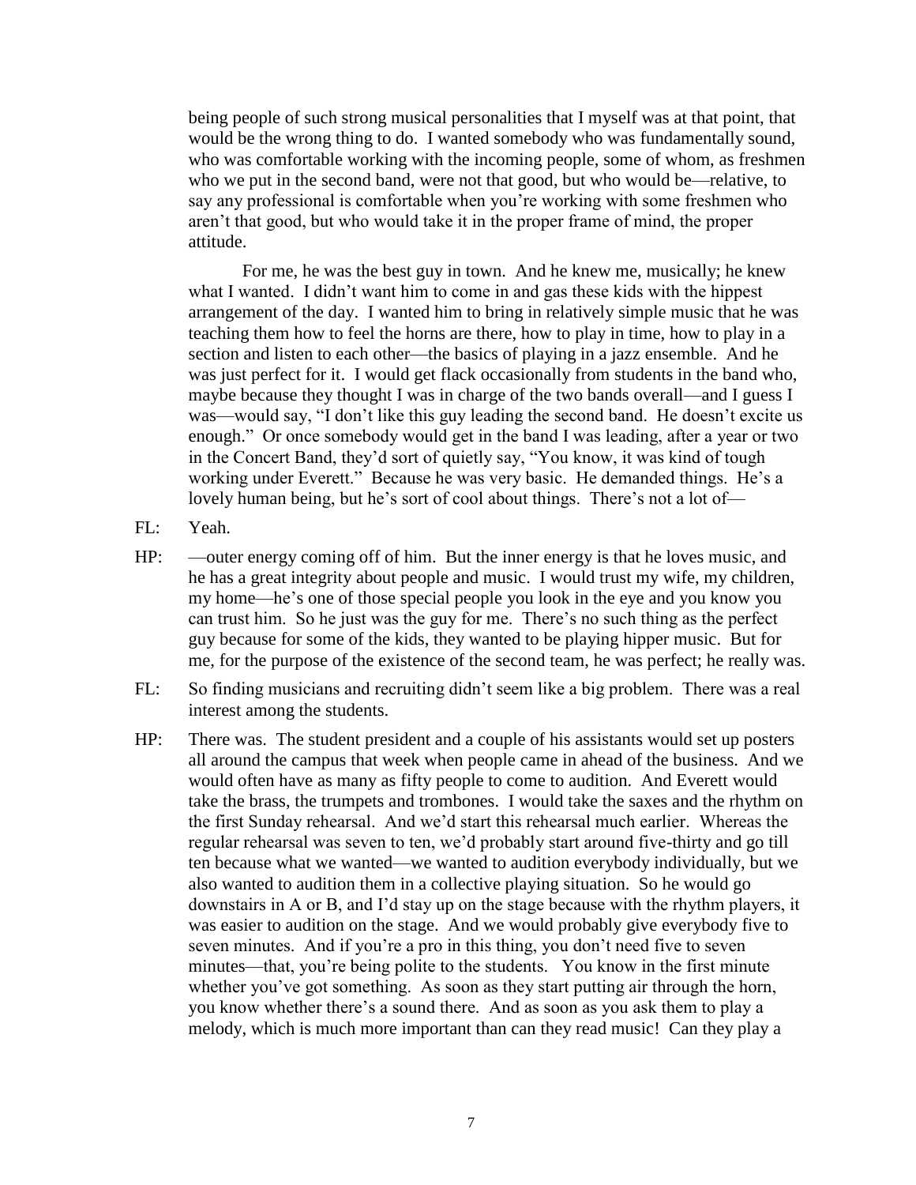being people of such strong musical personalities that I myself was at that point, that would be the wrong thing to do. I wanted somebody who was fundamentally sound, who was comfortable working with the incoming people, some of whom, as freshmen who we put in the second band, were not that good, but who would be—relative, to say any professional is comfortable when you're working with some freshmen who aren't that good, but who would take it in the proper frame of mind, the proper attitude.

For me, he was the best guy in town. And he knew me, musically; he knew what I wanted. I didn't want him to come in and gas these kids with the hippest arrangement of the day. I wanted him to bring in relatively simple music that he was teaching them how to feel the horns are there, how to play in time, how to play in a section and listen to each other—the basics of playing in a jazz ensemble. And he was just perfect for it. I would get flack occasionally from students in the band who, maybe because they thought I was in charge of the two bands overall—and I guess I was—would say, "I don't like this guy leading the second band. He doesn't excite us enough." Or once somebody would get in the band I was leading, after a year or two in the Concert Band, they'd sort of quietly say, "You know, it was kind of tough working under Everett." Because he was very basic. He demanded things. He's a lovely human being, but he's sort of cool about things. There's not a lot of—

FL: Yeah.

HP: —outer energy coming off of him. But the inner energy is that he loves music, and he has a great integrity about people and music. I would trust my wife, my children, my home—he's one of those special people you look in the eye and you know you can trust him. So he just was the guy for me. There's no such thing as the perfect guy because for some of the kids, they wanted to be playing hipper music. But for me, for the purpose of the existence of the second team, he was perfect; he really was.

FL: So finding musicians and recruiting didn't seem like a big problem. There was a real interest among the students.

HP: There was. The student president and a couple of his assistants would set up posters all around the campus that week when people came in ahead of the business. And we would often have as many as fifty people to come to audition. And Everett would take the brass, the trumpets and trombones. I would take the saxes and the rhythm on the first Sunday rehearsal. And we'd start this rehearsal much earlier. Whereas the regular rehearsal was seven to ten, we'd probably start around five-thirty and go till ten because what we wanted—we wanted to audition everybody individually, but we also wanted to audition them in a collective playing situation. So he would go downstairs in A or B, and I'd stay up on the stage because with the rhythm players, it was easier to audition on the stage. And we would probably give everybody five to seven minutes. And if you're a pro in this thing, you don't need five to seven minutes—that, you're being polite to the students. You know in the first minute whether you've got something. As soon as they start putting air through the horn, you know whether there's a sound there. And as soon as you ask them to play a melody, which is much more important than can they read music! Can they play a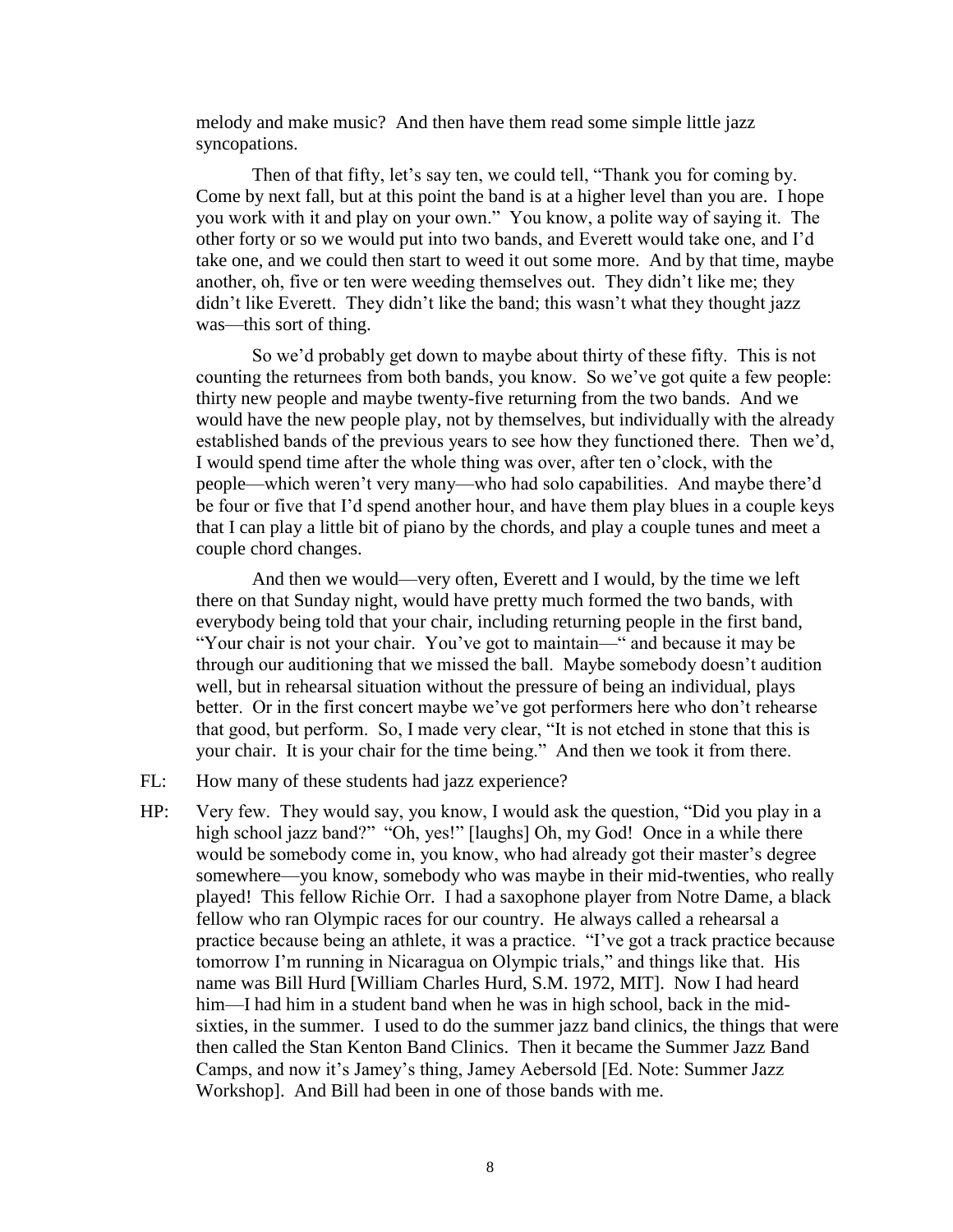melody and make music? And then have them read some simple little jazz syncopations.

Then of that fifty, let's say ten, we could tell, "Thank you for coming by. Come by next fall, but at this point the band is at a higher level than you are. I hope you work with it and play on your own." You know, a polite way of saying it. The other forty or so we would put into two bands, and Everett would take one, and I'd take one, and we could then start to weed it out some more. And by that time, maybe another, oh, five or ten were weeding themselves out. They didn't like me; they didn't like Everett. They didn't like the band; this wasn't what they thought jazz was—this sort of thing.

So we'd probably get down to maybe about thirty of these fifty. This is not counting the returnees from both bands, you know. So we've got quite a few people: thirty new people and maybe twenty-five returning from the two bands. And we would have the new people play, not by themselves, but individually with the already established bands of the previous years to see how they functioned there. Then we'd, I would spend time after the whole thing was over, after ten o'clock, with the people—which weren't very many—who had solo capabilities. And maybe there'd be four or five that I'd spend another hour, and have them play blues in a couple keys that I can play a little bit of piano by the chords, and play a couple tunes and meet a couple chord changes.

And then we would—very often, Everett and I would, by the time we left there on that Sunday night, would have pretty much formed the two bands, with everybody being told that your chair, including returning people in the first band, "Your chair is not your chair. You've got to maintain—" and because it may be through our auditioning that we missed the ball. Maybe somebody doesn't audition well, but in rehearsal situation without the pressure of being an individual, plays better. Or in the first concert maybe we've got performers here who don't rehearse that good, but perform. So, I made very clear, "It is not etched in stone that this is your chair. It is your chair for the time being." And then we took it from there.

FL: How many of these students had jazz experience?

HP: Very few. They would say, you know, I would ask the question, "Did you play in a high school jazz band?" "Oh, yes!" [laughs] Oh, my God! Once in a while there would be somebody come in, you know, who had already got their master's degree somewhere—you know, somebody who was maybe in their mid-twenties, who really played! This fellow Richie Orr. I had a saxophone player from Notre Dame, a black fellow who ran Olympic races for our country. He always called a rehearsal a practice because being an athlete, it was a practice. "I've got a track practice because tomorrow I'm running in Nicaragua on Olympic trials," and things like that. His name was Bill Hurd [William Charles Hurd, S.M. 1972, MIT]. Now I had heard him—I had him in a student band when he was in high school, back in the mid-sixties, in the summer. I used to do the summer jazz band clinics, the things that were then called the Stan Kenton Band Clinics. Then it became the Summer Jazz Band Camps, and now it's Jamey's thing, Jamey Aebersold [Ed. Note: Summer Jazz Workshop]. And Bill had been in one of those bands with me.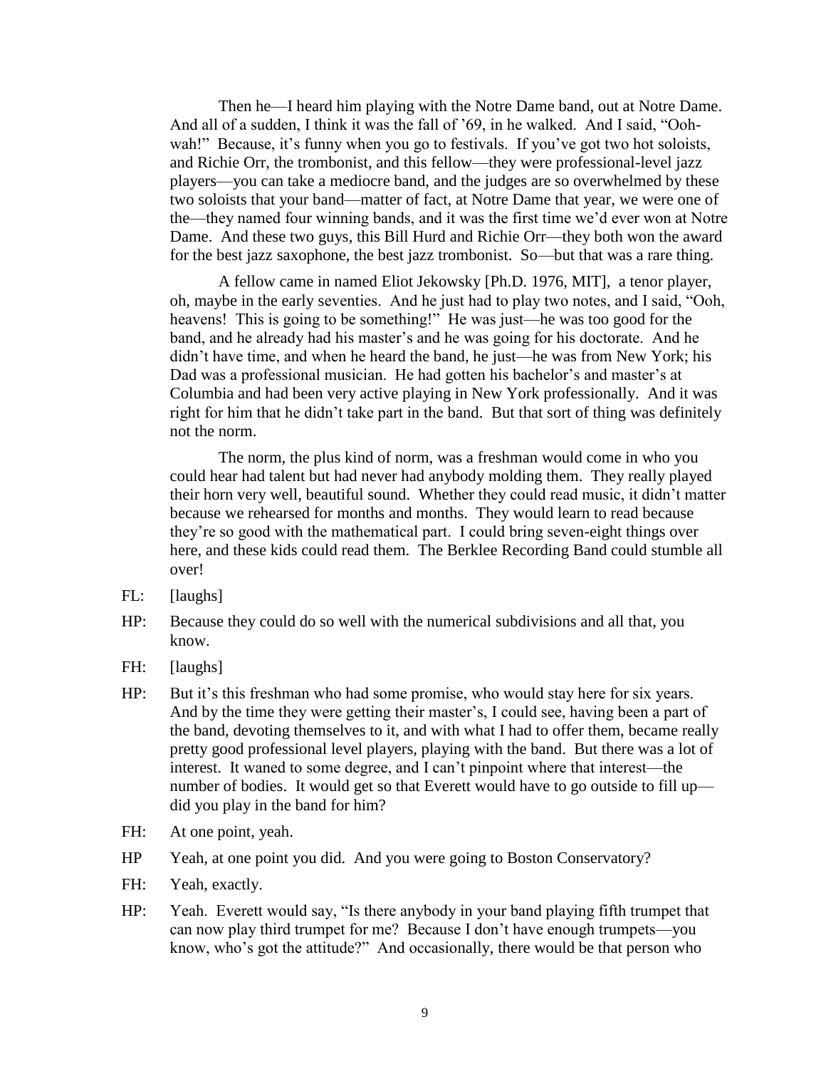Then he—I heard him playing with the Notre Dame band, out at Notre Dame. And all of a sudden, I think it was the fall of '69, in he walked. And I said, "Ooh-wah!" Because, it's funny when you go to festivals. If you've got two hot soloists, and Richie Orr, the trombonist, and this fellow—they were professional-level jazz players—you can take a mediocre band, and the judges are so overwhelmed by these two soloists that your band—matter of fact, at Notre Dame that year, we were one of the—they named four winning bands, and it was the first time we'd ever won at Notre Dame. And these two guys, this Bill Hurd and Richie Orr—they both won the award for the best jazz saxophone, the best jazz trombonist. So—but that was a rare thing.

A fellow came in named Eliot Jekowsky [Ph.D. 1976, MIT], a tenor player, oh, maybe in the early seventies. And he just had to play two notes, and I said, "Ooh, heavens! This is going to be something!" He was just—he was too good for the band, and he already had his master's and he was going for his doctorate. And he didn't have time, and when he heard the band, he just—he was from New York; his Dad was a professional musician. He had gotten his bachelor's and master's at Columbia and had been very active playing in New York professionally. And it was right for him that he didn't take part in the band. But that sort of thing was definitely not the norm.

The norm, the plus kind of norm, was a freshman would come in who you could hear had talent but had never had anybody molding them. They really played their horn very well, beautiful sound. Whether they could read music, it didn't matter because we rehearsed for months and months. They would learn to read because they're so good with the mathematical part. I could bring seven-eight things over here, and these kids could read them. The Berklee Recording Band could stumble all over!

FL: [laughs]

HP: Because they could do so well with the numerical subdivisions and all that, you know.

FH: [laughs]

HP: But it's this freshman who had some promise, who would stay here for six years. And by the time they were getting their master's, I could see, having been a part of the band, devoting themselves to it, and with what I had to offer them, became really pretty good professional level players, playing with the band. But there was a lot of interest. It waned to some degree, and I can't pinpoint where that interest—the number of bodies. It would get so that Everett would have to go outside to fill up—did you play in the band for him?

FH: At one point, yeah.

HP Yeah, at one point you did. And you were going to Boston Conservatory?

FH: Yeah, exactly.

HP: Yeah. Everett would say, "Is there anybody in your band playing fifth trumpet that can now play third trumpet for me? Because I don't have enough trumpets—you know, who's got the attitude?" And occasionally, there would be that person who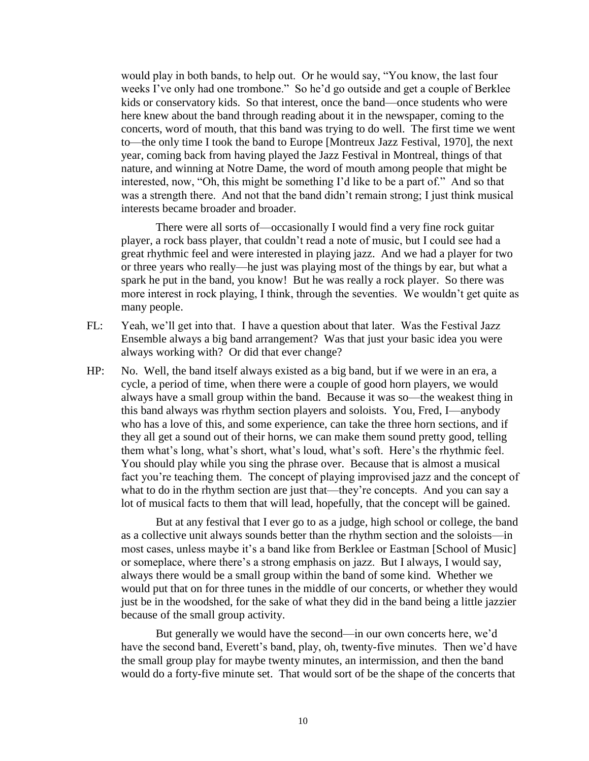would play in both bands, to help out. Or he would say, "You know, the last four weeks I've only had one trombone." So he'd go outside and get a couple of Berklee kids or conservatory kids. So that interest, once the band—once students who were here knew about the band through reading about it in the newspaper, coming to the concerts, word of mouth, that this band was trying to do well. The first time we went to—the only time I took the band to Europe [Montreux Jazz Festival, 1970], the next year, coming back from having played the Jazz Festival in Montreal, things of that nature, and winning at Notre Dame, the word of mouth among people that might be interested, now, "Oh, this might be something I'd like to be a part of." And so that was a strength there. And not that the band didn't remain strong; I just think musical interests became broader and broader.

There were all sorts of—occasionally I would find a very fine rock guitar player, a rock bass player, that couldn't read a note of music, but I could see had a great rhythmic feel and were interested in playing jazz. And we had a player for two or three years who really—he just was playing most of the things by ear, but what a spark he put in the band, you know! But he was really a rock player. So there was more interest in rock playing, I think, through the seventies. We wouldn't get quite as many people.

FL: Yeah, we'll get into that. I have a question about that later. Was the Festival Jazz Ensemble always a big band arrangement? Was that just your basic idea you were always working with? Or did that ever change?

HP: No. Well, the band itself always existed as a big band, but if we were in an era, a cycle, a period of time, when there were a couple of good horn players, we would always have a small group within the band. Because it was so—the weakest thing in this band always was rhythm section players and soloists. You, Fred, I—anybody who has a love of this, and some experience, can take the three horn sections, and if they all get a sound out of their horns, we can make them sound pretty good, telling them what's long, what's short, what's loud, what's soft. Here's the rhythmic feel. You should play while you sing the phrase over. Because that is almost a musical fact you're teaching them. The concept of playing improvised jazz and the concept of what to do in the rhythm section are just that—they're concepts. And you can say a lot of musical facts to them that will lead, hopefully, that the concept will be gained.

But at any festival that I ever go to as a judge, high school or college, the band as a collective unit always sounds better than the rhythm section and the soloists—in most cases, unless maybe it's a band like from Berklee or Eastman [School of Music] or someplace, where there's a strong emphasis on jazz. But I always, I would say, always there would be a small group within the band of some kind. Whether we would put that on for three tunes in the middle of our concerts, or whether they would just be in the woodshed, for the sake of what they did in the band being a little jazzier because of the small group activity.

But generally we would have the second—in our own concerts here, we'd have the second band, Everett's band, play, oh, twenty-five minutes. Then we'd have the small group play for maybe twenty minutes, an intermission, and then the band would do a forty-five minute set. That would sort of be the shape of the concerts that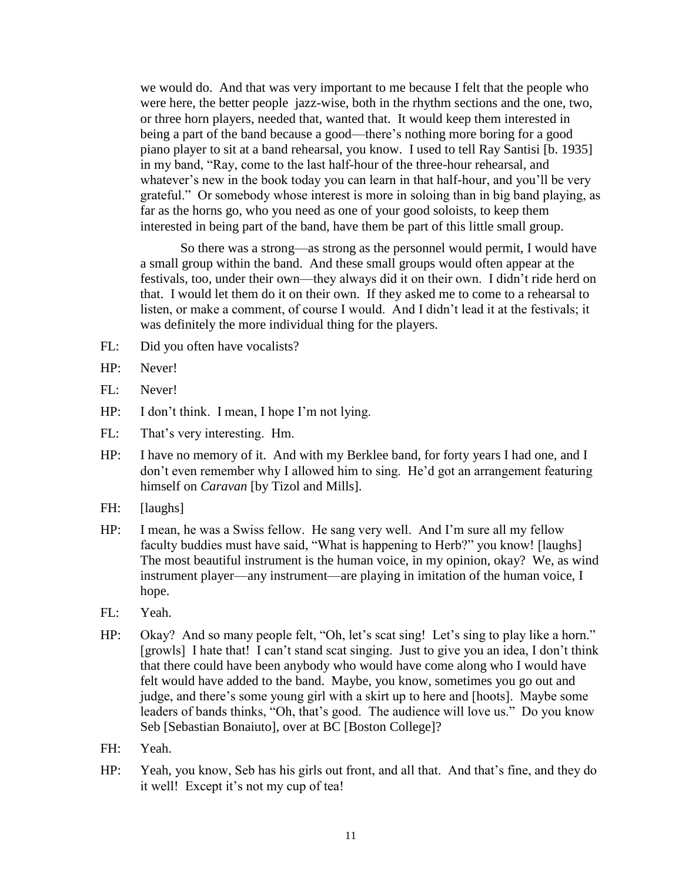we would do. And that was very important to me because I felt that the people who were here, the better people jazz-wise, both in the rhythm sections and the one, two, or three horn players, needed that, wanted that. It would keep them interested in being a part of the band because a good—there's nothing more boring for a good piano player to sit at a band rehearsal, you know. I used to tell Ray Santisi [b. 1935] in my band, "Ray, come to the last half-hour of the three-hour rehearsal, and whatever's new in the book today you can learn in that half-hour, and you'll be very grateful." Or somebody whose interest is more in soloing than in big band playing, as far as the horns go, who you need as one of your good soloists, to keep them interested in being part of the band, have them be part of this little small group.

So there was a strong—as strong as the personnel would permit, I would have a small group within the band. And these small groups would often appear at the festivals, too, under their own—they always did it on their own. I didn't ride herd on that. I would let them do it on their own. If they asked me to come to a rehearsal to listen, or make a comment, of course I would. And I didn't lead it at the festivals; it was definitely the more individual thing for the players.

FL: Did you often have vocalists?

HP: Never!

FL: Never!

HP: I don't think. I mean, I hope I'm not lying.

FL: That's very interesting. Hm.

HP: I have no memory of it. And with my Berklee band, for forty years I had one, and I don't even remember why I allowed him to sing. He'd got an arrangement featuring himself on *Caravan* [by Tizol and Mills].

FH: [laughs]

HP: I mean, he was a Swiss fellow. He sang very well. And I'm sure all my fellow faculty buddies must have said, "What is happening to Herb?" you know! [laughs] The most beautiful instrument is the human voice, in my opinion, okay? We, as wind instrument player—any instrument—are playing in imitation of the human voice, I hope.

FL: Yeah.

HP: Okay? And so many people felt, "Oh, let's scat sing! Let's sing to play like a horn." [growls] I hate that! I can't stand scat singing. Just to give you an idea, I don't think that there could have been anybody who would have come along who I would have felt would have added to the band. Maybe, you know, sometimes you go out and judge, and there's some young girl with a skirt up to here and [hoots]. Maybe some leaders of bands thinks, "Oh, that's good. The audience will love us." Do you know Seb [Sebastian Bonaiuto], over at BC [Boston College]?

FH: Yeah.

HP: Yeah, you know, Seb has his girls out front, and all that. And that's fine, and they do it well! Except it's not my cup of tea!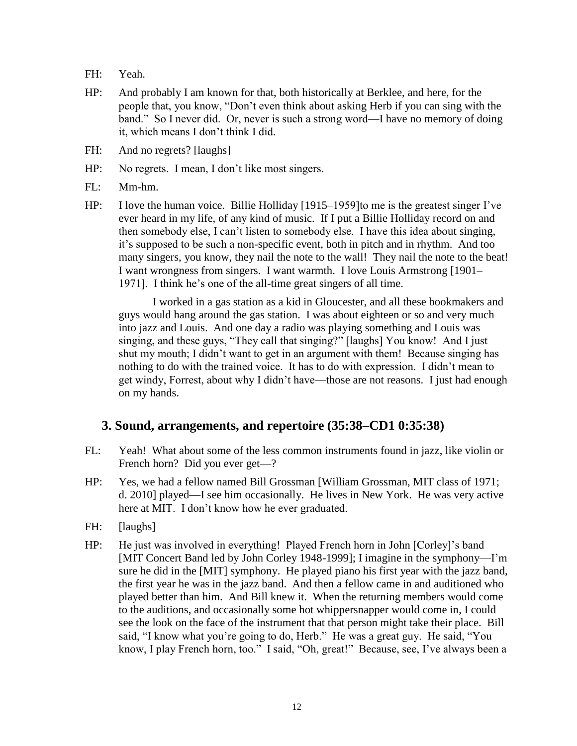FH: Yeah.

HP: And probably I am known for that, both historically at Berklee, and here, for the people that, you know, "Don't even think about asking Herb if you can sing with the band." So I never did. Or, never is such a strong word—I have no memory of doing it, which means I don't think I did.

FH: And no regrets? [laughs]

HP: No regrets. I mean, I don't like most singers.

FL: Mm-hm.

HP: I love the human voice. Billie Holliday [1915–1959]to me is the greatest singer I've ever heard in my life, of any kind of music. If I put a Billie Holliday record on and then somebody else, I can't listen to somebody else. I have this idea about singing, it's supposed to be such a non-specific event, both in pitch and in rhythm. And too many singers, you know, they nail the note to the wall! They nail the note to the beat! I want wrongness from singers. I want warmth. I love Louis Armstrong [1901–1971]. I think he's one of the all-time great singers of all time.

I worked in a gas station as a kid in Gloucester, and all these bookmakers and guys would hang around the gas station. I was about eighteen or so and very much into jazz and Louis. And one day a radio was playing something and Louis was singing, and these guys, "They call that singing?" [laughs] You know! And I just shut my mouth; I didn't want to get in an argument with them! Because singing has nothing to do with the trained voice. It has to do with expression. I didn't mean to get windy, Forrest, about why I didn't have—those are not reasons. I just had enough on my hands.

## 3. Sound, arrangements, and repertoire (35:38–CD1 0:35:38)

FL: Yeah! What about some of the less common instruments found in jazz, like violin or French horn? Did you ever get—?

HP: Yes, we had a fellow named Bill Grossman [William Grossman, MIT class of 1971; d. 2010] played—I see him occasionally. He lives in New York. He was very active here at MIT. I don't know how he ever graduated.

FH: [laughs]

HP: He just was involved in everything! Played French horn in John [Corley]'s band [MIT Concert Band led by John Corley 1948-1999]; I imagine in the symphony—I'm sure he did in the [MIT] symphony. He played piano his first year with the jazz band, the first year he was in the jazz band. And then a fellow came in and auditioned who played better than him. And Bill knew it. When the returning members would come to the auditions, and occasionally some hot whippersnapper would come in, I could see the look on the face of the instrument that that person might take their place. Bill said, "I know what you're going to do, Herb." He was a great guy. He said, "You know, I play French horn, too." I said, "Oh, great!" Because, see, I've always been a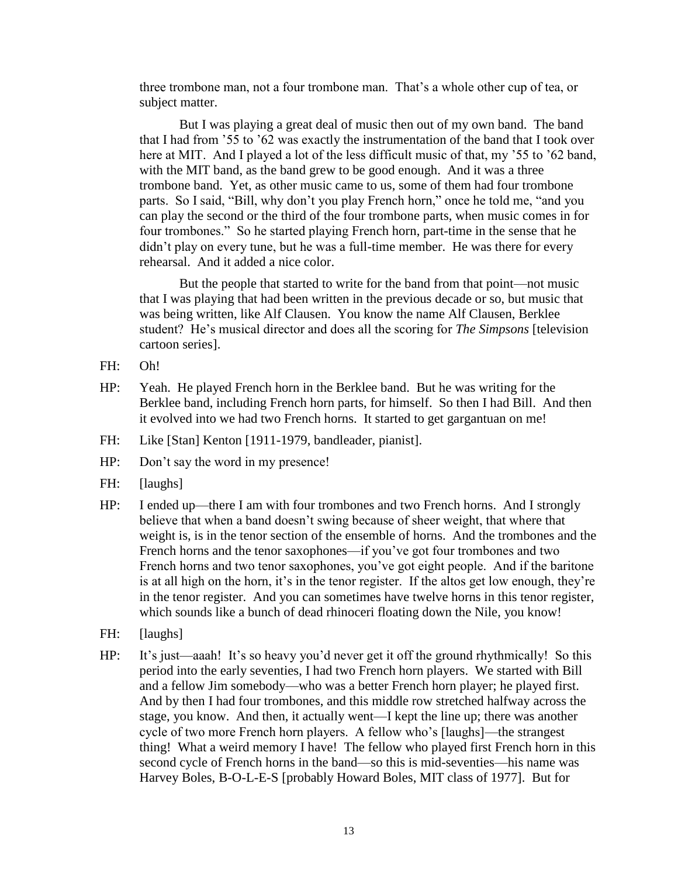three trombone man, not a four trombone man. That's a whole other cup of tea, or subject matter.

But I was playing a great deal of music then out of my own band. The band that I had from '55 to '62 was exactly the instrumentation of the band that I took over here at MIT. And I played a lot of the less difficult music of that, my '55 to '62 band, with the MIT band, as the band grew to be good enough. And it was a three trombone band. Yet, as other music came to us, some of them had four trombone parts. So I said, "Bill, why don't you play French horn," once he told me, "and you can play the second or the third of the four trombone parts, when music comes in for four trombones." So he started playing French horn, part-time in the sense that he didn't play on every tune, but he was a full-time member. He was there for every rehearsal. And it added a nice color.

But the people that started to write for the band from that point—not music that I was playing that had been written in the previous decade or so, but music that was being written, like Alf Clausen. You know the name Alf Clausen, Berklee student? He's musical director and does all the scoring for *The Simpsons* [television cartoon series].

FH: Oh!

HP: Yeah. He played French horn in the Berklee band. But he was writing for the Berklee band, including French horn parts, for himself. So then I had Bill. And then it evolved into we had two French horns. It started to get gargantuan on me!

FH: Like [Stan] Kenton [1911-1979, bandleader, pianist].

HP: Don't say the word in my presence!

FH: [laughs]

HP: I ended up—there I am with four trombones and two French horns. And I strongly believe that when a band doesn't swing because of sheer weight, that where that weight is, is in the tenor section of the ensemble of horns. And the trombones and the French horns and the tenor saxophones—if you've got four trombones and two French horns and two tenor saxophones, you've got eight people. And if the baritone is at all high on the horn, it's in the tenor register. If the altos get low enough, they're in the tenor register. And you can sometimes have twelve horns in this tenor register, which sounds like a bunch of dead rhinoceri floating down the Nile, you know!

FH: [laughs]

HP: It's just—aaah! It's so heavy you'd never get it off the ground rhythmically! So this period into the early seventies, I had two French horn players. We started with Bill and a fellow Jim somebody—who was a better French horn player; he played first. And by then I had four trombones, and this middle row stretched halfway across the stage, you know. And then, it actually went—I kept the line up; there was another cycle of two more French horn players. A fellow who's [laughs]—the strangest thing! What a weird memory I have! The fellow who played first French horn in this second cycle of French horns in the band—so this is mid-seventies—his name was Harvey Boles, B-O-L-E-S [probably Howard Boles, MIT class of 1977]. But for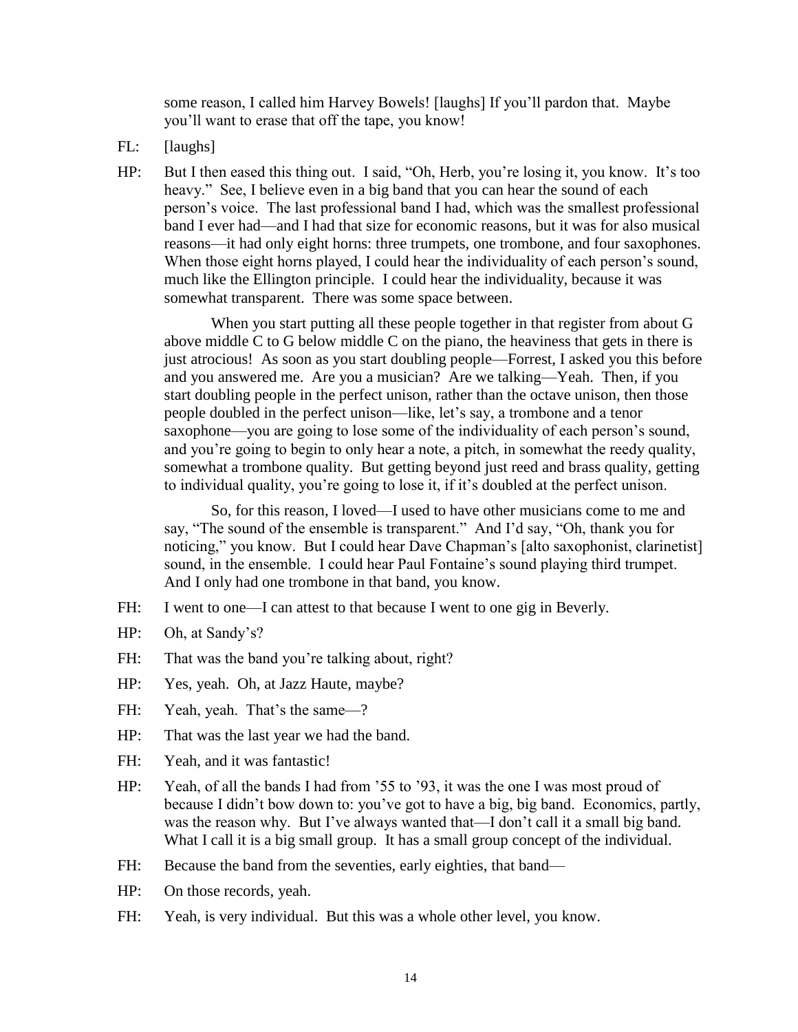some reason, I called him Harvey Bowels! [laughs] If you'll pardon that. Maybe you'll want to erase that off the tape, you know!

FL: [laughs]

HP: But I then eased this thing out. I said, "Oh, Herb, you're losing it, you know. It's too heavy." See, I believe even in a big band that you can hear the sound of each person's voice. The last professional band I had, which was the smallest professional band I ever had—and I had that size for economic reasons, but it was for also musical reasons—it had only eight horns: three trumpets, one trombone, and four saxophones. When those eight horns played, I could hear the individuality of each person's sound, much like the Ellington principle. I could hear the individuality, because it was somewhat transparent. There was some space between.

When you start putting all these people together in that register from about G above middle C to G below middle C on the piano, the heaviness that gets in there is just atrocious! As soon as you start doubling people—Forrest, I asked you this before and you answered me. Are you a musician? Are we talking—Yeah. Then, if you start doubling people in the perfect unison, rather than the octave unison, then those people doubled in the perfect unison—like, let's say, a trombone and a tenor saxophone—you are going to lose some of the individuality of each person's sound, and you're going to begin to only hear a note, a pitch, in somewhat the reedy quality, somewhat a trombone quality. But getting beyond just reed and brass quality, getting to individual quality, you're going to lose it, if it's doubled at the perfect unison.

So, for this reason, I loved—I used to have other musicians come to me and say, "The sound of the ensemble is transparent." And I'd say, "Oh, thank you for noticing," you know. But I could hear Dave Chapman's [alto saxophonist, clarinetist] sound, in the ensemble. I could hear Paul Fontaine's sound playing third trumpet. And I only had one trombone in that band, you know.

FH: I went to one—I can attest to that because I went to one gig in Beverly.

HP: Oh, at Sandy's?

FH: That was the band you're talking about, right?

HP: Yes, yeah. Oh, at Jazz Haute, maybe?

FH: Yeah, yeah. That's the same—?

HP: That was the last year we had the band.

FH: Yeah, and it was fantastic!

HP: Yeah, of all the bands I had from '55 to '93, it was the one I was most proud of because I didn't bow down to: you've got to have a big, big band. Economics, partly, was the reason why. But I've always wanted that—I don't call it a small big band. What I call it is a big small group. It has a small group concept of the individual.

FH: Because the band from the seventies, early eighties, that band—

HP: On those records, yeah.

FH: Yeah, is very individual. But this was a whole other level, you know.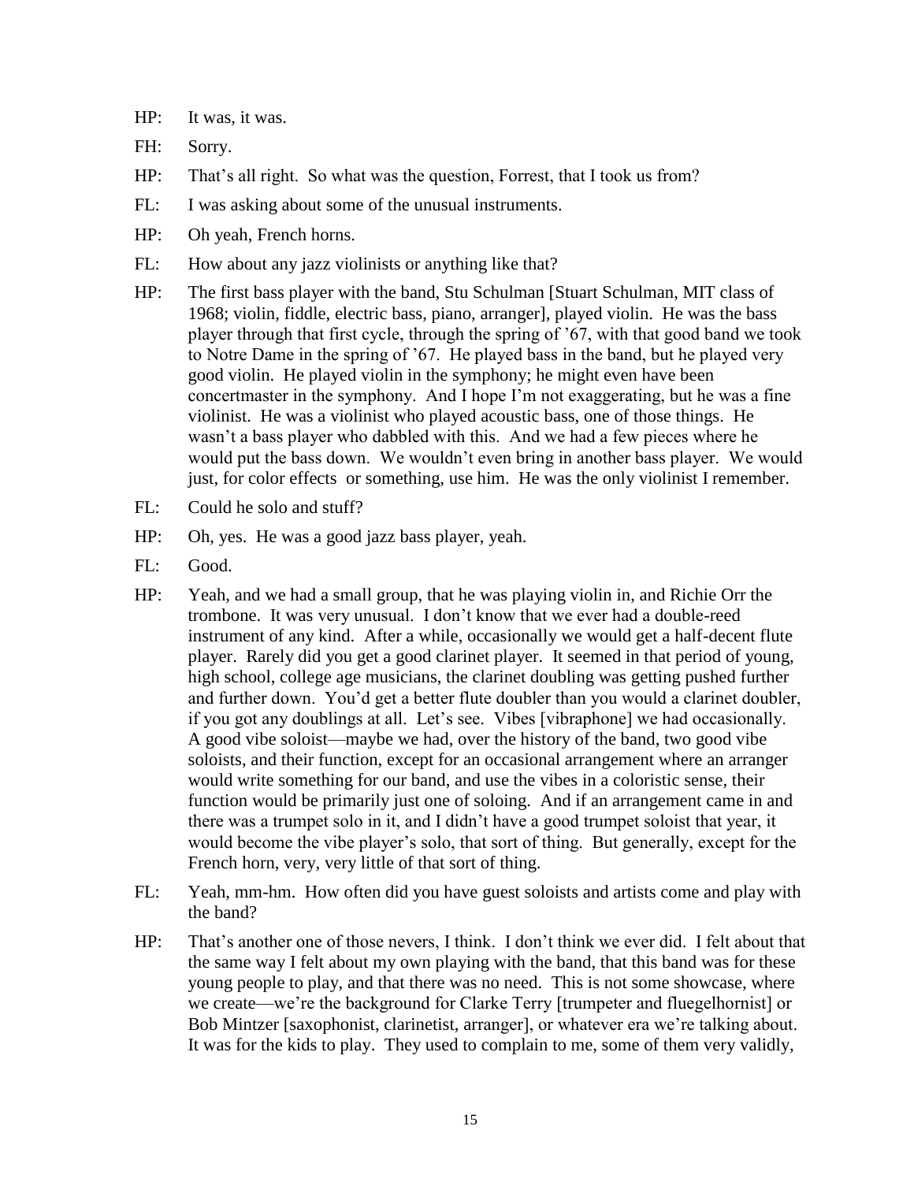HP: It was, it was.

FH: Sorry.

HP: That's all right. So what was the question, Forrest, that I took us from?

FL: I was asking about some of the unusual instruments.

HP: Oh yeah, French horns.

FL: How about any jazz violinists or anything like that?

HP: The first bass player with the band, Stu Schulman [Stuart Schulman, MIT class of 1968; violin, fiddle, electric bass, piano, arranger], played violin. He was the bass player through that first cycle, through the spring of '67, with that good band we took to Notre Dame in the spring of '67. He played bass in the band, but he played very good violin. He played violin in the symphony; he might even have been concertmaster in the symphony. And I hope I'm not exaggerating, but he was a fine violinist. He was a violinist who played acoustic bass, one of those things. He wasn't a bass player who dabbled with this. And we had a few pieces where he would put the bass down. We wouldn't even bring in another bass player. We would just, for color effects or something, use him. He was the only violinist I remember.

FL: Could he solo and stuff?

HP: Oh, yes. He was a good jazz bass player, yeah.

FL: Good.

HP: Yeah, and we had a small group, that he was playing violin in, and Richie Orr the trombone. It was very unusual. I don't know that we ever had a double-reed instrument of any kind. After a while, occasionally we would get a half-decent flute player. Rarely did you get a good clarinet player. It seemed in that period of young, high school, college age musicians, the clarinet doubling was getting pushed further and further down. You'd get a better flute doubler than you would a clarinet doubler, if you got any doublings at all. Let's see. Vibes [vibraphone] we had occasionally. A good vibe soloist—maybe we had, over the history of the band, two good vibe soloists, and their function, except for an occasional arrangement where an arranger would write something for our band, and use the vibes in a coloristic sense, their function would be primarily just one of soloing. And if an arrangement came in and there was a trumpet solo in it, and I didn't have a good trumpet soloist that year, it would become the vibe player's solo, that sort of thing. But generally, except for the French horn, very, very little of that sort of thing.

FL: Yeah, mm-hm. How often did you have guest soloists and artists come and play with the band?

HP: That's another one of those nevers, I think. I don't think we ever did. I felt about that the same way I felt about my own playing with the band, that this band was for these young people to play, and that there was no need. This is not some showcase, where we create—we're the background for Clarke Terry [trumpeter and fluegelhornist] or Bob Mintzer [saxophonist, clarinetist, arranger], or whatever era we're talking about. It was for the kids to play. They used to complain to me, some of them very validly,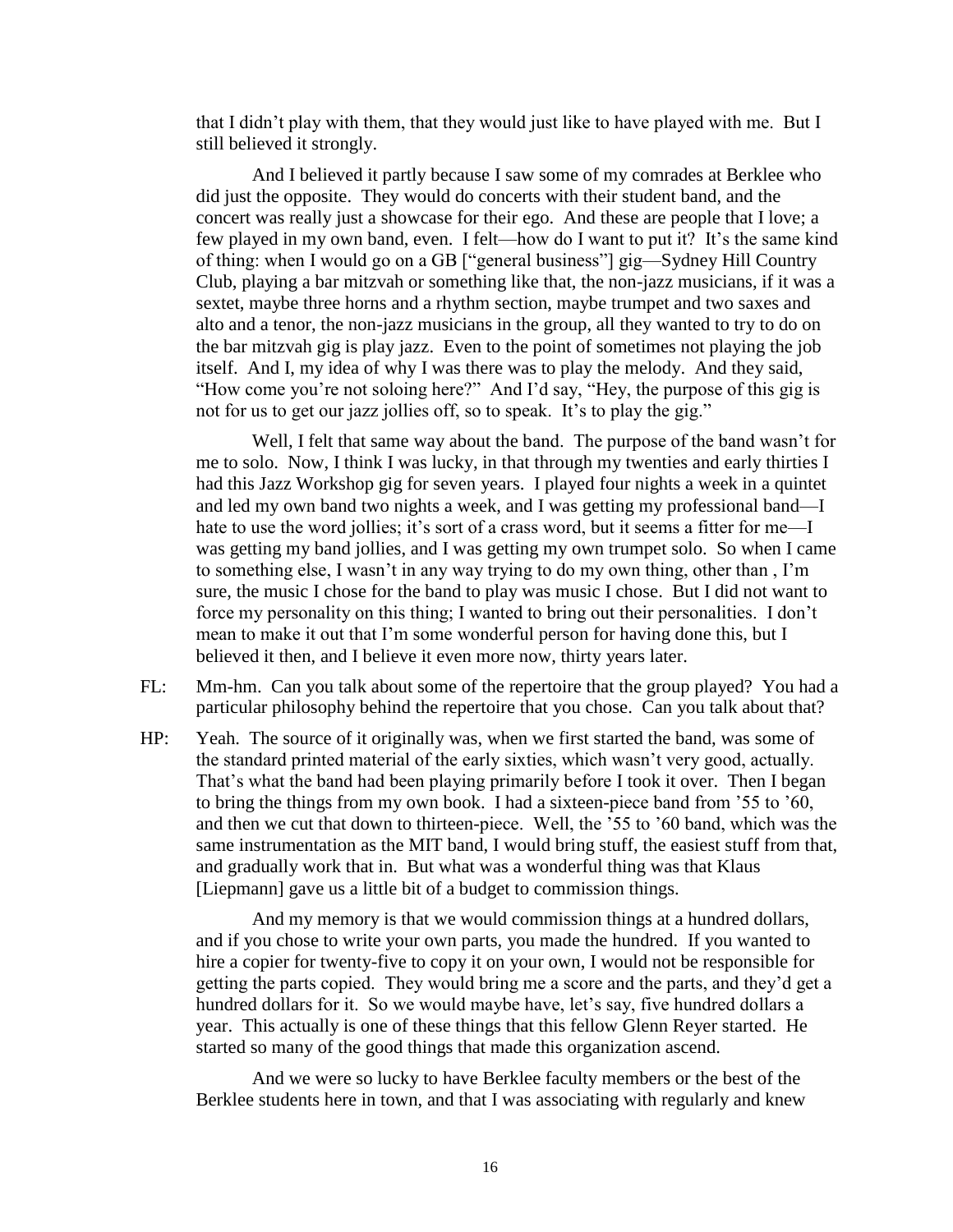that I didn't play with them, that they would just like to have played with me. But I still believed it strongly.

And I believed it partly because I saw some of my comrades at Berklee who did just the opposite. They would do concerts with their student band, and the concert was really just a showcase for their ego. And these are people that I love; a few played in my own band, even. I felt—how do I want to put it? It's the same kind of thing: when I would go on a GB ["general business"] gig—Sydney Hill Country Club, playing a bar mitzvah or something like that, the non-jazz musicians, if it was a sextet, maybe three horns and a rhythm section, maybe trumpet and two saxes and alto and a tenor, the non-jazz musicians in the group, all they wanted to try to do on the bar mitzvah gig is play jazz. Even to the point of sometimes not playing the job itself. And I, my idea of why I was there was to play the melody. And they said, "How come you're not soloing here?" And I'd say, "Hey, the purpose of this gig is not for us to get our jazz jollies off, so to speak. It's to play the gig."

Well, I felt that same way about the band. The purpose of the band wasn't for me to solo. Now, I think I was lucky, in that through my twenties and early thirties I had this Jazz Workshop gig for seven years. I played four nights a week in a quintet and led my own band two nights a week, and I was getting my professional band—I hate to use the word jollies; it's sort of a crass word, but it seems a fitter for me—I was getting my band jollies, and I was getting my own trumpet solo. So when I came to something else, I wasn't in any way trying to do my own thing, other than , I'm sure, the music I chose for the band to play was music I chose. But I did not want to force my personality on this thing; I wanted to bring out their personalities. I don't mean to make it out that I'm some wonderful person for having done this, but I believed it then, and I believe it even more now, thirty years later.

FL: Mm-hm. Can you talk about some of the repertoire that the group played? You had a particular philosophy behind the repertoire that you chose. Can you talk about that?

HP: Yeah. The source of it originally was, when we first started the band, was some of the standard printed material of the early sixties, which wasn't very good, actually. That's what the band had been playing primarily before I took it over. Then I began to bring the things from my own book. I had a sixteen-piece band from '55 to '60, and then we cut that down to thirteen-piece. Well, the '55 to '60 band, which was the same instrumentation as the MIT band, I would bring stuff, the easiest stuff from that, and gradually work that in. But what was a wonderful thing was that Klaus [Liepmann] gave us a little bit of a budget to commission things.

And my memory is that we would commission things at a hundred dollars, and if you chose to write your own parts, you made the hundred. If you wanted to hire a copier for twenty-five to copy it on your own, I would not be responsible for getting the parts copied. They would bring me a score and the parts, and they'd get a hundred dollars for it. So we would maybe have, let's say, five hundred dollars a year. This actually is one of these things that this fellow Glenn Reyer started. He started so many of the good things that made this organization ascend.

And we were so lucky to have Berklee faculty members or the best of the Berklee students here in town, and that I was associating with regularly and knew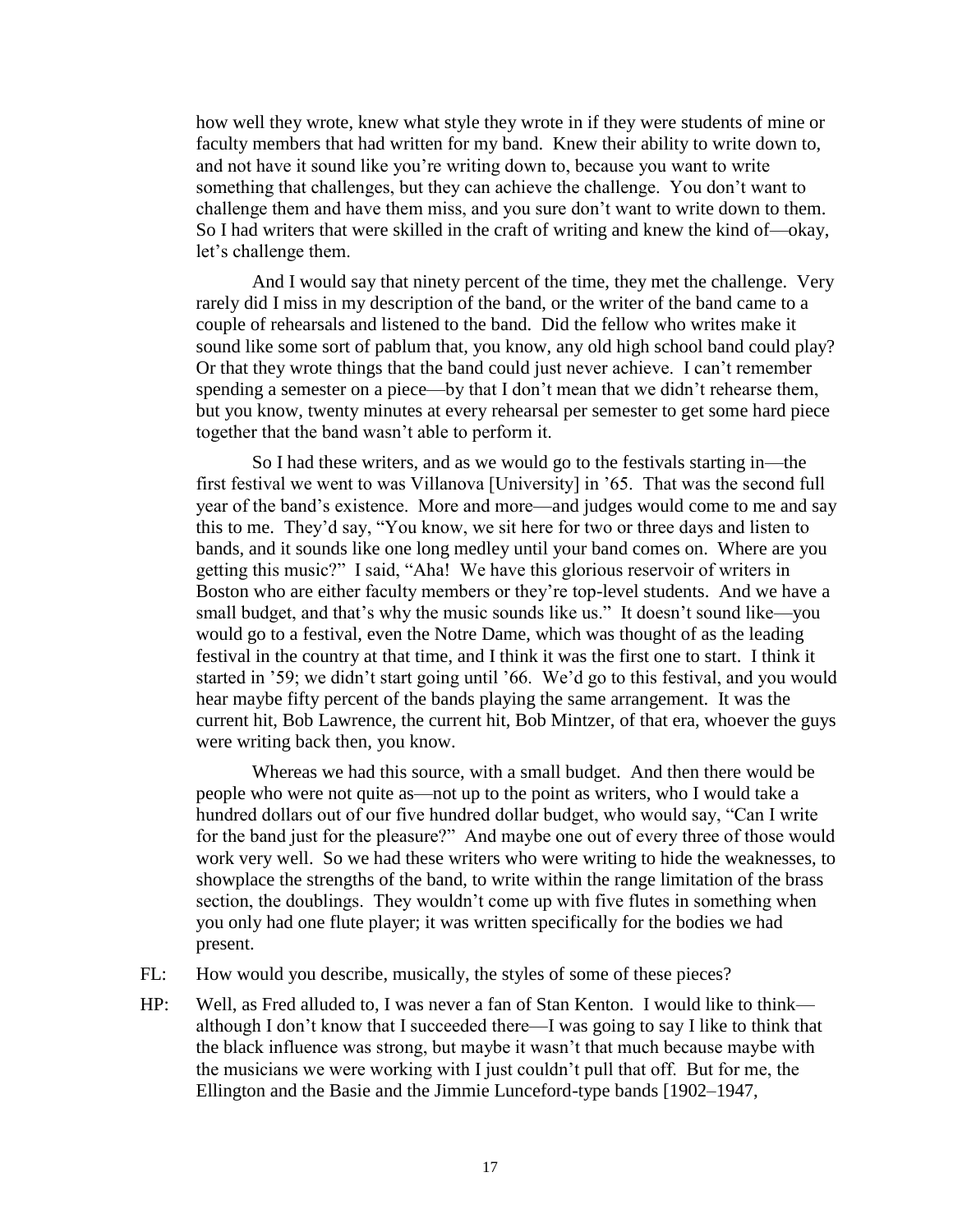how well they wrote, knew what style they wrote in if they were students of mine or faculty members that had written for my band. Knew their ability to write down to, and not have it sound like you're writing down to, because you want to write something that challenges, but they can achieve the challenge. You don't want to challenge them and have them miss, and you sure don't want to write down to them. So I had writers that were skilled in the craft of writing and knew the kind of—okay, let's challenge them.

And I would say that ninety percent of the time, they met the challenge. Very rarely did I miss in my description of the band, or the writer of the band came to a couple of rehearsals and listened to the band. Did the fellow who writes make it sound like some sort of pablum that, you know, any old high school band could play? Or that they wrote things that the band could just never achieve. I can't remember spending a semester on a piece—by that I don't mean that we didn't rehearse them, but you know, twenty minutes at every rehearsal per semester to get some hard piece together that the band wasn't able to perform it.

So I had these writers, and as we would go to the festivals starting in—the first festival we went to was Villanova [University] in '65. That was the second full year of the band's existence. More and more—and judges would come to me and say this to me. They'd say, "You know, we sit here for two or three days and listen to bands, and it sounds like one long medley until your band comes on. Where are you getting this music?" I said, "Aha! We have this glorious reservoir of writers in Boston who are either faculty members or they're top-level students. And we have a small budget, and that's why the music sounds like us." It doesn't sound like—you would go to a festival, even the Notre Dame, which was thought of as the leading festival in the country at that time, and I think it was the first one to start. I think it started in '59; we didn't start going until '66. We'd go to this festival, and you would hear maybe fifty percent of the bands playing the same arrangement. It was the current hit, Bob Lawrence, the current hit, Bob Mintzer, of that era, whoever the guys were writing back then, you know.

Whereas we had this source, with a small budget. And then there would be people who were not quite as—not up to the point as writers, who I would take a hundred dollars out of our five hundred dollar budget, who would say, "Can I write for the band just for the pleasure?" And maybe one out of every three of those would work very well. So we had these writers who were writing to hide the weaknesses, to showplace the strengths of the band, to write within the range limitation of the brass section, the doublings. They wouldn't come up with five flutes in something when you only had one flute player; it was written specifically for the bodies we had present.

FL: How would you describe, musically, the styles of some of these pieces?

HP: Well, as Fred alluded to, I was never a fan of Stan Kenton. I would like to think—although I don't know that I succeeded there—I was going to say I like to think that the black influence was strong, but maybe it wasn't that much because maybe with the musicians we were working with I just couldn't pull that off. But for me, the Ellington and the Basie and the Jimmie Lunceford-type bands [1902–1947,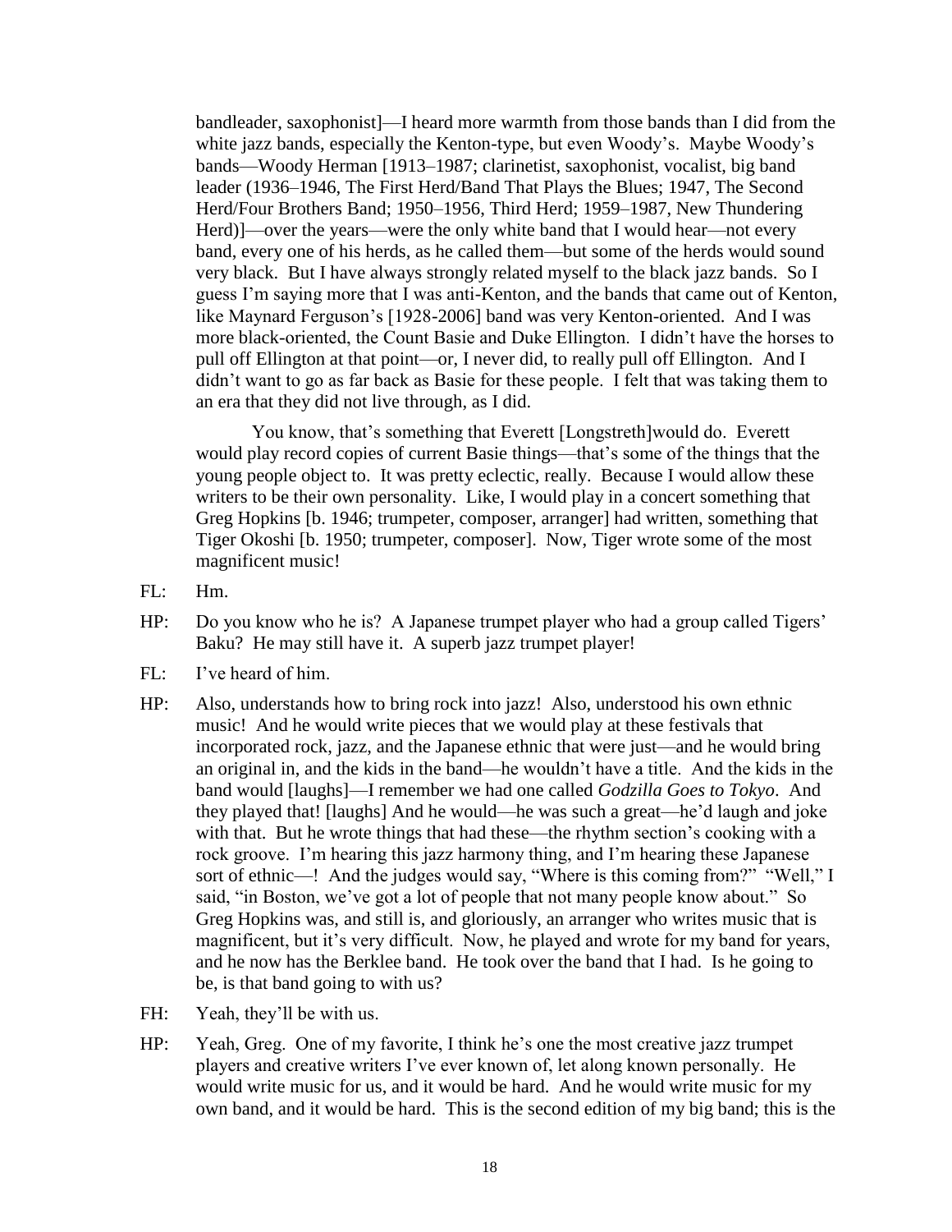bandleader, saxophonist]—I heard more warmth from those bands than I did from the white jazz bands, especially the Kenton-type, but even Woody's. Maybe Woody's bands—Woody Herman [1913–1987; clarinetist, saxophonist, vocalist, big band leader (1936–1946, The First Herd/Band That Plays the Blues; 1947, The Second Herd/Four Brothers Band; 1950–1956, Third Herd; 1959–1987, New Thundering Herd)]—over the years—were the only white band that I would hear—not every band, every one of his herds, as he called them—but some of the herds would sound very black. But I have always strongly related myself to the black jazz bands. So I guess I'm saying more that I was anti-Kenton, and the bands that came out of Kenton, like Maynard Ferguson's [1928-2006] band was very Kenton-oriented. And I was more black-oriented, the Count Basie and Duke Ellington. I didn't have the horses to pull off Ellington at that point—or, I never did, to really pull off Ellington. And I didn't want to go as far back as Basie for these people. I felt that was taking them to an era that they did not live through, as I did.

You know, that's something that Everett [Longstreth]would do. Everett would play record copies of current Basie things—that's some of the things that the young people object to. It was pretty eclectic, really. Because I would allow these writers to be their own personality. Like, I would play in a concert something that Greg Hopkins [b. 1946; trumpeter, composer, arranger] had written, something that Tiger Okoshi [b. 1950; trumpeter, composer]. Now, Tiger wrote some of the most magnificent music!

FL: Hm.

HP: Do you know who he is? A Japanese trumpet player who had a group called Tigers' Baku? He may still have it. A superb jazz trumpet player!

FL: I've heard of him.

HP: Also, understands how to bring rock into jazz! Also, understood his own ethnic music! And he would write pieces that we would play at these festivals that incorporated rock, jazz, and the Japanese ethnic that were just—and he would bring an original in, and the kids in the band—he wouldn't have a title. And the kids in the band would [laughs]—I remember we had one called *Godzilla Goes to Tokyo*. And they played that! [laughs] And he would—he was such a great—he'd laugh and joke with that. But he wrote things that had these—the rhythm section's cooking with a rock groove. I'm hearing this jazz harmony thing, and I'm hearing these Japanese sort of ethnic—! And the judges would say, "Where is this coming from?" "Well," I said, "in Boston, we've got a lot of people that not many people know about." So Greg Hopkins was, and still is, and gloriously, an arranger who writes music that is magnificent, but it's very difficult. Now, he played and wrote for my band for years, and he now has the Berklee band. He took over the band that I had. Is he going to be, is that band going to with us?

FH: Yeah, they'll be with us.

HP: Yeah, Greg. One of my favorite, I think he's one the most creative jazz trumpet players and creative writers I've ever known of, let along known personally. He would write music for us, and it would be hard. And he would write music for my own band, and it would be hard. This is the second edition of my big band; this is the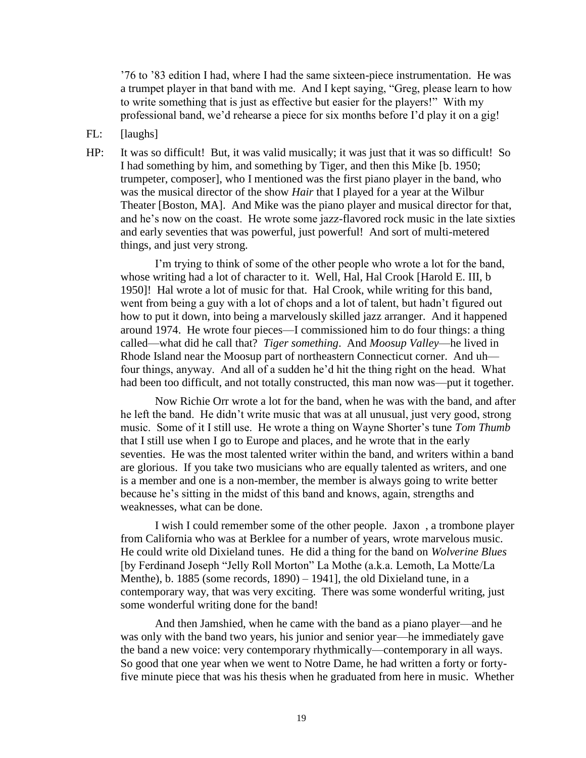’76 to ’83 edition I had, where I had the same sixteen-piece instrumentation. He was a trumpet player in that band with me. And I kept saying, “Greg, please learn to how to write something that is just as effective but easier for the players!” With my professional band, we’d rehearse a piece for six months before I’d play it on a gig!

FL: [laughs]

HP: It was so difficult! But, it was valid musically; it was just that it was so difficult! So I had something by him, and something by Tiger, and then this Mike [b. 1950; trumpeter, composer], who I mentioned was the first piano player in the band, who was the musical director of the show *Hair* that I played for a year at the Wilbur Theater [Boston, MA]. And Mike was the piano player and musical director for that, and he’s now on the coast. He wrote some jazz-flavored rock music in the late sixties and early seventies that was powerful, just powerful! And sort of multi-metered things, and just very strong.

I’m trying to think of some of the other people who wrote a lot for the band, whose writing had a lot of character to it. Well, Hal, Hal Crook [Harold E. III, b 1950]! Hal wrote a lot of music for that. Hal Crook, while writing for this band, went from being a guy with a lot of chops and a lot of talent, but hadn’t figured out how to put it down, into being a marvelously skilled jazz arranger. And it happened around 1974. He wrote four pieces—I commissioned him to do four things: a thing called—what did he call that? *Tiger something*. And *Moosup Valley*—he lived in Rhode Island near the Moosup part of northeastern Connecticut corner. And uh—four things, anyway. And all of a sudden he’d hit the thing right on the head. What had been too difficult, and not totally constructed, this man now was—put it together.

Now Richie Orr wrote a lot for the band, when he was with the band, and after he left the band. He didn’t write music that was at all unusual, just very good, strong music. Some of it I still use. He wrote a thing on Wayne Shorter’s tune *Tom Thumb* that I still use when I go to Europe and places, and he wrote that in the early seventies. He was the most talented writer within the band, and writers within a band are glorious. If you take two musicians who are equally talented as writers, and one is a member and one is a non-member, the member is always going to write better because he’s sitting in the midst of this band and knows, again, strengths and weaknesses, what can be done.

I wish I could remember some of the other people. Jaxon , a trombone player from California who was at Berklee for a number of years, wrote marvelous music. He could write old Dixieland tunes. He did a thing for the band on *Wolverine Blues* [by Ferdinand Joseph “Jelly Roll Morton” La Mothe (a.k.a. Lemoth, La Motte/La Menthe), b. 1885 (some records, 1890) – 1941], the old Dixieland tune, in a contemporary way, that was very exciting. There was some wonderful writing, just some wonderful writing done for the band!

And then Jamshied, when he came with the band as a piano player—and he was only with the band two years, his junior and senior year—he immediately gave the band a new voice: very contemporary rhythmically—contemporary in all ways. So good that one year when we went to Notre Dame, he had written a forty or forty-five minute piece that was his thesis when he graduated from here in music. Whether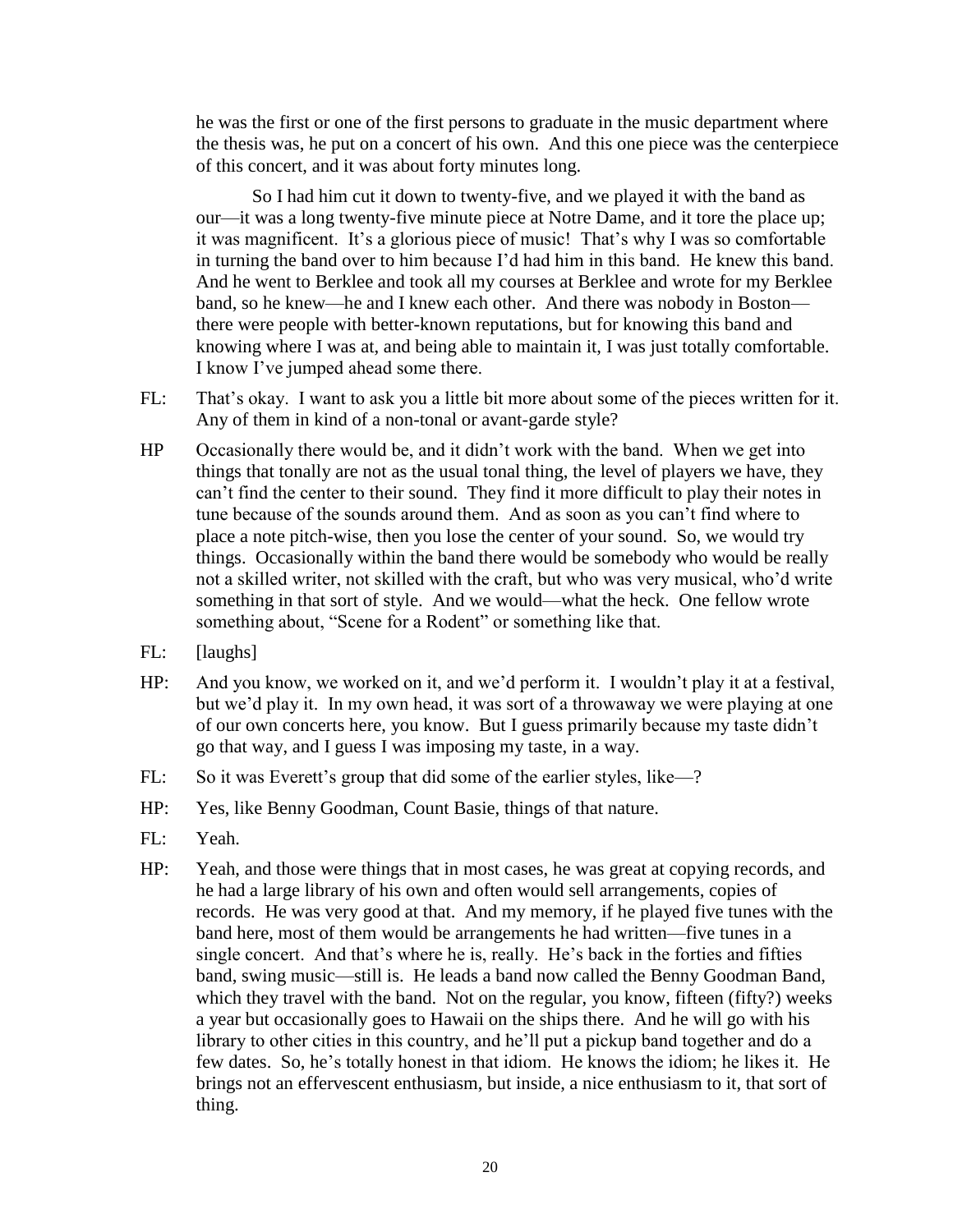he was the first or one of the first persons to graduate in the music department where the thesis was, he put on a concert of his own. And this one piece was the centerpiece of this concert, and it was about forty minutes long.

So I had him cut it down to twenty-five, and we played it with the band as our—it was a long twenty-five minute piece at Notre Dame, and it tore the place up; it was magnificent. It's a glorious piece of music! That's why I was so comfortable in turning the band over to him because I'd had him in this band. He knew this band. And he went to Berklee and took all my courses at Berklee and wrote for my Berklee band, so he knew—he and I knew each other. And there was nobody in Boston—there were people with better-known reputations, but for knowing this band and knowing where I was at, and being able to maintain it, I was just totally comfortable. I know I've jumped ahead some there.

FL: That's okay. I want to ask you a little bit more about some of the pieces written for it. Any of them in kind of a non-tonal or avant-garde style?

HP Occasionally there would be, and it didn't work with the band. When we get into things that tonally are not as the usual tonal thing, the level of players we have, they can't find the center to their sound. They find it more difficult to play their notes in tune because of the sounds around them. And as soon as you can't find where to place a note pitch-wise, then you lose the center of your sound. So, we would try things. Occasionally within the band there would be somebody who would be really not a skilled writer, not skilled with the craft, but who was very musical, who'd write something in that sort of style. And we would—what the heck. One fellow wrote something about, "Scene for a Rodent" or something like that.

FL: [laughs]

HP: And you know, we worked on it, and we'd perform it. I wouldn't play it at a festival, but we'd play it. In my own head, it was sort of a throwaway we were playing at one of our own concerts here, you know. But I guess primarily because my taste didn't go that way, and I guess I was imposing my taste, in a way.

FL: So it was Everett's group that did some of the earlier styles, like—?

HP: Yes, like Benny Goodman, Count Basie, things of that nature.

FL: Yeah.

HP: Yeah, and those were things that in most cases, he was great at copying records, and he had a large library of his own and often would sell arrangements, copies of records. He was very good at that. And my memory, if he played five tunes with the band here, most of them would be arrangements he had written—five tunes in a single concert. And that's where he is, really. He's back in the forties and fifties band, swing music—still is. He leads a band now called the Benny Goodman Band, which they travel with the band. Not on the regular, you know, fifteen (fifty?) weeks a year but occasionally goes to Hawaii on the ships there. And he will go with his library to other cities in this country, and he'll put a pickup band together and do a few dates. So, he's totally honest in that idiom. He knows the idiom; he likes it. He brings not an effervescent enthusiasm, but inside, a nice enthusiasm to it, that sort of thing.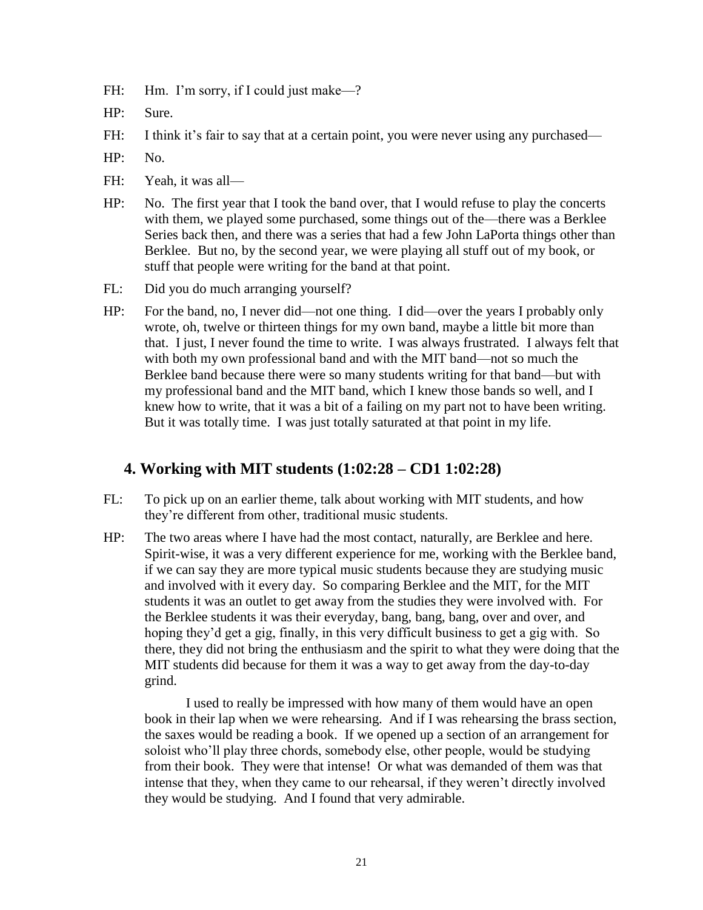FH: Hm. I'm sorry, if I could just make—?

HP: Sure.

FH: I think it's fair to say that at a certain point, you were never using any purchased—

HP: No.

FH: Yeah, it was all—

HP: No. The first year that I took the band over, that I would refuse to play the concerts with them, we played some purchased, some things out of the—there was a Berklee Series back then, and there was a series that had a few John LaPorta things other than Berklee. But no, by the second year, we were playing all stuff out of my book, or stuff that people were writing for the band at that point.

FL: Did you do much arranging yourself?

HP: For the band, no, I never did—not one thing. I did—over the years I probably only wrote, oh, twelve or thirteen things for my own band, maybe a little bit more than that. I just, I never found the time to write. I was always frustrated. I always felt that with both my own professional band and with the MIT band—not so much the Berklee band because there were so many students writing for that band—but with my professional band and the MIT band, which I knew those bands so well, and I knew how to write, that it was a bit of a failing on my part not to have been writing. But it was totally time. I was just totally saturated at that point in my life.

## 4. Working with MIT students (1:02:28 – CD1 1:02:28)

FL: To pick up on an earlier theme, talk about working with MIT students, and how they're different from other, traditional music students.

HP: The two areas where I have had the most contact, naturally, are Berklee and here. Spirit-wise, it was a very different experience for me, working with the Berklee band, if we can say they are more typical music students because they are studying music and involved with it every day. So comparing Berklee and the MIT, for the MIT students it was an outlet to get away from the studies they were involved with. For the Berklee students it was their everyday, bang, bang, bang, over and over, and hoping they'd get a gig, finally, in this very difficult business to get a gig with. So there, they did not bring the enthusiasm and the spirit to what they were doing that the MIT students did because for them it was a way to get away from the day-to-day grind.

I used to really be impressed with how many of them would have an open book in their lap when we were rehearsing. And if I was rehearsing the brass section, the saxes would be reading a book. If we opened up a section of an arrangement for soloist who'll play three chords, somebody else, other people, would be studying from their book. They were that intense! Or what was demanded of them was that intense that they, when they came to our rehearsal, if they weren't directly involved they would be studying. And I found that very admirable.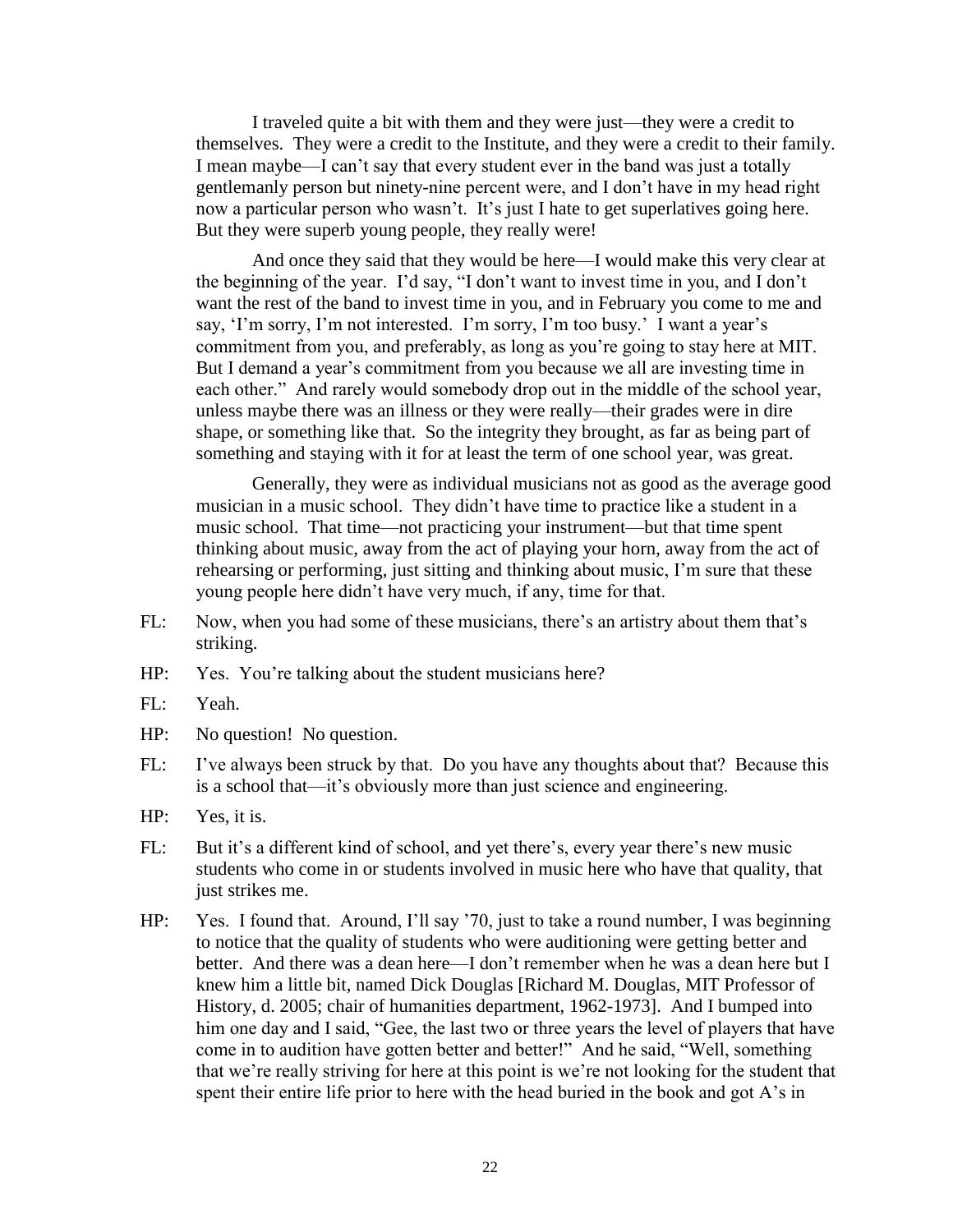I traveled quite a bit with them and they were just—they were a credit to themselves. They were a credit to the Institute, and they were a credit to their family. I mean maybe—I can't say that every student ever in the band was just a totally gentlemanly person but ninety-nine percent were, and I don't have in my head right now a particular person who wasn't. It's just I hate to get superlatives going here. But they were superb young people, they really were!

And once they said that they would be here—I would make this very clear at the beginning of the year. I'd say, "I don't want to invest time in you, and I don't want the rest of the band to invest time in you, and in February you come to me and say, 'I'm sorry, I'm not interested. I'm sorry, I'm too busy.' I want a year's commitment from you, and preferably, as long as you're going to stay here at MIT. But I demand a year's commitment from you because we all are investing time in each other." And rarely would somebody drop out in the middle of the school year, unless maybe there was an illness or they were really—their grades were in dire shape, or something like that. So the integrity they brought, as far as being part of something and staying with it for at least the term of one school year, was great.

Generally, they were as individual musicians not as good as the average good musician in a music school. They didn't have time to practice like a student in a music school. That time—not practicing your instrument—but that time spent thinking about music, away from the act of playing your horn, away from the act of rehearsing or performing, just sitting and thinking about music, I'm sure that these young people here didn't have very much, if any, time for that.

FL: Now, when you had some of these musicians, there's an artistry about them that's striking.

HP: Yes. You're talking about the student musicians here?

FL: Yeah.

HP: No question! No question.

FL: I've always been struck by that. Do you have any thoughts about that? Because this is a school that—it's obviously more than just science and engineering.

HP: Yes, it is.

FL: But it's a different kind of school, and yet there's, every year there's new music students who come in or students involved in music here who have that quality, that just strikes me.

HP: Yes. I found that. Around, I'll say '70, just to take a round number, I was beginning to notice that the quality of students who were auditioning were getting better and better. And there was a dean here—I don't remember when he was a dean here but I knew him a little bit, named Dick Douglas [Richard M. Douglas, MIT Professor of History, d. 2005; chair of humanities department, 1962-1973]. And I bumped into him one day and I said, "Gee, the last two or three years the level of players that have come in to audition have gotten better and better!" And he said, "Well, something that we're really striving for here at this point is we're not looking for the student that spent their entire life prior to here with the head buried in the book and got A's in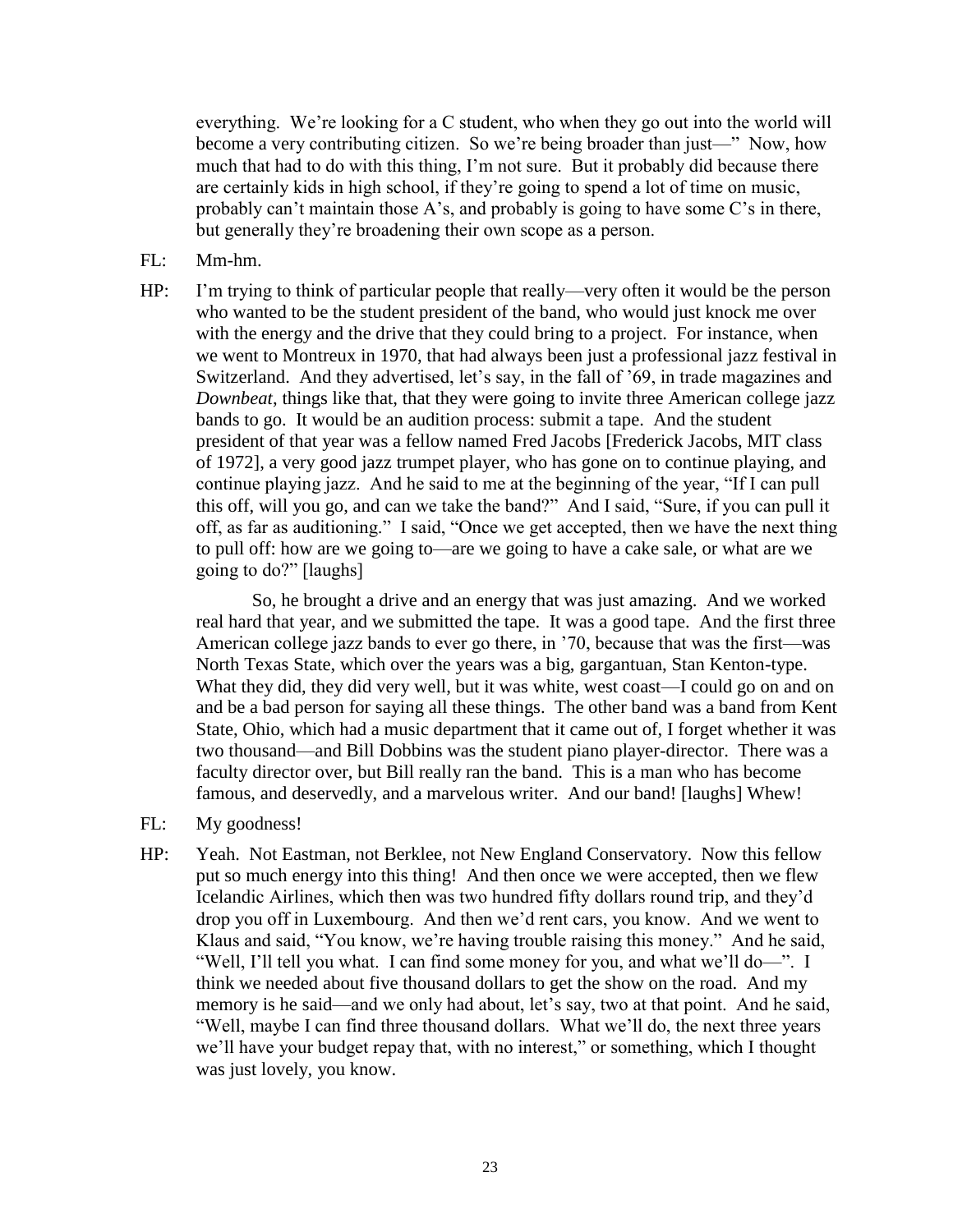everything. We're looking for a C student, who when they go out into the world will become a very contributing citizen. So we're being broader than just—" Now, how much that had to do with this thing, I'm not sure. But it probably did because there are certainly kids in high school, if they're going to spend a lot of time on music, probably can't maintain those A's, and probably is going to have some C's in there, but generally they're broadening their own scope as a person.

FL: Mm-hm.

HP: I'm trying to think of particular people that really—very often it would be the person who wanted to be the student president of the band, who would just knock me over with the energy and the drive that they could bring to a project. For instance, when we went to Montreux in 1970, that had always been just a professional jazz festival in Switzerland. And they advertised, let's say, in the fall of '69, in trade magazines and *Downbeat*, things like that, that they were going to invite three American college jazz bands to go. It would be an audition process: submit a tape. And the student president of that year was a fellow named Fred Jacobs [Frederick Jacobs, MIT class of 1972], a very good jazz trumpet player, who has gone on to continue playing, and continue playing jazz. And he said to me at the beginning of the year, "If I can pull this off, will you go, and can we take the band?" And I said, "Sure, if you can pull it off, as far as auditioning." I said, "Once we get accepted, then we have the next thing to pull off: how are we going to—are we going to have a cake sale, or what are we going to do?" [laughs]

So, he brought a drive and an energy that was just amazing. And we worked real hard that year, and we submitted the tape. It was a good tape. And the first three American college jazz bands to ever go there, in '70, because that was the first—was North Texas State, which over the years was a big, gargantuan, Stan Kenton-type. What they did, they did very well, but it was white, west coast—I could go on and on and be a bad person for saying all these things. The other band was a band from Kent State, Ohio, which had a music department that it came out of, I forget whether it was two thousand—and Bill Dobbins was the student piano player-director. There was a faculty director over, but Bill really ran the band. This is a man who has become famous, and deservedly, and a marvelous writer. And our band! [laughs] Whew!

FL: My goodness!

HP: Yeah. Not Eastman, not Berklee, not New England Conservatory. Now this fellow put so much energy into this thing! And then once we were accepted, then we flew Icelandic Airlines, which then was two hundred fifty dollars round trip, and they'd drop you off in Luxembourg. And then we'd rent cars, you know. And we went to Klaus and said, "You know, we're having trouble raising this money." And he said, "Well, I'll tell you what. I can find some money for you, and what we'll do—". I think we needed about five thousand dollars to get the show on the road. And my memory is he said—and we only had about, let's say, two at that point. And he said, "Well, maybe I can find three thousand dollars. What we'll do, the next three years we'll have your budget repay that, with no interest," or something, which I thought was just lovely, you know.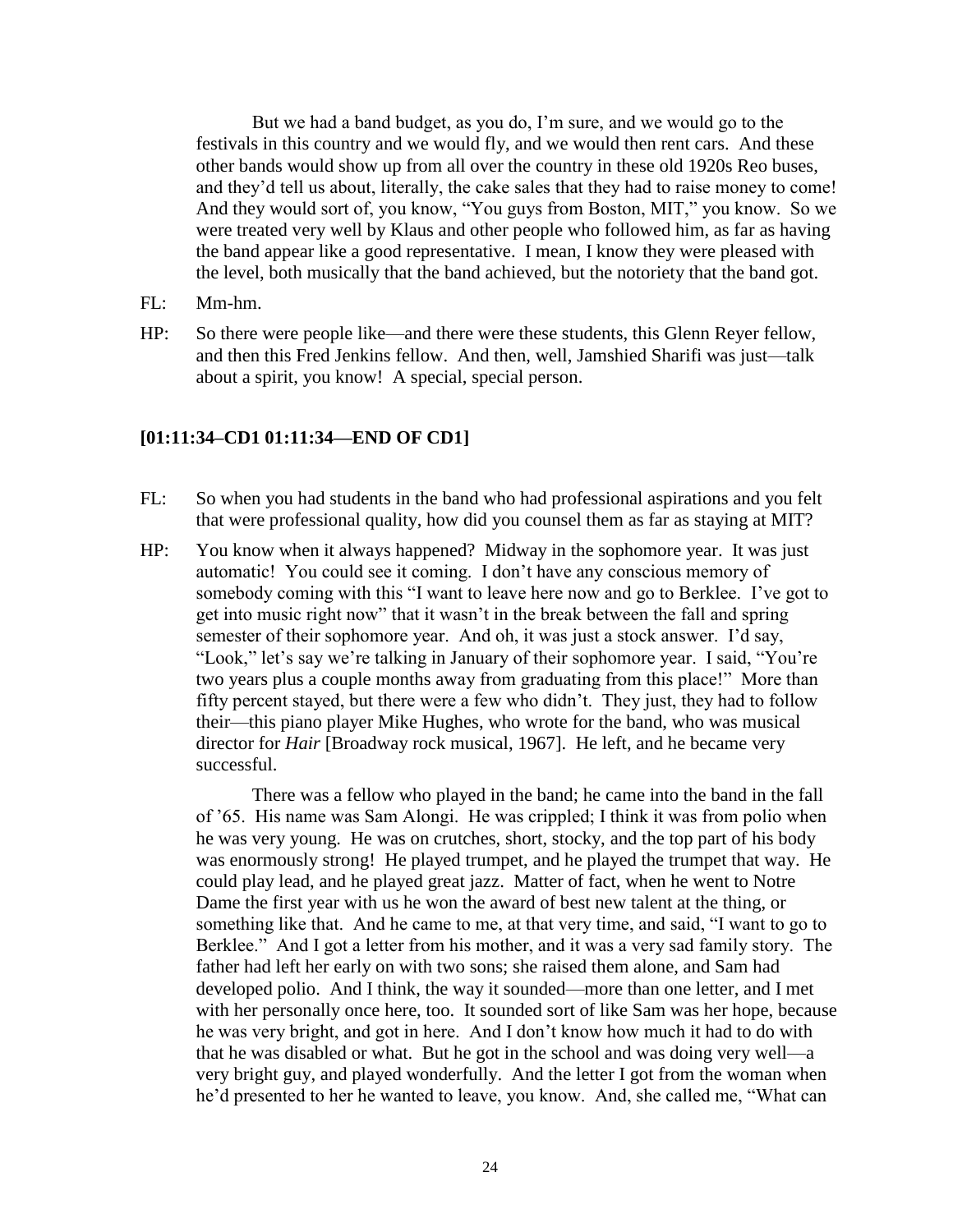But we had a band budget, as you do, I'm sure, and we would go to the festivals in this country and we would fly, and we would then rent cars. And these other bands would show up from all over the country in these old 1920s Reo buses, and they'd tell us about, literally, the cake sales that they had to raise money to come! And they would sort of, you know, "You guys from Boston, MIT," you know. So we were treated very well by Klaus and other people who followed him, as far as having the band appear like a good representative. I mean, I know they were pleased with the level, both musically that the band achieved, but the notoriety that the band got.

FL: Mm-hm.

HP: So there were people like—and there were these students, this Glenn Reyer fellow, and then this Fred Jenkins fellow. And then, well, Jamshied Sharifi was just—talk about a spirit, you know! A special, special person.

**[01:11:34–CD1 01:11:34—END OF CD1]**

FL: So when you had students in the band who had professional aspirations and you felt that were professional quality, how did you counsel them as far as staying at MIT?

HP: You know when it always happened? Midway in the sophomore year. It was just automatic! You could see it coming. I don't have any conscious memory of somebody coming with this "I want to leave here now and go to Berklee. I've got to get into music right now" that it wasn't in the break between the fall and spring semester of their sophomore year. And oh, it was just a stock answer. I'd say, "Look," let's say we're talking in January of their sophomore year. I said, "You're two years plus a couple months away from graduating from this place!" More than fifty percent stayed, but there were a few who didn't. They just, they had to follow their—this piano player Mike Hughes, who wrote for the band, who was musical director for *Hair* [Broadway rock musical, 1967]. He left, and he became very successful.

There was a fellow who played in the band; he came into the band in the fall of '65. His name was Sam Alongi. He was crippled; I think it was from polio when he was very young. He was on crutches, short, stocky, and the top part of his body was enormously strong! He played trumpet, and he played the trumpet that way. He could play lead, and he played great jazz. Matter of fact, when he went to Notre Dame the first year with us he won the award of best new talent at the thing, or something like that. And he came to me, at that very time, and said, "I want to go to Berklee." And I got a letter from his mother, and it was a very sad family story. The father had left her early on with two sons; she raised them alone, and Sam had developed polio. And I think, the way it sounded—more than one letter, and I met with her personally once here, too. It sounded sort of like Sam was her hope, because he was very bright, and got in here. And I don't know how much it had to do with that he was disabled or what. But he got in the school and was doing very well—a very bright guy, and played wonderfully. And the letter I got from the woman when he'd presented to her he wanted to leave, you know. And, she called me, "What can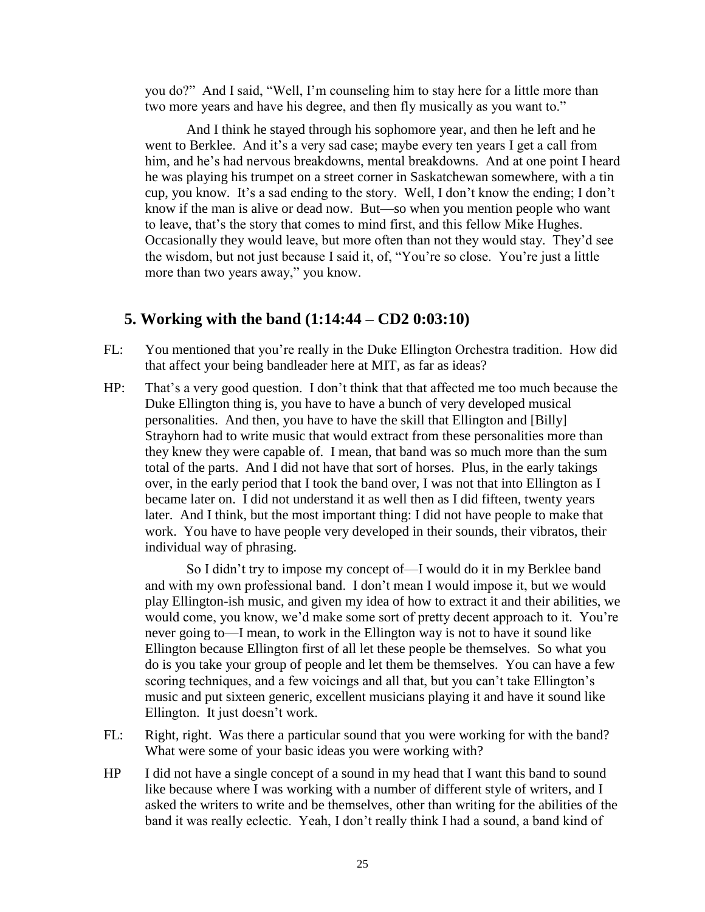you do?" And I said, "Well, I'm counseling him to stay here for a little more than two more years and have his degree, and then fly musically as you want to."

And I think he stayed through his sophomore year, and then he left and he went to Berklee. And it's a very sad case; maybe every ten years I get a call from him, and he's had nervous breakdowns, mental breakdowns. And at one point I heard he was playing his trumpet on a street corner in Saskatchewan somewhere, with a tin cup, you know. It's a sad ending to the story. Well, I don't know the ending; I don't know if the man is alive or dead now. But—so when you mention people who want to leave, that's the story that comes to mind first, and this fellow Mike Hughes. Occasionally they would leave, but more often than not they would stay. They'd see the wisdom, but not just because I said it, of, "You're so close. You're just a little more than two years away," you know.

## 5. Working with the band (1:14:44 – CD2 0:03:10)

FL: You mentioned that you're really in the Duke Ellington Orchestra tradition. How did that affect your being bandleader here at MIT, as far as ideas?

HP: That's a very good question. I don't think that that affected me too much because the Duke Ellington thing is, you have to have a bunch of very developed musical personalities. And then, you have to have the skill that Ellington and [Billy] Strayhorn had to write music that would extract from these personalities more than they knew they were capable of. I mean, that band was so much more than the sum total of the parts. And I did not have that sort of horses. Plus, in the early takings over, in the early period that I took the band over, I was not that into Ellington as I became later on. I did not understand it as well then as I did fifteen, twenty years later. And I think, but the most important thing: I did not have people to make that work. You have to have people very developed in their sounds, their vibratos, their individual way of phrasing.

So I didn't try to impose my concept of—I would do it in my Berklee band and with my own professional band. I don't mean I would impose it, but we would play Ellington-ish music, and given my idea of how to extract it and their abilities, we would come, you know, we'd make some sort of pretty decent approach to it. You're never going to—I mean, to work in the Ellington way is not to have it sound like Ellington because Ellington first of all let these people be themselves. So what you do is you take your group of people and let them be themselves. You can have a few scoring techniques, and a few voicings and all that, but you can't take Ellington's music and put sixteen generic, excellent musicians playing it and have it sound like Ellington. It just doesn't work.

FL: Right, right. Was there a particular sound that you were working for with the band? What were some of your basic ideas you were working with?

HP I did not have a single concept of a sound in my head that I want this band to sound like because where I was working with a number of different style of writers, and I asked the writers to write and be themselves, other than writing for the abilities of the band it was really eclectic. Yeah, I don't really think I had a sound, a band kind of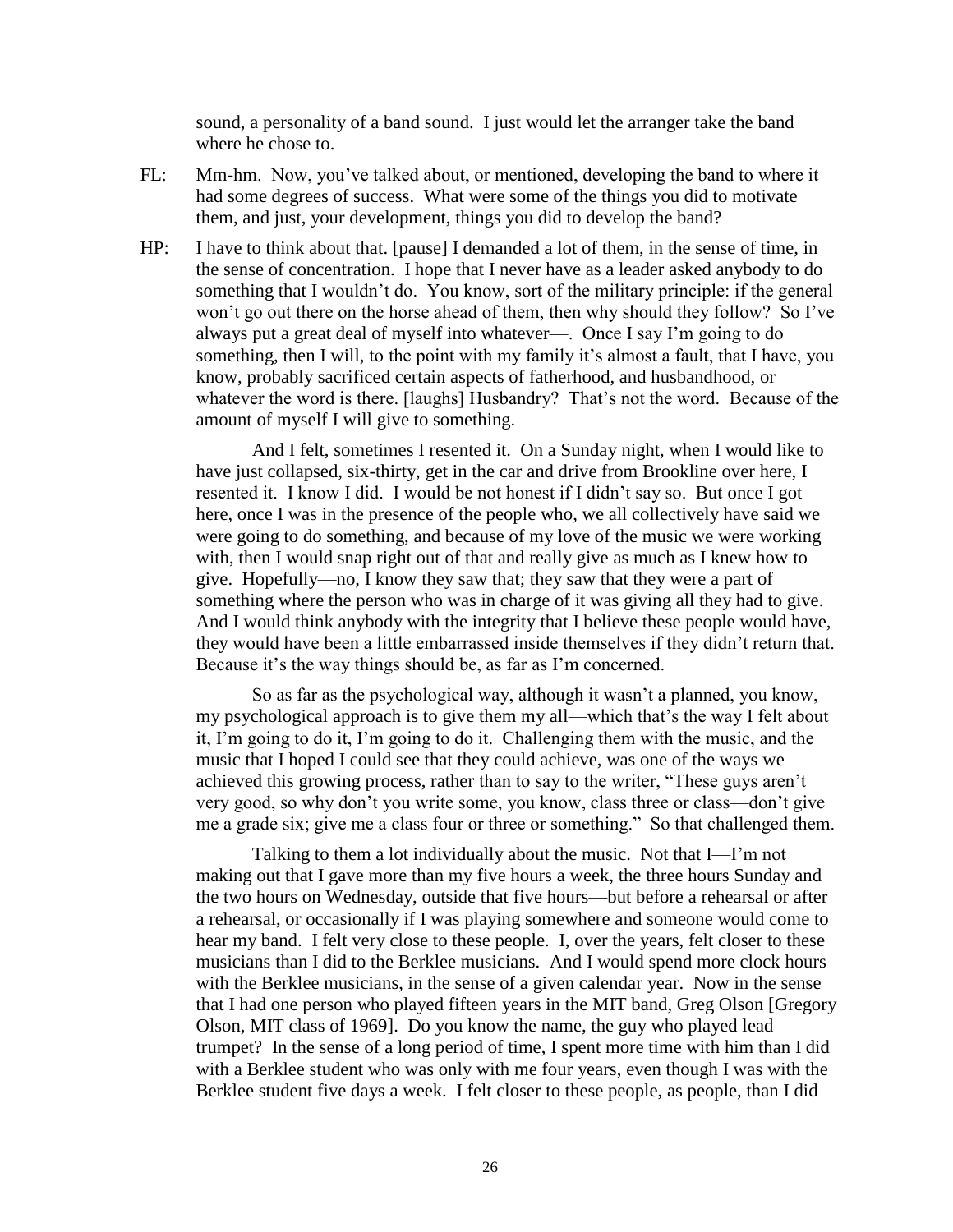sound, a personality of a band sound. I just would let the arranger take the band where he chose to.

FL: Mm-hm. Now, you've talked about, or mentioned, developing the band to where it had some degrees of success. What were some of the things you did to motivate them, and just, your development, things you did to develop the band?

HP: I have to think about that. [pause] I demanded a lot of them, in the sense of time, in the sense of concentration. I hope that I never have as a leader asked anybody to do something that I wouldn't do. You know, sort of the military principle: if the general won't go out there on the horse ahead of them, then why should they follow? So I've always put a great deal of myself into whatever—. Once I say I'm going to do something, then I will, to the point with my family it's almost a fault, that I have, you know, probably sacrificed certain aspects of fatherhood, and husbandhood, or whatever the word is there. [laughs] Husbandry? That's not the word. Because of the amount of myself I will give to something.

And I felt, sometimes I resented it. On a Sunday night, when I would like to have just collapsed, six-thirty, get in the car and drive from Brookline over here, I resented it. I know I did. I would be not honest if I didn't say so. But once I got here, once I was in the presence of the people who, we all collectively have said we were going to do something, and because of my love of the music we were working with, then I would snap right out of that and really give as much as I knew how to give. Hopefully—no, I know they saw that; they saw that they were a part of something where the person who was in charge of it was giving all they had to give. And I would think anybody with the integrity that I believe these people would have, they would have been a little embarrassed inside themselves if they didn't return that. Because it's the way things should be, as far as I'm concerned.

So as far as the psychological way, although it wasn't a planned, you know, my psychological approach is to give them my all—which that's the way I felt about it, I'm going to do it, I'm going to do it. Challenging them with the music, and the music that I hoped I could see that they could achieve, was one of the ways we achieved this growing process, rather than to say to the writer, "These guys aren't very good, so why don't you write some, you know, class three or class—don't give me a grade six; give me a class four or three or something." So that challenged them.

Talking to them a lot individually about the music. Not that I—I'm not making out that I gave more than my five hours a week, the three hours Sunday and the two hours on Wednesday, outside that five hours—but before a rehearsal or after a rehearsal, or occasionally if I was playing somewhere and someone would come to hear my band. I felt very close to these people. I, over the years, felt closer to these musicians than I did to the Berklee musicians. And I would spend more clock hours with the Berklee musicians, in the sense of a given calendar year. Now in the sense that I had one person who played fifteen years in the MIT band, Greg Olson [Gregory Olson, MIT class of 1969]. Do you know the name, the guy who played lead trumpet? In the sense of a long period of time, I spent more time with him than I did with a Berklee student who was only with me four years, even though I was with the Berklee student five days a week. I felt closer to these people, as people, than I did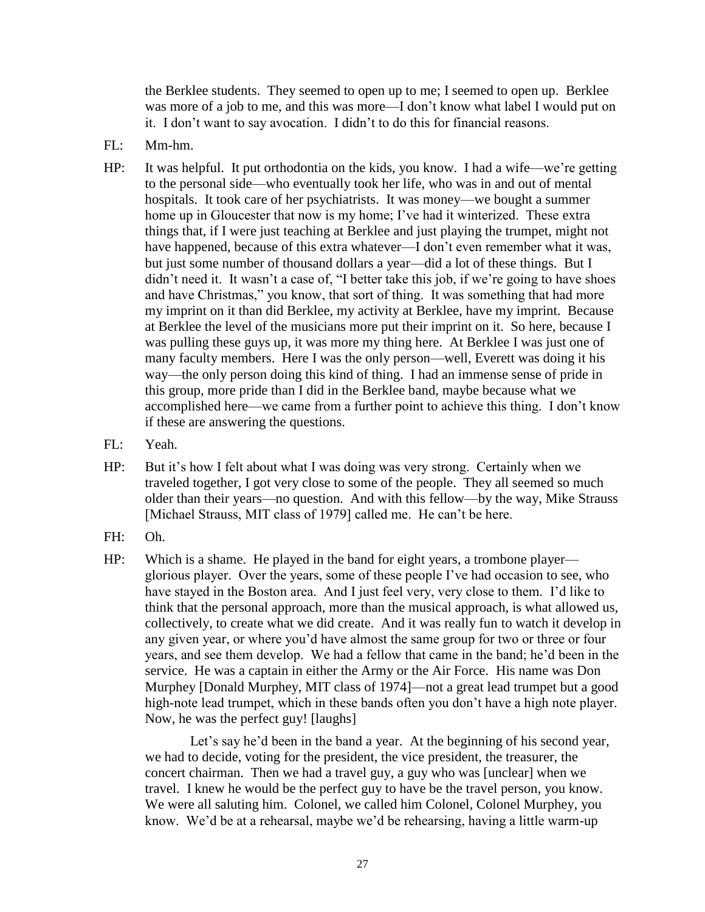the Berklee students. They seemed to open up to me; I seemed to open up. Berklee was more of a job to me, and this was more—I don't know what label I would put on it. I don't want to say avocation. I didn't to do this for financial reasons.

FL: Mm-hm.

HP: It was helpful. It put orthodontia on the kids, you know. I had a wife—we're getting to the personal side—who eventually took her life, who was in and out of mental hospitals. It took care of her psychiatrists. It was money—we bought a summer home up in Gloucester that now is my home; I've had it winterized. These extra things that, if I were just teaching at Berklee and just playing the trumpet, might not have happened, because of this extra whatever—I don't even remember what it was, but just some number of thousand dollars a year—did a lot of these things. But I didn't need it. It wasn't a case of, "I better take this job, if we're going to have shoes and have Christmas," you know, that sort of thing. It was something that had more my imprint on it than did Berklee, my activity at Berklee, have my imprint. Because at Berklee the level of the musicians more put their imprint on it. So here, because I was pulling these guys up, it was more my thing here. At Berklee I was just one of many faculty members. Here I was the only person—well, Everett was doing it his way—the only person doing this kind of thing. I had an immense sense of pride in this group, more pride than I did in the Berklee band, maybe because what we accomplished here—we came from a further point to achieve this thing. I don't know if these are answering the questions.

FL: Yeah.

HP: But it's how I felt about what I was doing was very strong. Certainly when we traveled together, I got very close to some of the people. They all seemed so much older than their years—no question. And with this fellow—by the way, Mike Strauss [Michael Strauss, MIT class of 1979] called me. He can't be here.

FH: Oh.

HP: Which is a shame. He played in the band for eight years, a trombone player—glorious player. Over the years, some of these people I've had occasion to see, who have stayed in the Boston area. And I just feel very, very close to them. I'd like to think that the personal approach, more than the musical approach, is what allowed us, collectively, to create what we did create. And it was really fun to watch it develop in any given year, or where you'd have almost the same group for two or three or four years, and see them develop. We had a fellow that came in the band; he'd been in the service. He was a captain in either the Army or the Air Force. His name was Don Murphey [Donald Murphey, MIT class of 1974]—not a great lead trumpet but a good high-note lead trumpet, which in these bands often you don't have a high note player. Now, he was the perfect guy! [laughs]

Let's say he'd been in the band a year. At the beginning of his second year, we had to decide, voting for the president, the vice president, the treasurer, the concert chairman. Then we had a travel guy, a guy who was [unclear] when we travel. I knew he would be the perfect guy to have be the travel person, you know. We were all saluting him. Colonel, we called him Colonel, Colonel Murphey, you know. We'd be at a rehearsal, maybe we'd be rehearsing, having a little warm-up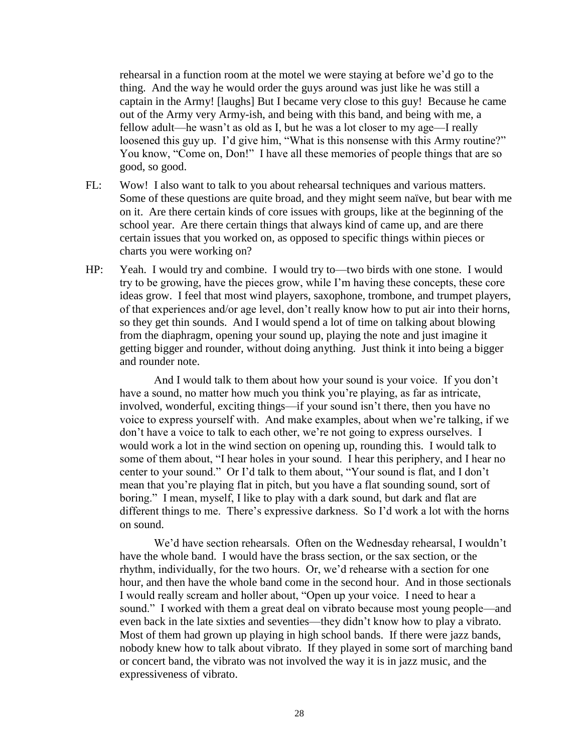rehearsal in a function room at the motel we were staying at before we'd go to the thing. And the way he would order the guys around was just like he was still a captain in the Army! [laughs] But I became very close to this guy! Because he came out of the Army very Army-ish, and being with this band, and being with me, a fellow adult—he wasn't as old as I, but he was a lot closer to my age—I really loosened this guy up. I'd give him, "What is this nonsense with this Army routine?" You know, "Come on, Don!" I have all these memories of people things that are so good, so good.

FL: Wow! I also want to talk to you about rehearsal techniques and various matters. Some of these questions are quite broad, and they might seem naïve, but bear with me on it. Are there certain kinds of core issues with groups, like at the beginning of the school year. Are there certain things that always kind of came up, and are there certain issues that you worked on, as opposed to specific things within pieces or charts you were working on?

HP: Yeah. I would try and combine. I would try to—two birds with one stone. I would try to be growing, have the pieces grow, while I'm having these concepts, these core ideas grow. I feel that most wind players, saxophone, trombone, and trumpet players, of that experiences and/or age level, don't really know how to put air into their horns, so they get thin sounds. And I would spend a lot of time on talking about blowing from the diaphragm, opening your sound up, playing the note and just imagine it getting bigger and rounder, without doing anything. Just think it into being a bigger and rounder note.

And I would talk to them about how your sound is your voice. If you don't have a sound, no matter how much you think you're playing, as far as intricate, involved, wonderful, exciting things—if your sound isn't there, then you have no voice to express yourself with. And make examples, about when we're talking, if we don't have a voice to talk to each other, we're not going to express ourselves. I would work a lot in the wind section on opening up, rounding this. I would talk to some of them about, "I hear holes in your sound. I hear this periphery, and I hear no center to your sound." Or I'd talk to them about, "Your sound is flat, and I don't mean that you're playing flat in pitch, but you have a flat sounding sound, sort of boring." I mean, myself, I like to play with a dark sound, but dark and flat are different things to me. There's expressive darkness. So I'd work a lot with the horns on sound.

We'd have section rehearsals. Often on the Wednesday rehearsal, I wouldn't have the whole band. I would have the brass section, or the sax section, or the rhythm, individually, for the two hours. Or, we'd rehearse with a section for one hour, and then have the whole band come in the second hour. And in those sectionals I would really scream and holler about, "Open up your voice. I need to hear a sound." I worked with them a great deal on vibrato because most young people—and even back in the late sixties and seventies—they didn't know how to play a vibrato. Most of them had grown up playing in high school bands. If there were jazz bands, nobody knew how to talk about vibrato. If they played in some sort of marching band or concert band, the vibrato was not involved the way it is in jazz music, and the expressiveness of vibrato.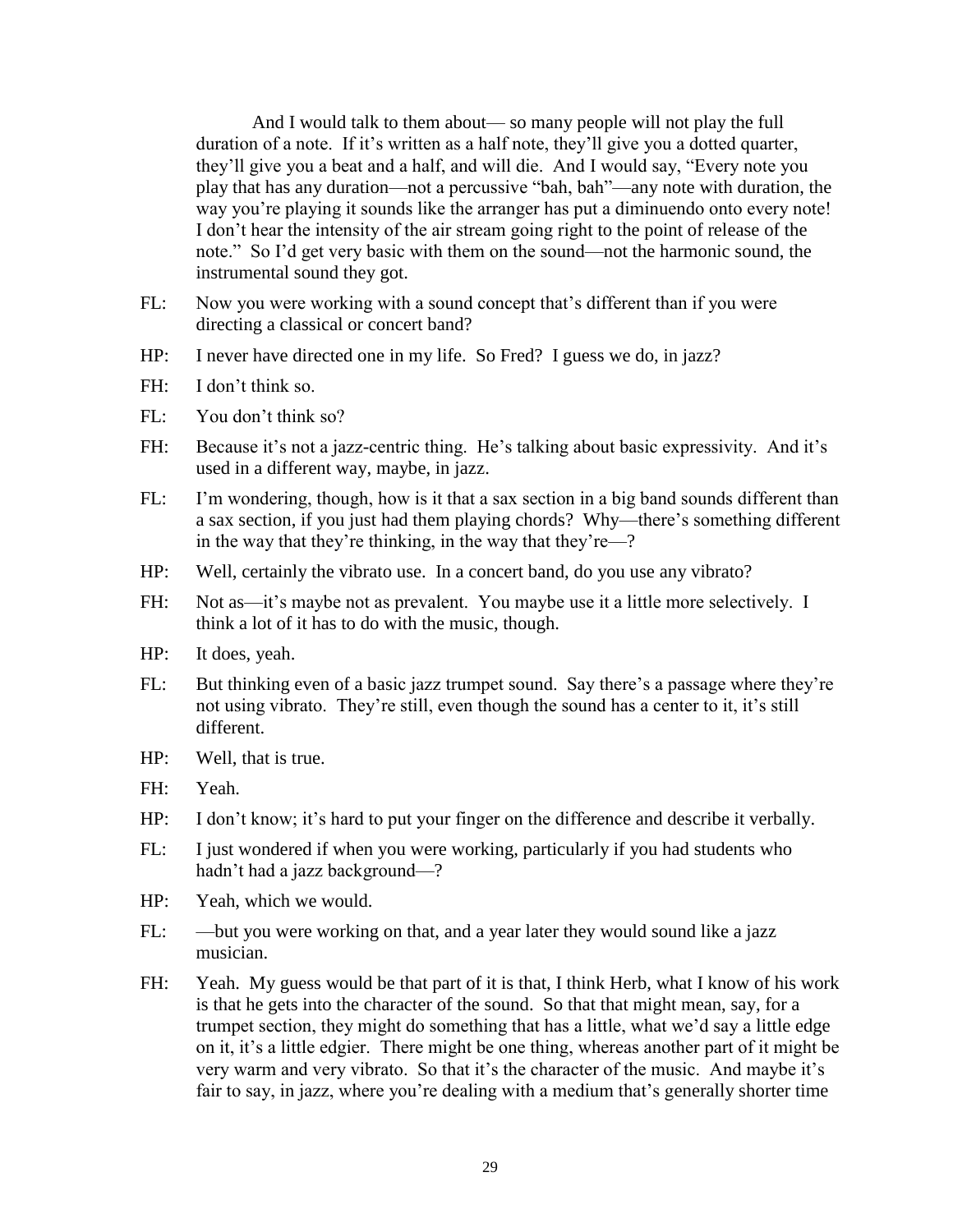And I would talk to them about— so many people will not play the full duration of a note. If it's written as a half note, they'll give you a dotted quarter, they'll give you a beat and a half, and will die. And I would say, "Every note you play that has any duration—not a percussive "bah, bah"—any note with duration, the way you're playing it sounds like the arranger has put a diminuendo onto every note! I don't hear the intensity of the air stream going right to the point of release of the note." So I'd get very basic with them on the sound—not the harmonic sound, the instrumental sound they got.

FL: Now you were working with a sound concept that's different than if you were directing a classical or concert band?

HP: I never have directed one in my life. So Fred? I guess we do, in jazz?

FH: I don't think so.

FL: You don't think so?

FH: Because it's not a jazz-centric thing. He's talking about basic expressivity. And it's used in a different way, maybe, in jazz.

FL: I'm wondering, though, how is it that a sax section in a big band sounds different than a sax section, if you just had them playing chords? Why—there's something different in the way that they're thinking, in the way that they're—?

HP: Well, certainly the vibrato use. In a concert band, do you use any vibrato?

FH: Not as—it's maybe not as prevalent. You maybe use it a little more selectively. I think a lot of it has to do with the music, though.

HP: It does, yeah.

FL: But thinking even of a basic jazz trumpet sound. Say there's a passage where they're not using vibrato. They're still, even though the sound has a center to it, it's still different.

HP: Well, that is true.

FH: Yeah.

HP: I don't know; it's hard to put your finger on the difference and describe it verbally.

FL: I just wondered if when you were working, particularly if you had students who hadn't had a jazz background—?

HP: Yeah, which we would.

FL: —but you were working on that, and a year later they would sound like a jazz musician.

FH: Yeah. My guess would be that part of it is that, I think Herb, what I know of his work is that he gets into the character of the sound. So that that might mean, say, for a trumpet section, they might do something that has a little, what we'd say a little edge on it, it's a little edgier. There might be one thing, whereas another part of it might be very warm and very vibrato. So that it's the character of the music. And maybe it's fair to say, in jazz, where you're dealing with a medium that's generally shorter time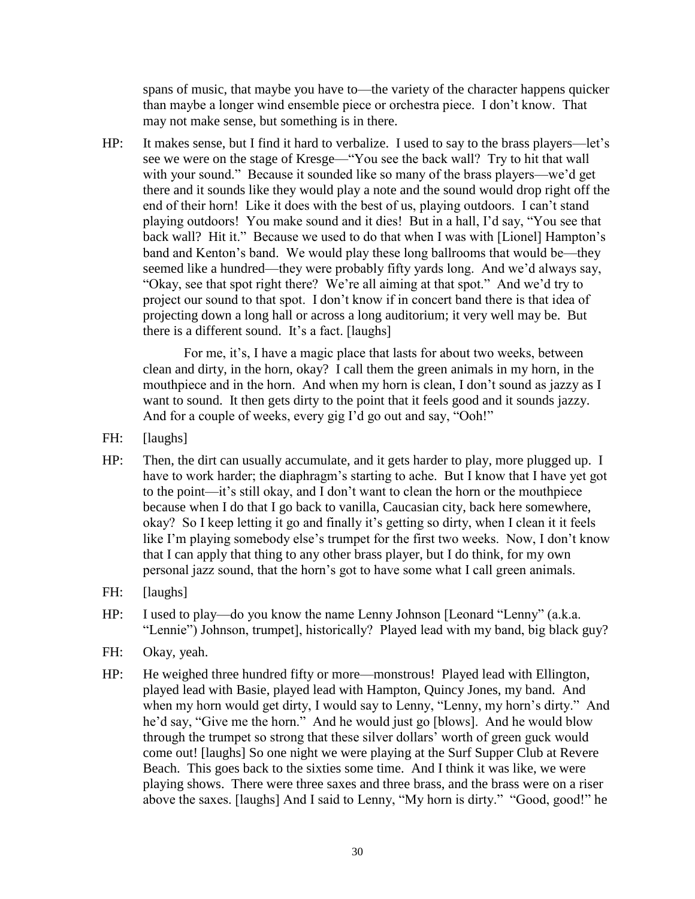spans of music, that maybe you have to—the variety of the character happens quicker than maybe a longer wind ensemble piece or orchestra piece. I don't know. That may not make sense, but something is in there.

HP: It makes sense, but I find it hard to verbalize. I used to say to the brass players—let's see we were on the stage of Kresge—"You see the back wall? Try to hit that wall with your sound." Because it sounded like so many of the brass players—we'd get there and it sounds like they would play a note and the sound would drop right off the end of their horn! Like it does with the best of us, playing outdoors. I can't stand playing outdoors! You make sound and it dies! But in a hall, I'd say, "You see that back wall? Hit it." Because we used to do that when I was with [Lionel] Hampton's band and Kenton's band. We would play these long ballrooms that would be—they seemed like a hundred—they were probably fifty yards long. And we'd always say, "Okay, see that spot right there? We're all aiming at that spot." And we'd try to project our sound to that spot. I don't know if in concert band there is that idea of projecting down a long hall or across a long auditorium; it very well may be. But there is a different sound. It's a fact. [laughs]

For me, it's, I have a magic place that lasts for about two weeks, between clean and dirty, in the horn, okay? I call them the green animals in my horn, in the mouthpiece and in the horn. And when my horn is clean, I don't sound as jazzy as I want to sound. It then gets dirty to the point that it feels good and it sounds jazzy. And for a couple of weeks, every gig I'd go out and say, "Ooh!"

FH: [laughs]

HP: Then, the dirt can usually accumulate, and it gets harder to play, more plugged up. I have to work harder; the diaphragm's starting to ache. But I know that I have yet got to the point—it's still okay, and I don't want to clean the horn or the mouthpiece because when I do that I go back to vanilla, Caucasian city, back here somewhere, okay? So I keep letting it go and finally it's getting so dirty, when I clean it it feels like I'm playing somebody else's trumpet for the first two weeks. Now, I don't know that I can apply that thing to any other brass player, but I do think, for my own personal jazz sound, that the horn's got to have some what I call green animals.

FH: [laughs]

HP: I used to play—do you know the name Lenny Johnson [Leonard "Lenny" (a.k.a. "Lennie") Johnson, trumpet], historically? Played lead with my band, big black guy?

FH: Okay, yeah.

HP: He weighed three hundred fifty or more—monstrous! Played lead with Ellington, played lead with Basie, played lead with Hampton, Quincy Jones, my band. And when my horn would get dirty, I would say to Lenny, "Lenny, my horn's dirty." And he'd say, "Give me the horn." And he would just go [blows]. And he would blow through the trumpet so strong that these silver dollars' worth of green guck would come out! [laughs] So one night we were playing at the Surf Supper Club at Revere Beach. This goes back to the sixties some time. And I think it was like, we were playing shows. There were three saxes and three brass, and the brass were on a riser above the saxes. [laughs] And I said to Lenny, "My horn is dirty." "Good, good!" he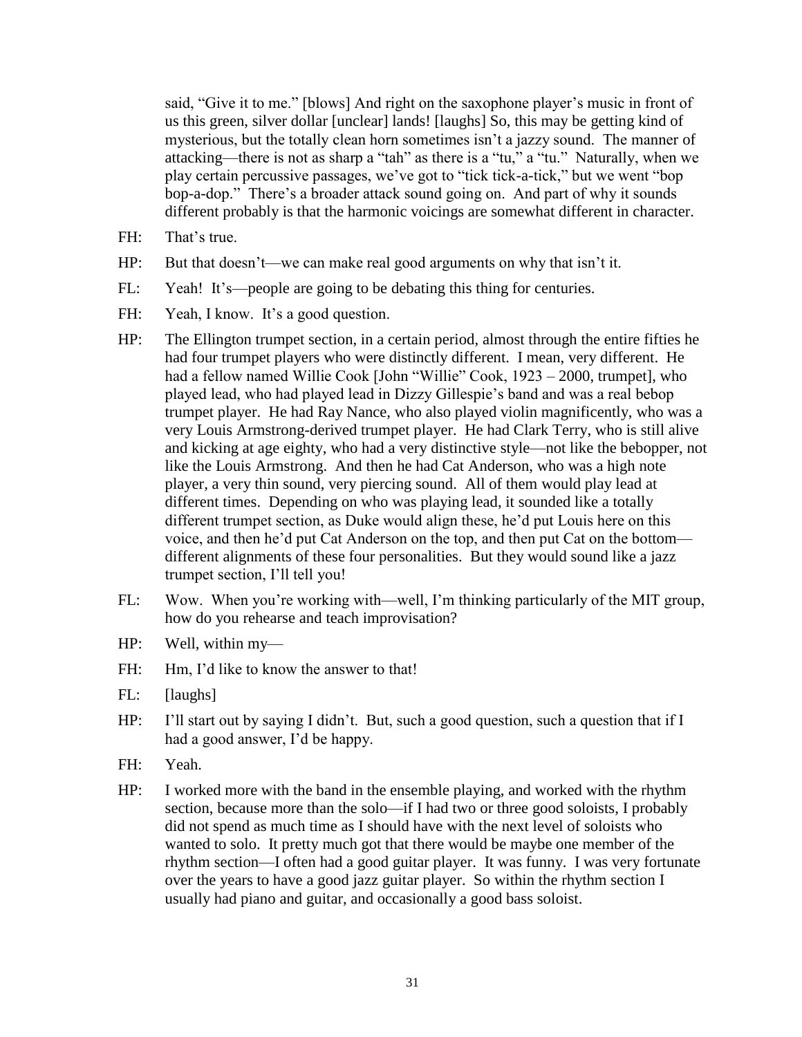said, "Give it to me." [blows] And right on the saxophone player's music in front of us this green, silver dollar [unclear] lands! [laughs] So, this may be getting kind of mysterious, but the totally clean horn sometimes isn't a jazzy sound. The manner of attacking—there is not as sharp a "tah" as there is a "tu," a "tu." Naturally, when we play certain percussive passages, we've got to "tick tick-a-tick," but we went "bop bop-a-dop." There's a broader attack sound going on. And part of why it sounds different probably is that the harmonic voicings are somewhat different in character.

FH: That's true.

HP: But that doesn't—we can make real good arguments on why that isn't it.

FL: Yeah! It's—people are going to be debating this thing for centuries.

FH: Yeah, I know. It's a good question.

HP: The Ellington trumpet section, in a certain period, almost through the entire fifties he had four trumpet players who were distinctly different. I mean, very different. He had a fellow named Willie Cook [John "Willie" Cook, 1923 – 2000, trumpet], who played lead, who had played lead in Dizzy Gillespie's band and was a real bebop trumpet player. He had Ray Nance, who also played violin magnificently, who was a very Louis Armstrong-derived trumpet player. He had Clark Terry, who is still alive and kicking at age eighty, who had a very distinctive style—not like the bebopper, not like the Louis Armstrong. And then he had Cat Anderson, who was a high note player, a very thin sound, very piercing sound. All of them would play lead at different times. Depending on who was playing lead, it sounded like a totally different trumpet section, as Duke would align these, he'd put Louis here on this voice, and then he'd put Cat Anderson on the top, and then put Cat on the bottom—different alignments of these four personalities. But they would sound like a jazz trumpet section, I'll tell you!

FL: Wow. When you're working with—well, I'm thinking particularly of the MIT group, how do you rehearse and teach improvisation?

HP: Well, within my—

FH: Hm, I'd like to know the answer to that!

FL: [laughs]

HP: I'll start out by saying I didn't. But, such a good question, such a question that if I had a good answer, I'd be happy.

FH: Yeah.

HP: I worked more with the band in the ensemble playing, and worked with the rhythm section, because more than the solo—if I had two or three good soloists, I probably did not spend as much time as I should have with the next level of soloists who wanted to solo. It pretty much got that there would be maybe one member of the rhythm section—I often had a good guitar player. It was funny. I was very fortunate over the years to have a good jazz guitar player. So within the rhythm section I usually had piano and guitar, and occasionally a good bass soloist.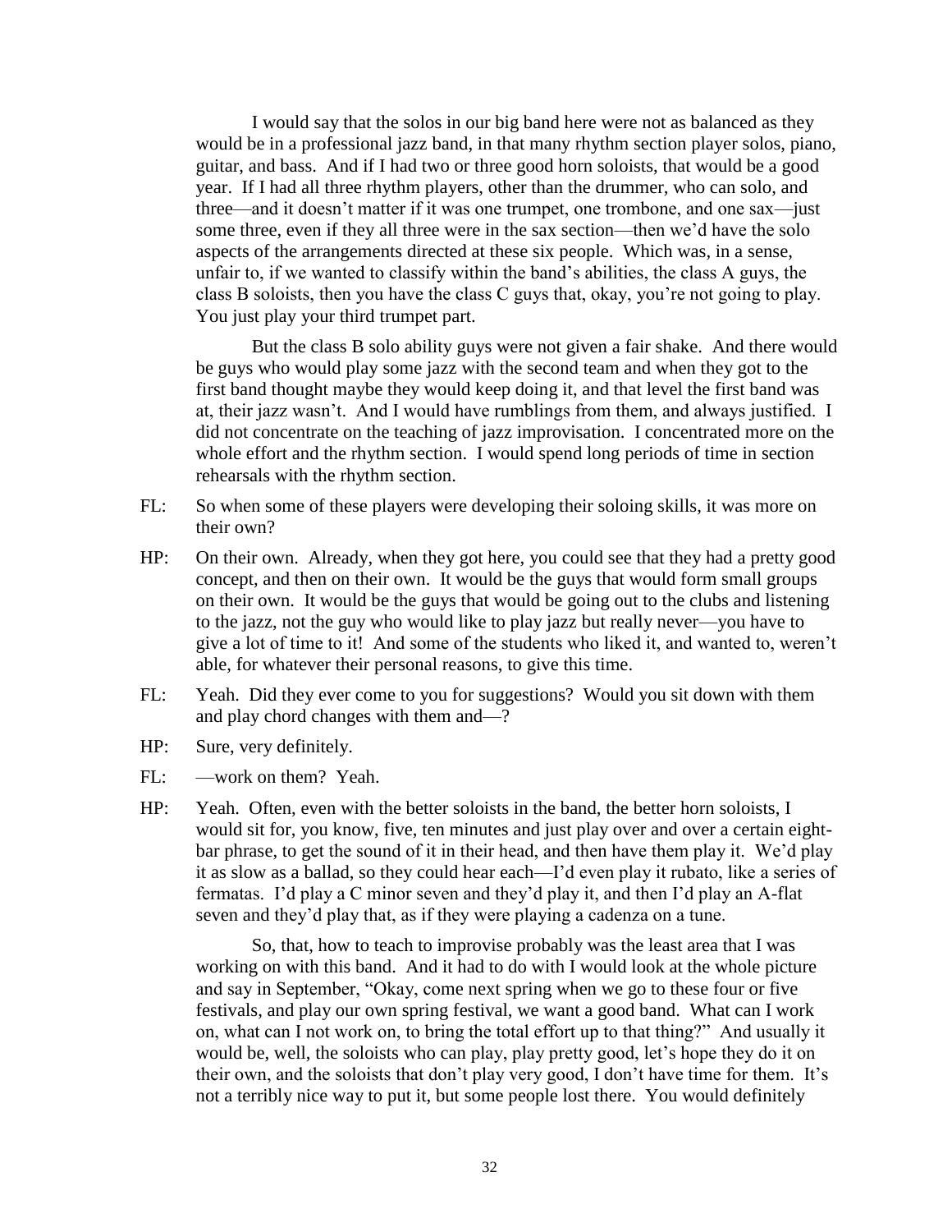I would say that the solos in our big band here were not as balanced as they would be in a professional jazz band, in that many rhythm section player solos, piano, guitar, and bass. And if I had two or three good horn soloists, that would be a good year. If I had all three rhythm players, other than the drummer, who can solo, and three—and it doesn't matter if it was one trumpet, one trombone, and one sax—just some three, even if they all three were in the sax section—then we'd have the solo aspects of the arrangements directed at these six people. Which was, in a sense, unfair to, if we wanted to classify within the band's abilities, the class A guys, the class B soloists, then you have the class C guys that, okay, you're not going to play. You just play your third trumpet part.

But the class B solo ability guys were not given a fair shake. And there would be guys who would play some jazz with the second team and when they got to the first band thought maybe they would keep doing it, and that level the first band was at, their jazz wasn't. And I would have rumblings from them, and always justified. I did not concentrate on the teaching of jazz improvisation. I concentrated more on the whole effort and the rhythm section. I would spend long periods of time in section rehearsals with the rhythm section.

FL: So when some of these players were developing their soloing skills, it was more on their own?

HP: On their own. Already, when they got here, you could see that they had a pretty good concept, and then on their own. It would be the guys that would form small groups on their own. It would be the guys that would be going out to the clubs and listening to the jazz, not the guy who would like to play jazz but really never—you have to give a lot of time to it! And some of the students who liked it, and wanted to, weren't able, for whatever their personal reasons, to give this time.

FL: Yeah. Did they ever come to you for suggestions? Would you sit down with them and play chord changes with them and—?

HP: Sure, very definitely.

FL: —work on them? Yeah.

HP: Yeah. Often, even with the better soloists in the band, the better horn soloists, I would sit for, you know, five, ten minutes and just play over and over a certain eight-bar phrase, to get the sound of it in their head, and then have them play it. We'd play it as slow as a ballad, so they could hear each—I'd even play it rubato, like a series of fermatas. I'd play a C minor seven and they'd play it, and then I'd play an A-flat seven and they'd play that, as if they were playing a cadenza on a tune.

So, that, how to teach to improvise probably was the least area that I was working on with this band. And it had to do with I would look at the whole picture and say in September, "Okay, come next spring when we go to these four or five festivals, and play our own spring festival, we want a good band. What can I work on, what can I not work on, to bring the total effort up to that thing?" And usually it would be, well, the soloists who can play, play pretty good, let's hope they do it on their own, and the soloists that don't play very good, I don't have time for them. It's not a terribly nice way to put it, but some people lost there. You would definitely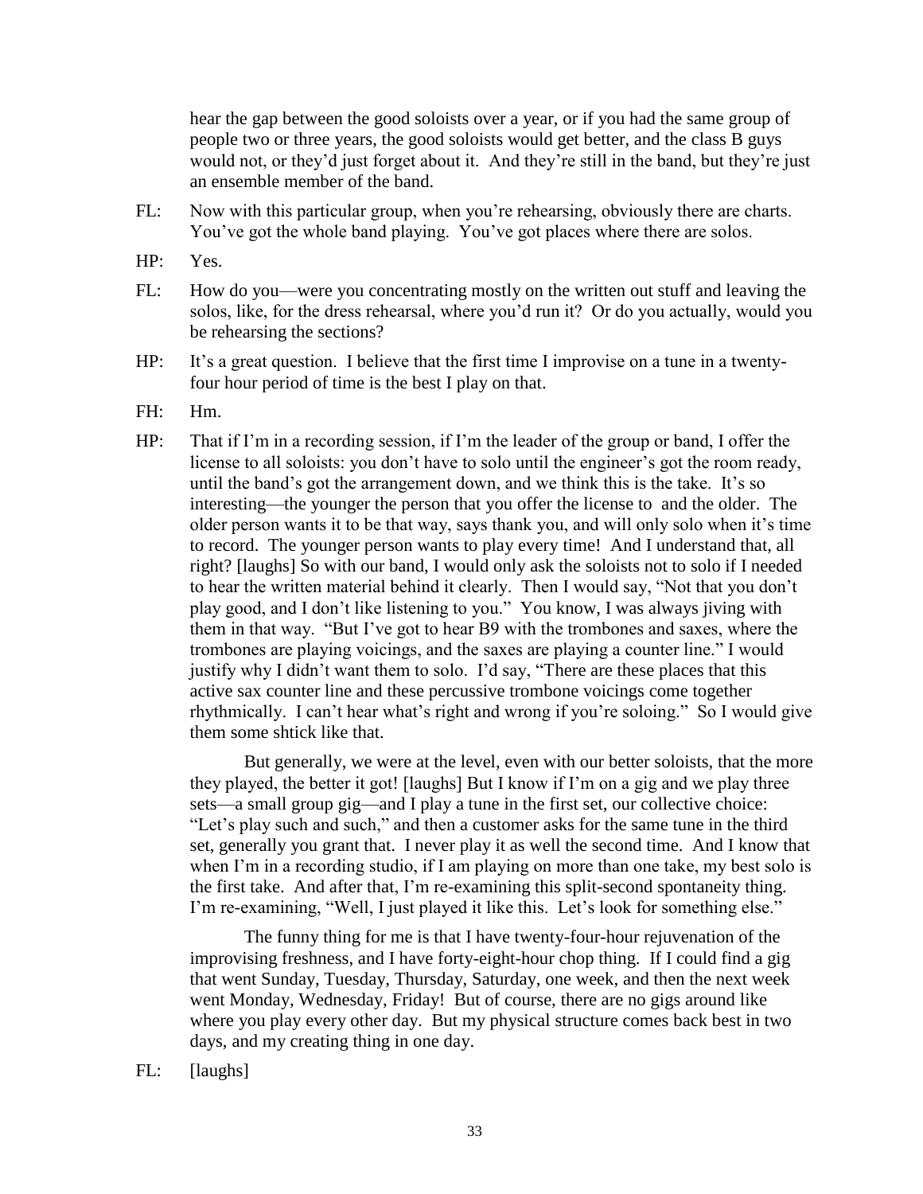hear the gap between the good soloists over a year, or if you had the same group of people two or three years, the good soloists would get better, and the class B guys would not, or they'd just forget about it. And they're still in the band, but they're just an ensemble member of the band.

FL: Now with this particular group, when you're rehearsing, obviously there are charts. You've got the whole band playing. You've got places where there are solos.

HP: Yes.

FL: How do you—were you concentrating mostly on the written out stuff and leaving the solos, like, for the dress rehearsal, where you'd run it? Or do you actually, would you be rehearsing the sections?

HP: It's a great question. I believe that the first time I improvise on a tune in a twenty-four hour period of time is the best I play on that.

FH: Hm.

HP: That if I'm in a recording session, if I'm the leader of the group or band, I offer the license to all soloists: you don't have to solo until the engineer's got the room ready, until the band's got the arrangement down, and we think this is the take. It's so interesting—the younger the person that you offer the license to and the older. The older person wants it to be that way, says thank you, and will only solo when it's time to record. The younger person wants to play every time! And I understand that, all right? [laughs] So with our band, I would only ask the soloists not to solo if I needed to hear the written material behind it clearly. Then I would say, "Not that you don't play good, and I don't like listening to you." You know, I was always jiving with them in that way. "But I've got to hear B9 with the trombones and saxes, where the trombones are playing voicings, and the saxes are playing a counter line." I would justify why I didn't want them to solo. I'd say, "There are these places that this active sax counter line and these percussive trombone voicings come together rhythmically. I can't hear what's right and wrong if you're soloing." So I would give them some shtick like that.

But generally, we were at the level, even with our better soloists, that the more they played, the better it got! [laughs] But I know if I'm on a gig and we play three sets—a small group gig—and I play a tune in the first set, our collective choice: "Let's play such and such," and then a customer asks for the same tune in the third set, generally you grant that. I never play it as well the second time. And I know that when I'm in a recording studio, if I am playing on more than one take, my best solo is the first take. And after that, I'm re-examining this split-second spontaneity thing. I'm re-examining, "Well, I just played it like this. Let's look for something else."

The funny thing for me is that I have twenty-four-hour rejuvenation of the improvising freshness, and I have forty-eight-hour chop thing. If I could find a gig that went Sunday, Tuesday, Thursday, Saturday, one week, and then the next week went Monday, Wednesday, Friday! But of course, there are no gigs around like where you play every other day. But my physical structure comes back best in two days, and my creating thing in one day.

FL: [laughs]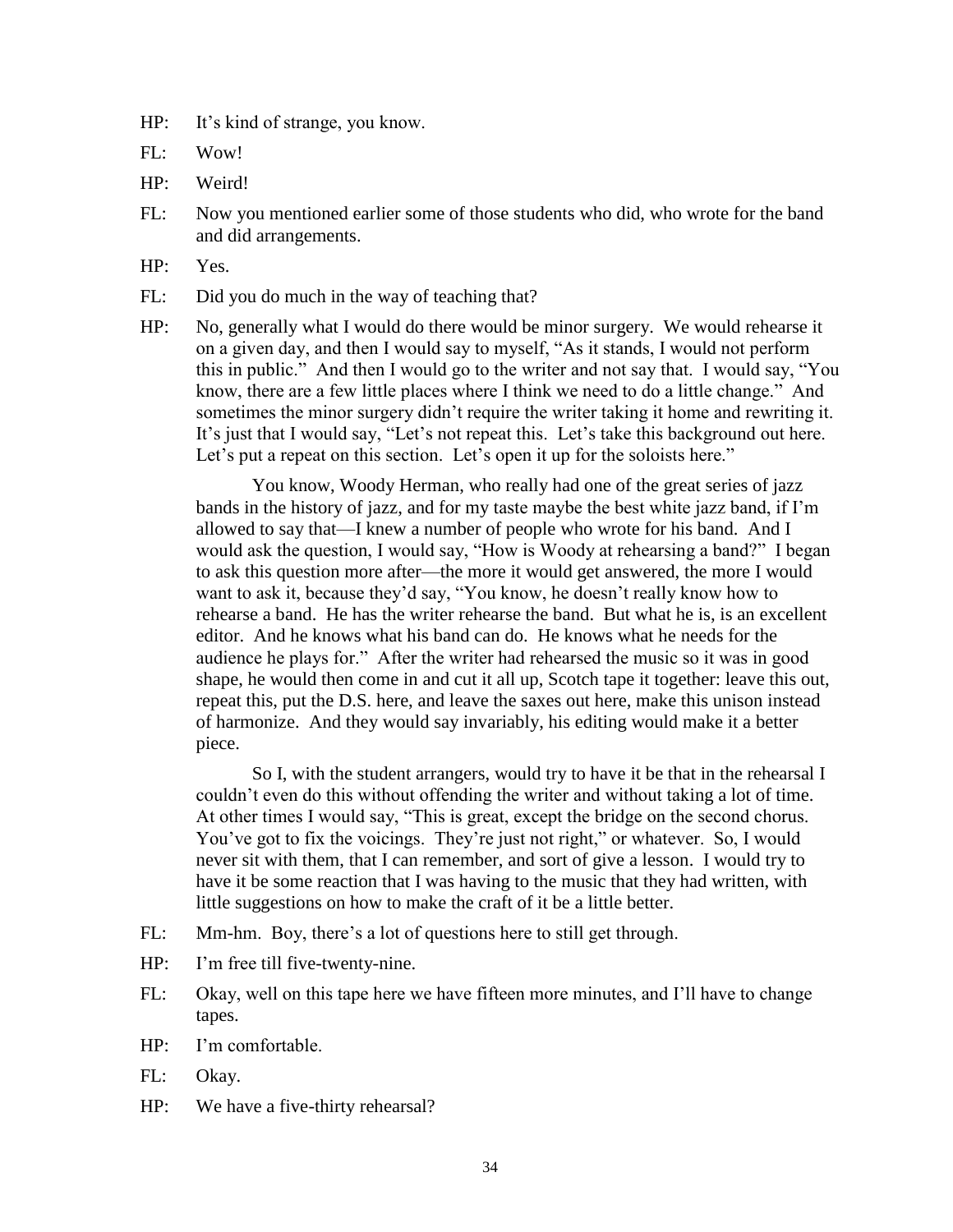HP: It's kind of strange, you know.

FL: Wow!

HP: Weird!

FL: Now you mentioned earlier some of those students who did, who wrote for the band and did arrangements.

HP: Yes.

FL: Did you do much in the way of teaching that?

HP: No, generally what I would do there would be minor surgery. We would rehearse it on a given day, and then I would say to myself, "As it stands, I would not perform this in public." And then I would go to the writer and not say that. I would say, "You know, there are a few little places where I think we need to do a little change." And sometimes the minor surgery didn't require the writer taking it home and rewriting it. It's just that I would say, "Let's not repeat this. Let's take this background out here. Let's put a repeat on this section. Let's open it up for the soloists here."

You know, Woody Herman, who really had one of the great series of jazz bands in the history of jazz, and for my taste maybe the best white jazz band, if I'm allowed to say that—I knew a number of people who wrote for his band. And I would ask the question, I would say, "How is Woody at rehearsing a band?" I began to ask this question more after—the more it would get answered, the more I would want to ask it, because they'd say, "You know, he doesn't really know how to rehearse a band. He has the writer rehearse the band. But what he is, is an excellent editor. And he knows what his band can do. He knows what he needs for the audience he plays for." After the writer had rehearsed the music so it was in good shape, he would then come in and cut it all up, Scotch tape it together: leave this out, repeat this, put the D.S. here, and leave the saxes out here, make this unison instead of harmonize. And they would say invariably, his editing would make it a better piece.

So I, with the student arrangers, would try to have it be that in the rehearsal I couldn't even do this without offending the writer and without taking a lot of time. At other times I would say, "This is great, except the bridge on the second chorus. You've got to fix the voicings. They're just not right," or whatever. So, I would never sit with them, that I can remember, and sort of give a lesson. I would try to have it be some reaction that I was having to the music that they had written, with little suggestions on how to make the craft of it be a little better.

FL: Mm-hm. Boy, there's a lot of questions here to still get through.

HP: I'm free till five-twenty-nine.

FL: Okay, well on this tape here we have fifteen more minutes, and I'll have to change tapes.

HP: I'm comfortable.

FL: Okay.

HP: We have a five-thirty rehearsal?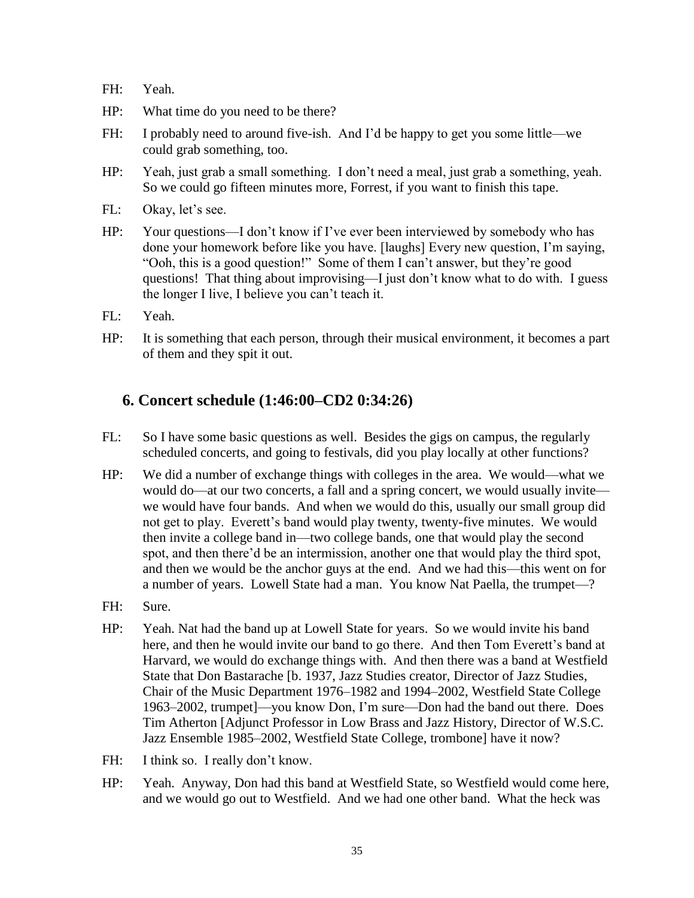FH: Yeah.

HP: What time do you need to be there?

FH: I probably need to around five-ish. And I'd be happy to get you some little—we could grab something, too.

HP: Yeah, just grab a small something. I don't need a meal, just grab a something, yeah. So we could go fifteen minutes more, Forrest, if you want to finish this tape.

FL: Okay, let's see.

HP: Your questions—I don't know if I've ever been interviewed by somebody who has done your homework before like you have. [laughs] Every new question, I'm saying, "Ooh, this is a good question!" Some of them I can't answer, but they're good questions! That thing about improvising—I just don't know what to do with. I guess the longer I live, I believe you can't teach it.

FL: Yeah.

HP: It is something that each person, through their musical environment, it becomes a part of them and they spit it out.

## 6. Concert schedule (1:46:00–CD2 0:34:26)

FL: So I have some basic questions as well. Besides the gigs on campus, the regularly scheduled concerts, and going to festivals, did you play locally at other functions?

HP: We did a number of exchange things with colleges in the area. We would—what we would do—at our two concerts, a fall and a spring concert, we would usually invite—we would have four bands. And when we would do this, usually our small group did not get to play. Everett's band would play twenty, twenty-five minutes. We would then invite a college band in—two college bands, one that would play the second spot, and then there'd be an intermission, another one that would play the third spot, and then we would be the anchor guys at the end. And we had this—this went on for a number of years. Lowell State had a man. You know Nat Paella, the trumpet—?

FH: Sure.

HP: Yeah. Nat had the band up at Lowell State for years. So we would invite his band here, and then he would invite our band to go there. And then Tom Everett's band at Harvard, we would do exchange things with. And then there was a band at Westfield State that Don Bastarache [b. 1937, Jazz Studies creator, Director of Jazz Studies, Chair of the Music Department 1976–1982 and 1994–2002, Westfield State College 1963–2002, trumpet]—you know Don, I'm sure—Don had the band out there. Does Tim Atherton [Adjunct Professor in Low Brass and Jazz History, Director of W.S.C. Jazz Ensemble 1985–2002, Westfield State College, trombone] have it now?

FH: I think so. I really don't know.

HP: Yeah. Anyway, Don had this band at Westfield State, so Westfield would come here, and we would go out to Westfield. And we had one other band. What the heck was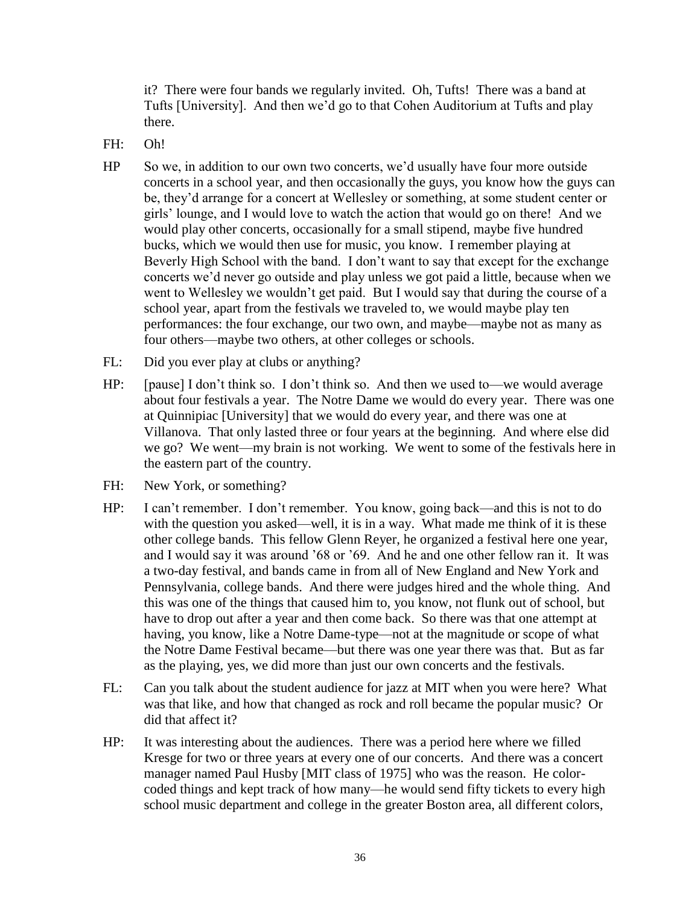it? There were four bands we regularly invited. Oh, Tufts! There was a band at Tufts [University]. And then we'd go to that Cohen Auditorium at Tufts and play there.

FH: Oh!

HP So we, in addition to our own two concerts, we'd usually have four more outside concerts in a school year, and then occasionally the guys, you know how the guys can be, they'd arrange for a concert at Wellesley or something, at some student center or girls' lounge, and I would love to watch the action that would go on there! And we would play other concerts, occasionally for a small stipend, maybe five hundred bucks, which we would then use for music, you know. I remember playing at Beverly High School with the band. I don't want to say that except for the exchange concerts we'd never go outside and play unless we got paid a little, because when we went to Wellesley we wouldn't get paid. But I would say that during the course of a school year, apart from the festivals we traveled to, we would maybe play ten performances: the four exchange, our two own, and maybe—maybe not as many as four others—maybe two others, at other colleges or schools.

FL: Did you ever play at clubs or anything?

HP: [pause] I don't think so. I don't think so. And then we used to—we would average about four festivals a year. The Notre Dame we would do every year. There was one at Quinnipiac [University] that we would do every year, and there was one at Villanova. That only lasted three or four years at the beginning. And where else did we go? We went—my brain is not working. We went to some of the festivals here in the eastern part of the country.

FH: New York, or something?

HP: I can't remember. I don't remember. You know, going back—and this is not to do with the question you asked—well, it is in a way. What made me think of it is these other college bands. This fellow Glenn Reyer, he organized a festival here one year, and I would say it was around '68 or '69. And he and one other fellow ran it. It was a two-day festival, and bands came in from all of New England and New York and Pennsylvania, college bands. And there were judges hired and the whole thing. And this was one of the things that caused him to, you know, not flunk out of school, but have to drop out after a year and then come back. So there was that one attempt at having, you know, like a Notre Dame-type—not at the magnitude or scope of what the Notre Dame Festival became—but there was one year there was that. But as far as the playing, yes, we did more than just our own concerts and the festivals.

FL: Can you talk about the student audience for jazz at MIT when you were here? What was that like, and how that changed as rock and roll became the popular music? Or did that affect it?

HP: It was interesting about the audiences. There was a period here where we filled Kresge for two or three years at every one of our concerts. And there was a concert manager named Paul Husby [MIT class of 1975] who was the reason. He color-coded things and kept track of how many—he would send fifty tickets to every high school music department and college in the greater Boston area, all different colors,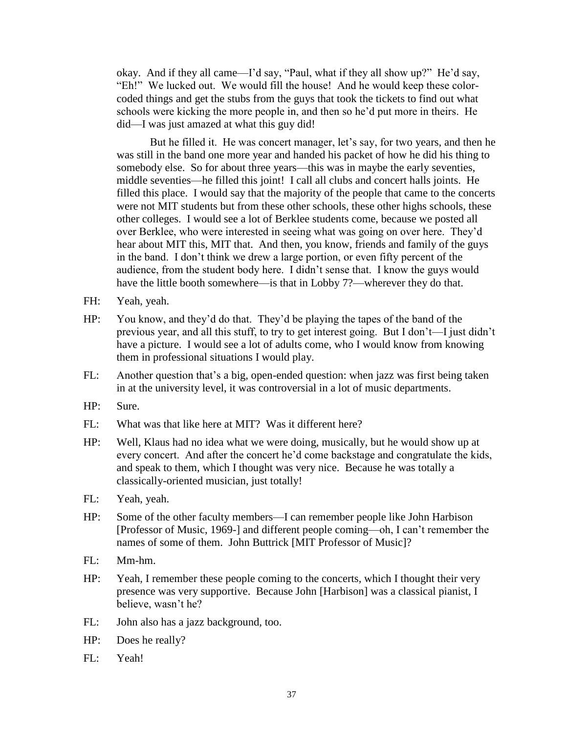okay. And if they all came—I'd say, "Paul, what if they all show up?" He'd say, "Eh!" We lucked out. We would fill the house! And he would keep these color-coded things and get the stubs from the guys that took the tickets to find out what schools were kicking the more people in, and then so he'd put more in theirs. He did—I was just amazed at what this guy did!

But he filled it. He was concert manager, let's say, for two years, and then he was still in the band one more year and handed his packet of how he did his thing to somebody else. So for about three years—this was in maybe the early seventies, middle seventies—he filled this joint! I call all clubs and concert halls joints. He filled this place. I would say that the majority of the people that came to the concerts were not MIT students but from these other schools, these other highs schools, these other colleges. I would see a lot of Berklee students come, because we posted all over Berklee, who were interested in seeing what was going on over here. They'd hear about MIT this, MIT that. And then, you know, friends and family of the guys in the band. I don't think we drew a large portion, or even fifty percent of the audience, from the student body here. I didn't sense that. I know the guys would have the little booth somewhere—is that in Lobby 7?—wherever they do that.

FH: Yeah, yeah.

HP: You know, and they'd do that. They'd be playing the tapes of the band of the previous year, and all this stuff, to try to get interest going. But I don't—I just didn't have a picture. I would see a lot of adults come, who I would know from knowing them in professional situations I would play.

FL: Another question that's a big, open-ended question: when jazz was first being taken in at the university level, it was controversial in a lot of music departments.

HP: Sure.

FL: What was that like here at MIT? Was it different here?

HP: Well, Klaus had no idea what we were doing, musically, but he would show up at every concert. And after the concert he'd come backstage and congratulate the kids, and speak to them, which I thought was very nice. Because he was totally a classically-oriented musician, just totally!

FL: Yeah, yeah.

HP: Some of the other faculty members—I can remember people like John Harbison [Professor of Music, 1969-] and different people coming—oh, I can't remember the names of some of them. John Buttrick [MIT Professor of Music]?

FL: Mm-hm.

HP: Yeah, I remember these people coming to the concerts, which I thought their very presence was very supportive. Because John [Harbison] was a classical pianist, I believe, wasn't he?

FL: John also has a jazz background, too.

HP: Does he really?

FL: Yeah!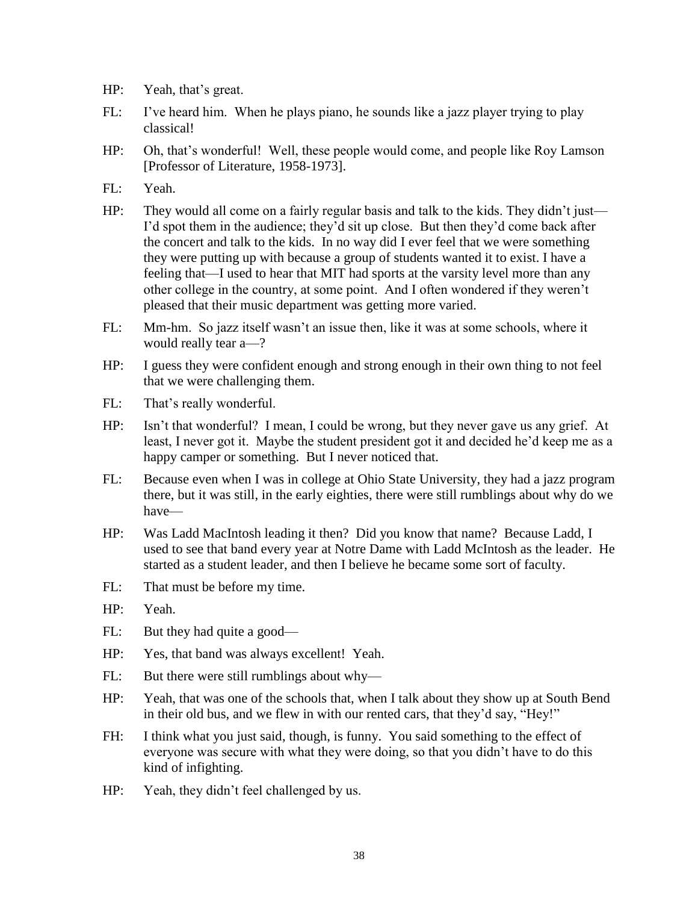HP: Yeah, that's great.

FL: I've heard him. When he plays piano, he sounds like a jazz player trying to play classical!

HP: Oh, that's wonderful! Well, these people would come, and people like Roy Lamson [Professor of Literature, 1958-1973].

FL: Yeah.

HP: They would all come on a fairly regular basis and talk to the kids. They didn't just—I'd spot them in the audience; they'd sit up close. But then they'd come back after the concert and talk to the kids. In no way did I ever feel that we were something they were putting up with because a group of students wanted it to exist. I have a feeling that—I used to hear that MIT had sports at the varsity level more than any other college in the country, at some point. And I often wondered if they weren't pleased that their music department was getting more varied.

FL: Mm-hm. So jazz itself wasn't an issue then, like it was at some schools, where it would really tear a—?

HP: I guess they were confident enough and strong enough in their own thing to not feel that we were challenging them.

FL: That's really wonderful.

HP: Isn't that wonderful? I mean, I could be wrong, but they never gave us any grief. At least, I never got it. Maybe the student president got it and decided he'd keep me as a happy camper or something. But I never noticed that.

FL: Because even when I was in college at Ohio State University, they had a jazz program there, but it was still, in the early eighties, there were still rumblings about why do we have—

HP: Was Ladd MacIntosh leading it then? Did you know that name? Because Ladd, I used to see that band every year at Notre Dame with Ladd McIntosh as the leader. He started as a student leader, and then I believe he became some sort of faculty.

FL: That must be before my time.

HP: Yeah.

FL: But they had quite a good—

HP: Yes, that band was always excellent! Yeah.

FL: But there were still rumblings about why—

HP: Yeah, that was one of the schools that, when I talk about they show up at South Bend in their old bus, and we flew in with our rented cars, that they'd say, "Hey!"

FH: I think what you just said, though, is funny. You said something to the effect of everyone was secure with what they were doing, so that you didn't have to do this kind of infighting.

HP: Yeah, they didn't feel challenged by us.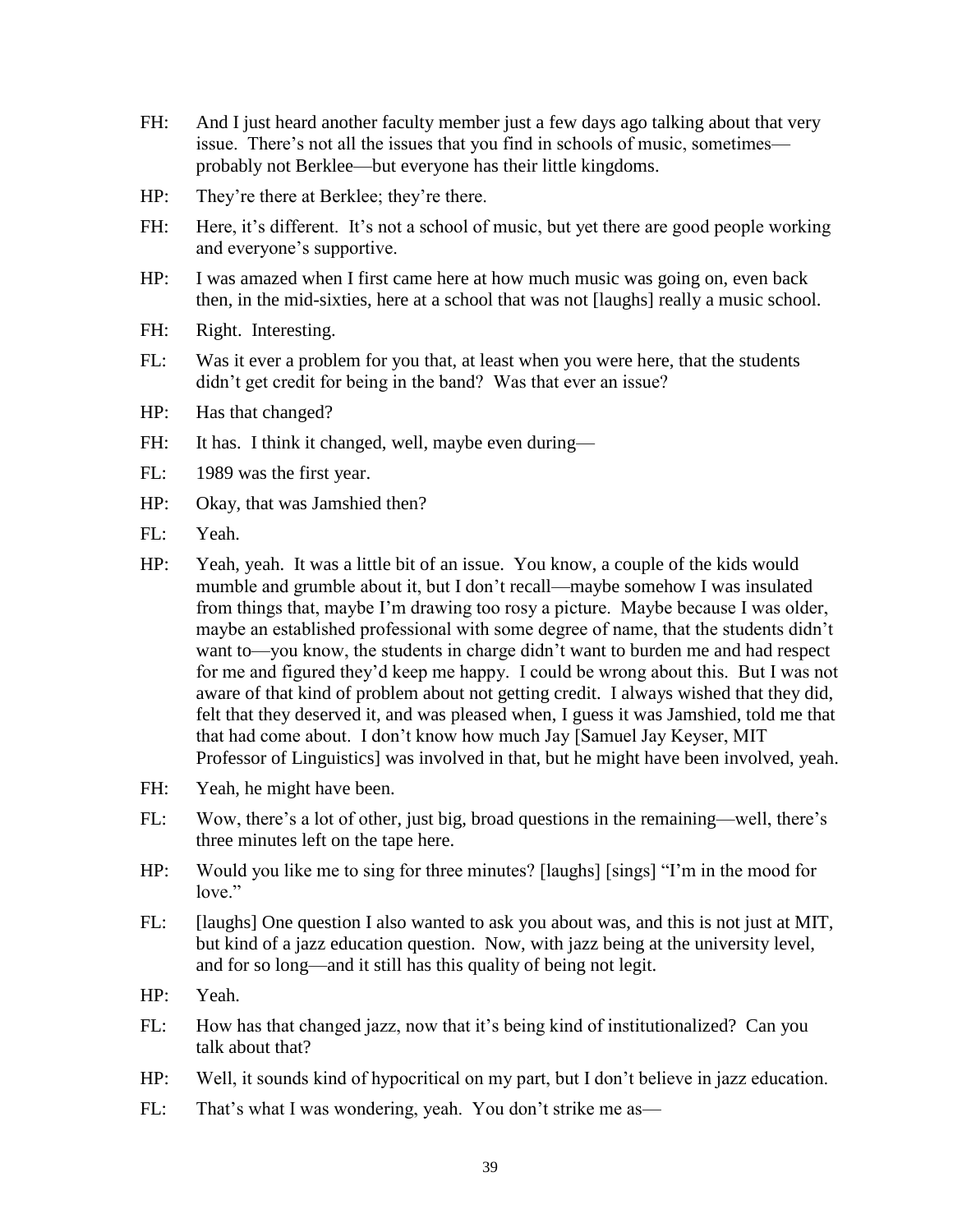FH: And I just heard another faculty member just a few days ago talking about that very issue. There's not all the issues that you find in schools of music, sometimes—probably not Berklee—but everyone has their little kingdoms.

HP: They're there at Berklee; they're there.

FH: Here, it's different. It's not a school of music, but yet there are good people working and everyone's supportive.

HP: I was amazed when I first came here at how much music was going on, even back then, in the mid-sixties, here at a school that was not [laughs] really a music school.

FH: Right. Interesting.

FL: Was it ever a problem for you that, at least when you were here, that the students didn't get credit for being in the band? Was that ever an issue?

HP: Has that changed?

FH: It has. I think it changed, well, maybe even during—

FL: 1989 was the first year.

HP: Okay, that was Jamshied then?

FL: Yeah.

HP: Yeah, yeah. It was a little bit of an issue. You know, a couple of the kids would mumble and grumble about it, but I don't recall—maybe somehow I was insulated from things that, maybe I'm drawing too rosy a picture. Maybe because I was older, maybe an established professional with some degree of name, that the students didn't want to—you know, the students in charge didn't want to burden me and had respect for me and figured they'd keep me happy. I could be wrong about this. But I was not aware of that kind of problem about not getting credit. I always wished that they did, felt that they deserved it, and was pleased when, I guess it was Jamshied, told me that that had come about. I don't know how much Jay [Samuel Jay Keyser, MIT Professor of Linguistics] was involved in that, but he might have been involved, yeah.

FH: Yeah, he might have been.

FL: Wow, there's a lot of other, just big, broad questions in the remaining—well, there's three minutes left on the tape here.

HP: Would you like me to sing for three minutes? [laughs] [sings] "I'm in the mood for love."

FL: [laughs] One question I also wanted to ask you about was, and this is not just at MIT, but kind of a jazz education question. Now, with jazz being at the university level, and for so long—and it still has this quality of being not legit.

HP: Yeah.

FL: How has that changed jazz, now that it's being kind of institutionalized? Can you talk about that?

HP: Well, it sounds kind of hypocritical on my part, but I don't believe in jazz education.

FL: That's what I was wondering, yeah. You don't strike me as—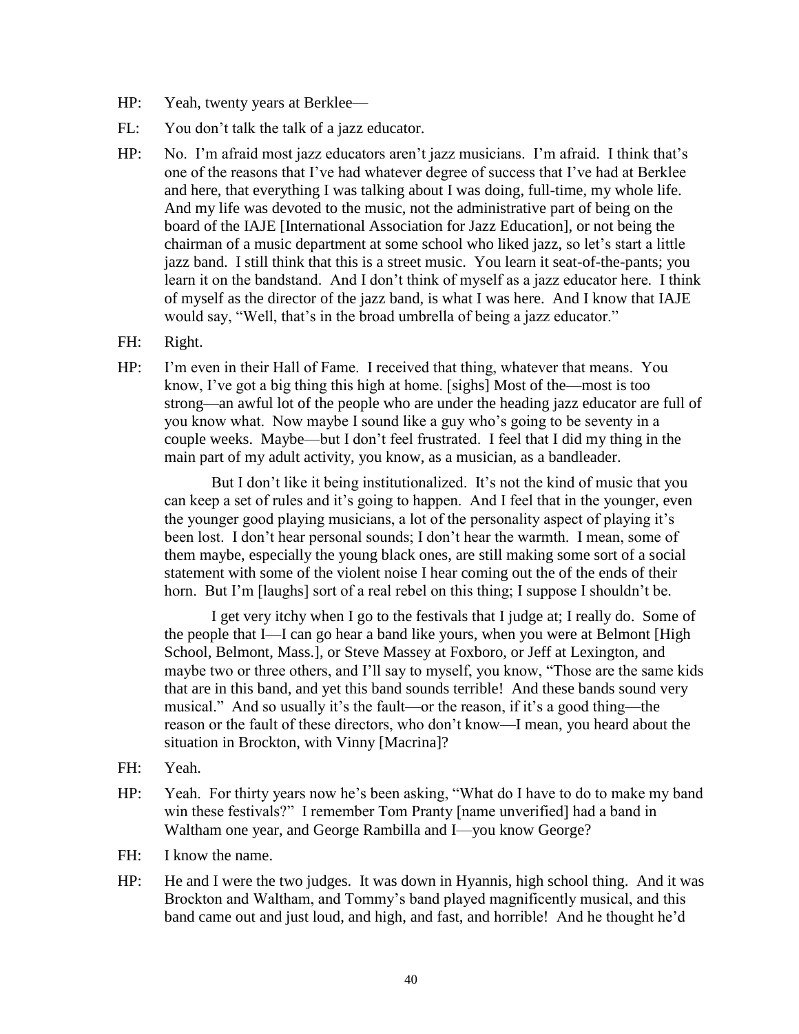HP: Yeah, twenty years at Berklee—

FL: You don't talk the talk of a jazz educator.

HP: No. I'm afraid most jazz educators aren't jazz musicians. I'm afraid. I think that's one of the reasons that I've had whatever degree of success that I've had at Berklee and here, that everything I was talking about I was doing, full-time, my whole life. And my life was devoted to the music, not the administrative part of being on the board of the IAJE [International Association for Jazz Education], or not being the chairman of a music department at some school who liked jazz, so let's start a little jazz band. I still think that this is a street music. You learn it seat-of-the-pants; you learn it on the bandstand. And I don't think of myself as a jazz educator here. I think of myself as the director of the jazz band, is what I was here. And I know that IAJE would say, "Well, that's in the broad umbrella of being a jazz educator."

FH: Right.

HP: I'm even in their Hall of Fame. I received that thing, whatever that means. You know, I've got a big thing this high at home. [sighs] Most of the—most is too strong—an awful lot of the people who are under the heading jazz educator are full of you know what. Now maybe I sound like a guy who's going to be seventy in a couple weeks. Maybe—but I don't feel frustrated. I feel that I did my thing in the main part of my adult activity, you know, as a musician, as a bandleader.

But I don't like it being institutionalized. It's not the kind of music that you can keep a set of rules and it's going to happen. And I feel that in the younger, even the younger good playing musicians, a lot of the personality aspect of playing it's been lost. I don't hear personal sounds; I don't hear the warmth. I mean, some of them maybe, especially the young black ones, are still making some sort of a social statement with some of the violent noise I hear coming out the of the ends of their horn. But I'm [laughs] sort of a real rebel on this thing; I suppose I shouldn't be.

I get very itchy when I go to the festivals that I judge at; I really do. Some of the people that I—I can go hear a band like yours, when you were at Belmont [High School, Belmont, Mass.], or Steve Massey at Foxboro, or Jeff at Lexington, and maybe two or three others, and I'll say to myself, you know, "Those are the same kids that are in this band, and yet this band sounds terrible! And these bands sound very musical." And so usually it's the fault—or the reason, if it's a good thing—the reason or the fault of these directors, who don't know—I mean, you heard about the situation in Brockton, with Vinny [Macrina]?

FH: Yeah.

HP: Yeah. For thirty years now he's been asking, "What do I have to do to make my band win these festivals?" I remember Tom Pranty [name unverified] had a band in Waltham one year, and George Rambilla and I—you know George?

FH: I know the name.

HP: He and I were the two judges. It was down in Hyannis, high school thing. And it was Brockton and Waltham, and Tommy's band played magnificently musical, and this band came out and just loud, and high, and fast, and horrible! And he thought he'd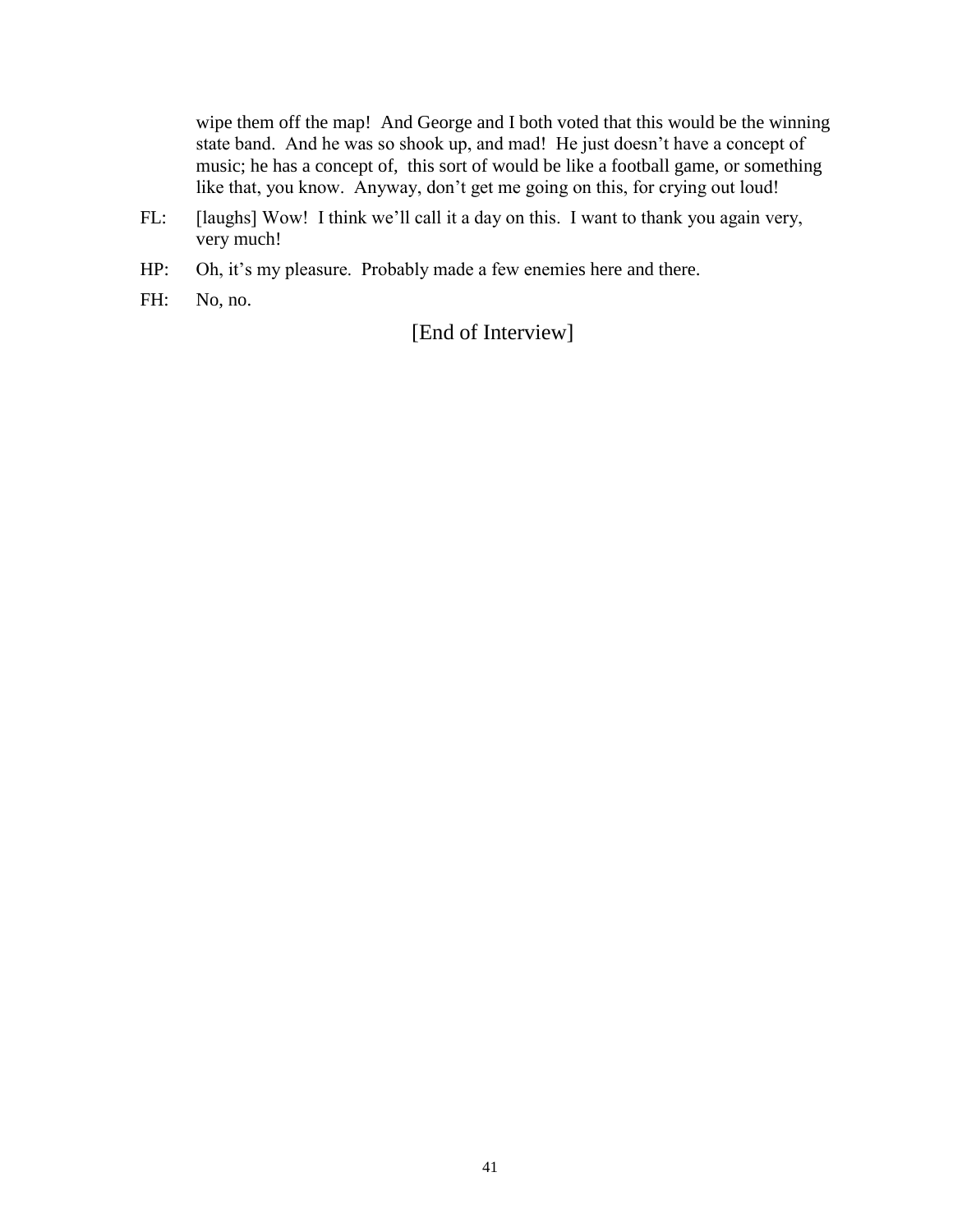wipe them off the map! And George and I both voted that this would be the winning state band. And he was so shook up, and mad! He just doesn't have a concept of music; he has a concept of, this sort of would be like a football game, or something like that, you know. Anyway, don't get me going on this, for crying out loud!

FL: [laughs] Wow! I think we'll call it a day on this. I want to thank you again very, very much!

HP: Oh, it's my pleasure. Probably made a few enemies here and there.

FH: No, no.

[End of Interview]